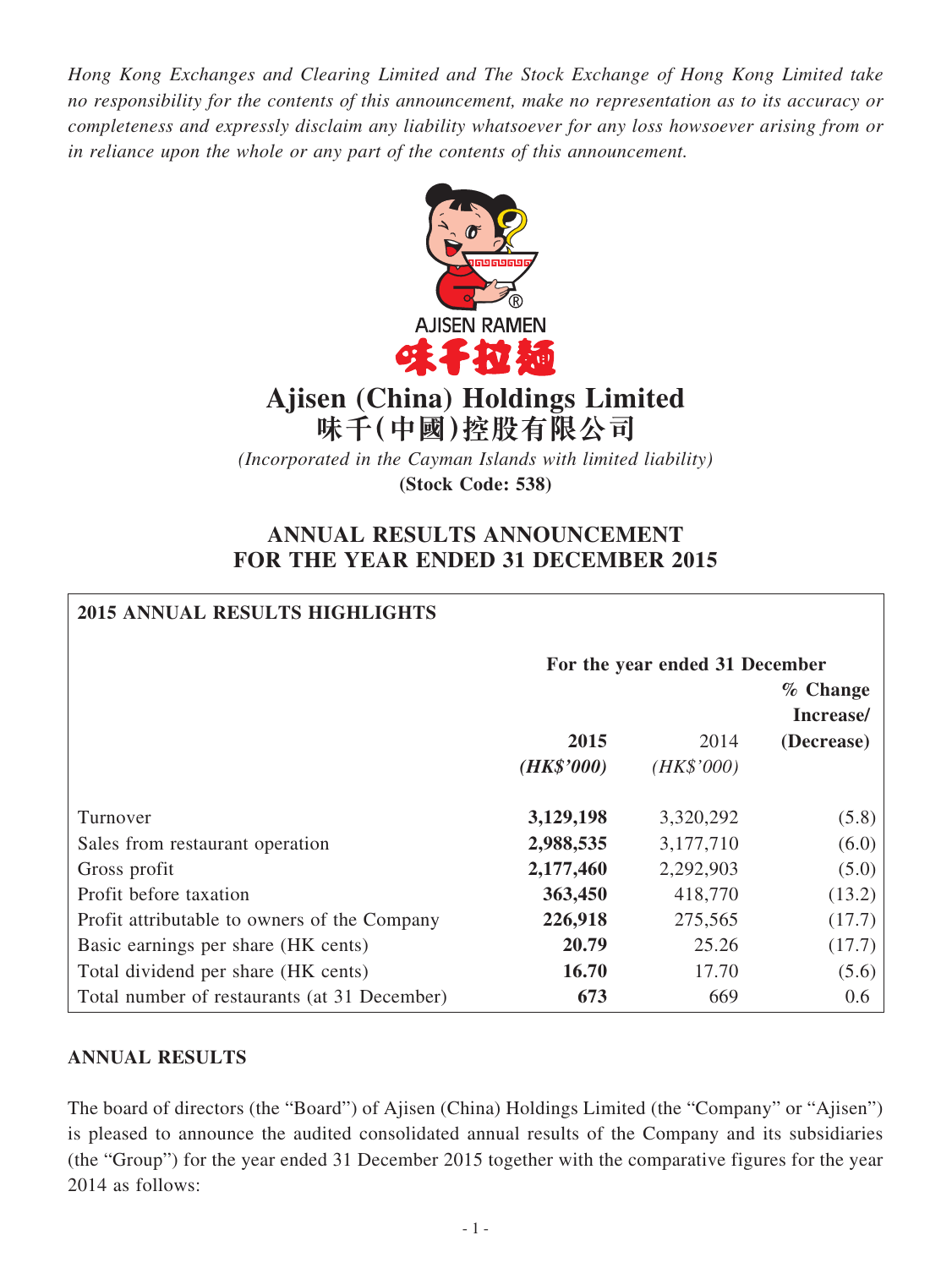*Hong Kong Exchanges and Clearing Limited and The Stock Exchange of Hong Kong Limited take no responsibility for the contents of this announcement, make no representation as to its accuracy or completeness and expressly disclaim any liability whatsoever for any loss howsoever arising from or in reliance upon the whole or any part of the contents of this announcement.*

AJISEN RAMEN
味千拉麵

# Ajisen (China) Holdings Limited
# 味千(中國)控股有限公司

*(Incorporated in the Cayman Islands with limited liability)*

**(Stock Code: 538)**

## ANNUAL RESULTS ANNOUNCEMENT FOR THE YEAR ENDED 31 DECEMBER 2015

**2015 ANNUAL RESULTS HIGHLIGHTS**

| | For the year ended 31 December | | |
|---|---|---|---|
| | **2015** | 2014 | **% Change Increase/ (Decrease)** |
| | ***(HK$'000)*** | *(HK$'000)* | |
| Turnover | **3,129,198** | 3,320,292 | (5.8) |
| Sales from restaurant operation | **2,988,535** | 3,177,710 | (6.0) |
| Gross profit | **2,177,460** | 2,292,903 | (5.0) |
| Profit before taxation | **363,450** | 418,770 | (13.2) |
| Profit attributable to owners of the Company | **226,918** | 275,565 | (17.7) |
| Basic earnings per share (HK cents) | **20.79** | 25.26 | (17.7) |
| Total dividend per share (HK cents) | **16.70** | 17.70 | (5.6) |
| Total number of restaurants (at 31 December) | **673** | 669 | 0.6 |

**ANNUAL RESULTS**

The board of directors (the "Board") of Ajisen (China) Holdings Limited (the "Company" or "Ajisen") is pleased to announce the audited consolidated annual results of the Company and its subsidiaries (the "Group") for the year ended 31 December 2015 together with the comparative figures for the year 2014 as follows: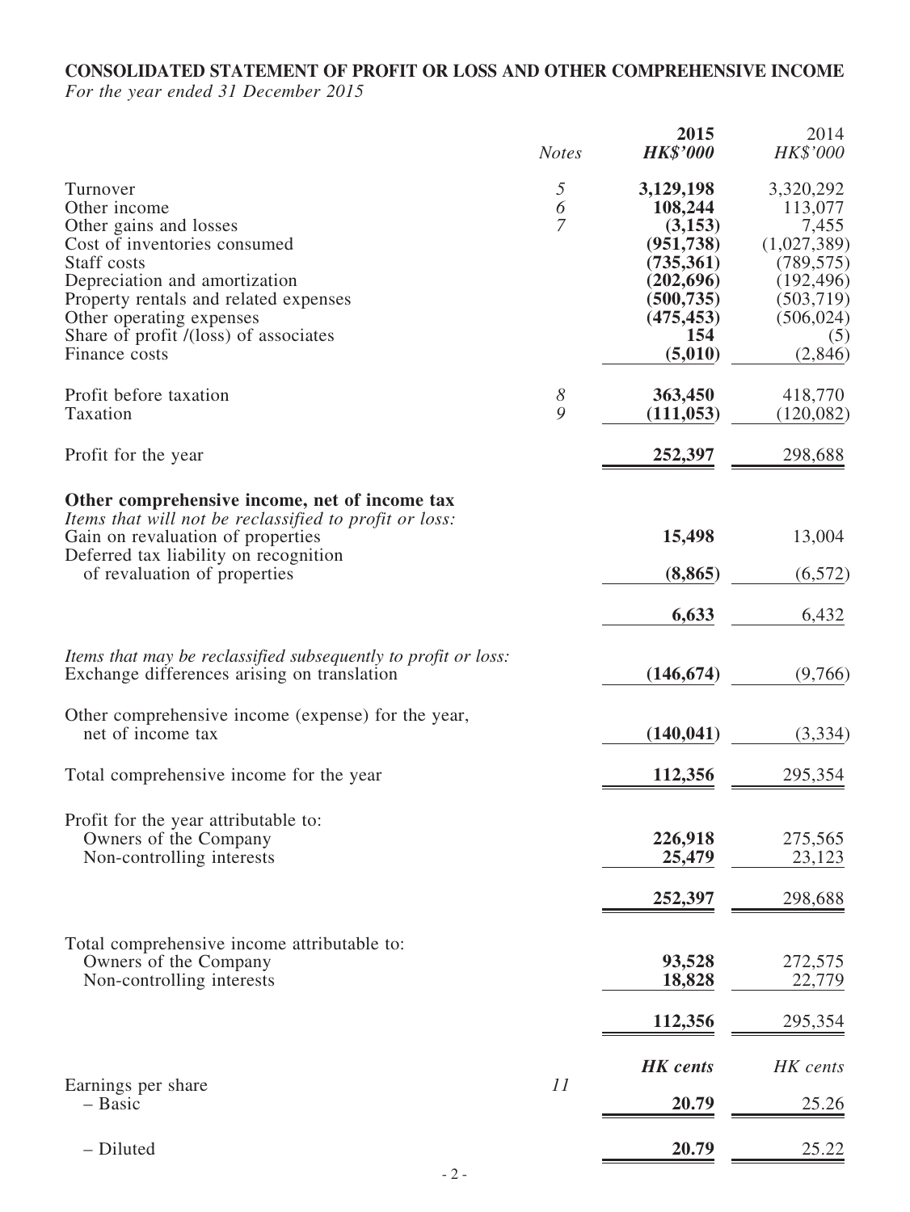**CONSOLIDATED STATEMENT OF PROFIT OR LOSS AND OTHER COMPREHENSIVE INCOME**
*For the year ended 31 December 2015*

| | *Notes* | **2015** **HK$'000** | 2014 HK$'000 |
|---|---|---|---|
| Turnover | 5 | **3,129,198** | 3,320,292 |
| Other income | 6 | **108,244** | 113,077 |
| Other gains and losses | 7 | **(3,153)** | 7,455 |
| Cost of inventories consumed | | **(951,738)** | (1,027,389) |
| Staff costs | | **(735,361)** | (789,575) |
| Depreciation and amortization | | **(202,696)** | (192,496) |
| Property rentals and related expenses | | **(500,735)** | (503,719) |
| Other operating expenses | | **(475,453)** | (506,024) |
| Share of profit /(loss) of associates | | **154** | (5) |
| Finance costs | | **(5,010)** | (2,846) |
| Profit before taxation | 8 | **363,450** | 418,770 |
| Taxation | 9 | **(111,053)** | (120,082) |
| Profit for the year | | **252,397** | 298,688 |
| **Other comprehensive income, net of income tax** | | | |
| *Items that will not be reclassified to profit or loss:* | | | |
| Gain on revaluation of properties | | **15,498** | 13,004 |
| Deferred tax liability on recognition of revaluation of properties | | **(8,865)** | (6,572) |
| | | **6,633** | 6,432 |
| *Items that may be reclassified subsequently to profit or loss:* | | | |
| Exchange differences arising on translation | | **(146,674)** | (9,766) |
| Other comprehensive income (expense) for the year, net of income tax | | **(140,041)** | (3,334) |
| Total comprehensive income for the year | | **112,356** | 295,354 |
| Profit for the year attributable to: | | | |
| Owners of the Company | | **226,918** | 275,565 |
| Non-controlling interests | | **25,479** | 23,123 |
| | | **252,397** | 298,688 |
| Total comprehensive income attributable to: | | | |
| Owners of the Company | | **93,528** | 272,575 |
| Non-controlling interests | | **18,828** | 22,779 |
| | | **112,356** | 295,354 |
| | | ***HK cents*** | *HK cents* |
| Earnings per share | 11 | | |
| – Basic | | **20.79** | 25.26 |
| – Diluted | | **20.79** | 25.22 |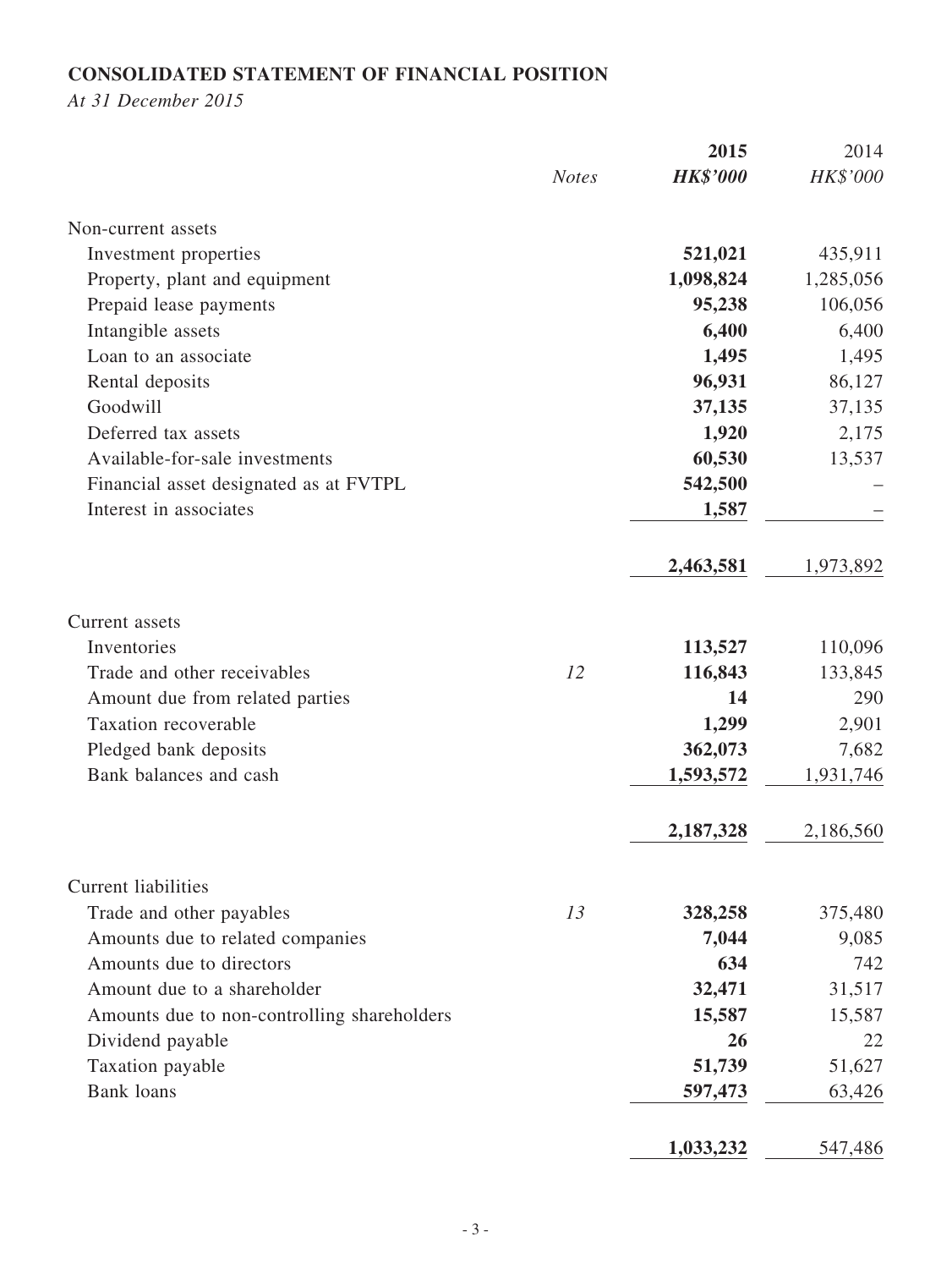# CONSOLIDATED STATEMENT OF FINANCIAL POSITION

*At 31 December 2015*

| | *Notes* | **2015** ***HK$'000*** | 2014 *HK$'000* |
|---|---|---|---|
| Non-current assets | | | |
| Investment properties | | **521,021** | 435,911 |
| Property, plant and equipment | | **1,098,824** | 1,285,056 |
| Prepaid lease payments | | **95,238** | 106,056 |
| Intangible assets | | **6,400** | 6,400 |
| Loan to an associate | | **1,495** | 1,495 |
| Rental deposits | | **96,931** | 86,127 |
| Goodwill | | **37,135** | 37,135 |
| Deferred tax assets | | **1,920** | 2,175 |
| Available-for-sale investments | | **60,530** | 13,537 |
| Financial asset designated as at FVTPL | | **542,500** | – |
| Interest in associates | | **1,587** | – |
| | | **2,463,581** | 1,973,892 |
| Current assets | | | |
| Inventories | | **113,527** | 110,096 |
| Trade and other receivables | *12* | **116,843** | 133,845 |
| Amount due from related parties | | **14** | 290 |
| Taxation recoverable | | **1,299** | 2,901 |
| Pledged bank deposits | | **362,073** | 7,682 |
| Bank balances and cash | | **1,593,572** | 1,931,746 |
| | | **2,187,328** | 2,186,560 |
| Current liabilities | | | |
| Trade and other payables | *13* | **328,258** | 375,480 |
| Amounts due to related companies | | **7,044** | 9,085 |
| Amounts due to directors | | **634** | 742 |
| Amount due to a shareholder | | **32,471** | 31,517 |
| Amounts due to non-controlling shareholders | | **15,587** | 15,587 |
| Dividend payable | | **26** | 22 |
| Taxation payable | | **51,739** | 51,627 |
| Bank loans | | **597,473** | 63,426 |
| | | **1,033,232** | 547,486 |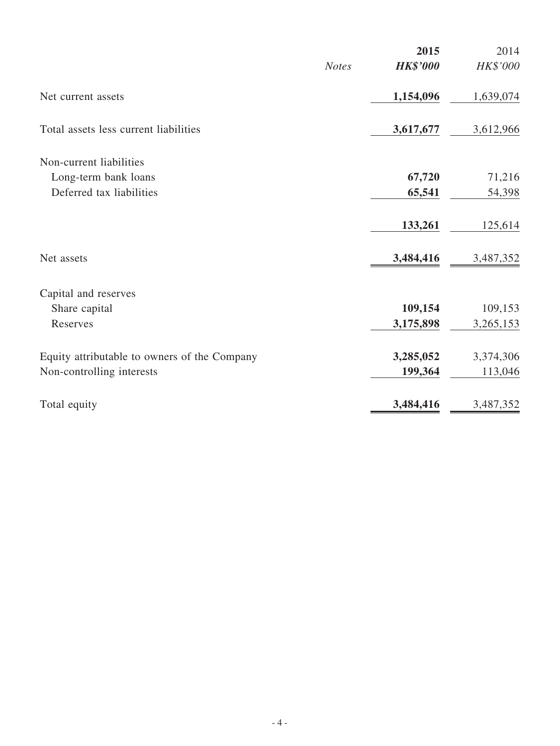| | *Notes* | **2015** | 2014 |
|---|---|---|---|
| | | ***HK$'000*** | *HK$'000* |
| Net current assets | | **1,154,096** | 1,639,074 |
| Total assets less current liabilities | | **3,617,677** | 3,612,966 |
| Non-current liabilities | | | |
| Long-term bank loans | | **67,720** | 71,216 |
| Deferred tax liabilities | | **65,541** | 54,398 |
| | | **133,261** | 125,614 |
| Net assets | | **3,484,416** | 3,487,352 |
| Capital and reserves | | | |
| Share capital | | **109,154** | 109,153 |
| Reserves | | **3,175,898** | 3,265,153 |
| Equity attributable to owners of the Company | | **3,285,052** | 3,374,306 |
| Non-controlling interests | | **199,364** | 113,046 |
| Total equity | | **3,484,416** | 3,487,352 |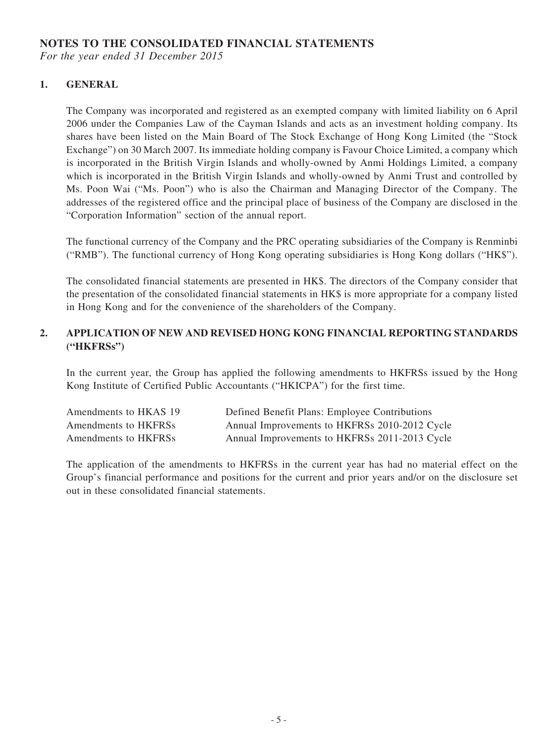# NOTES TO THE CONSOLIDATED FINANCIAL STATEMENTS

*For the year ended 31 December 2015*

## 1. GENERAL

The Company was incorporated and registered as an exempted company with limited liability on 6 April 2006 under the Companies Law of the Cayman Islands and acts as an investment holding company. Its shares have been listed on the Main Board of The Stock Exchange of Hong Kong Limited (the "Stock Exchange") on 30 March 2007. Its immediate holding company is Favour Choice Limited, a company which is incorporated in the British Virgin Islands and wholly-owned by Anmi Holdings Limited, a company which is incorporated in the British Virgin Islands and wholly-owned by Anmi Trust and controlled by Ms. Poon Wai ("Ms. Poon") who is also the Chairman and Managing Director of the Company. The addresses of the registered office and the principal place of business of the Company are disclosed in the "Corporation Information" section of the annual report.

The functional currency of the Company and the PRC operating subsidiaries of the Company is Renminbi ("RMB"). The functional currency of Hong Kong operating subsidiaries is Hong Kong dollars ("HK$").

The consolidated financial statements are presented in HK$. The directors of the Company consider that the presentation of the consolidated financial statements in HK$ is more appropriate for a company listed in Hong Kong and for the convenience of the shareholders of the Company.

## 2. APPLICATION OF NEW AND REVISED HONG KONG FINANCIAL REPORTING STANDARDS ("HKFRSs")

In the current year, the Group has applied the following amendments to HKFRSs issued by the Hong Kong Institute of Certified Public Accountants ("HKICPA") for the first time.

| | |
|---|---|
| Amendments to HKAS 19 | Defined Benefit Plans: Employee Contributions |
| Amendments to HKFRSs | Annual Improvements to HKFRSs 2010-2012 Cycle |
| Amendments to HKFRSs | Annual Improvements to HKFRSs 2011-2013 Cycle |

The application of the amendments to HKFRSs in the current year has had no material effect on the Group's financial performance and positions for the current and prior years and/or on the disclosure set out in these consolidated financial statements.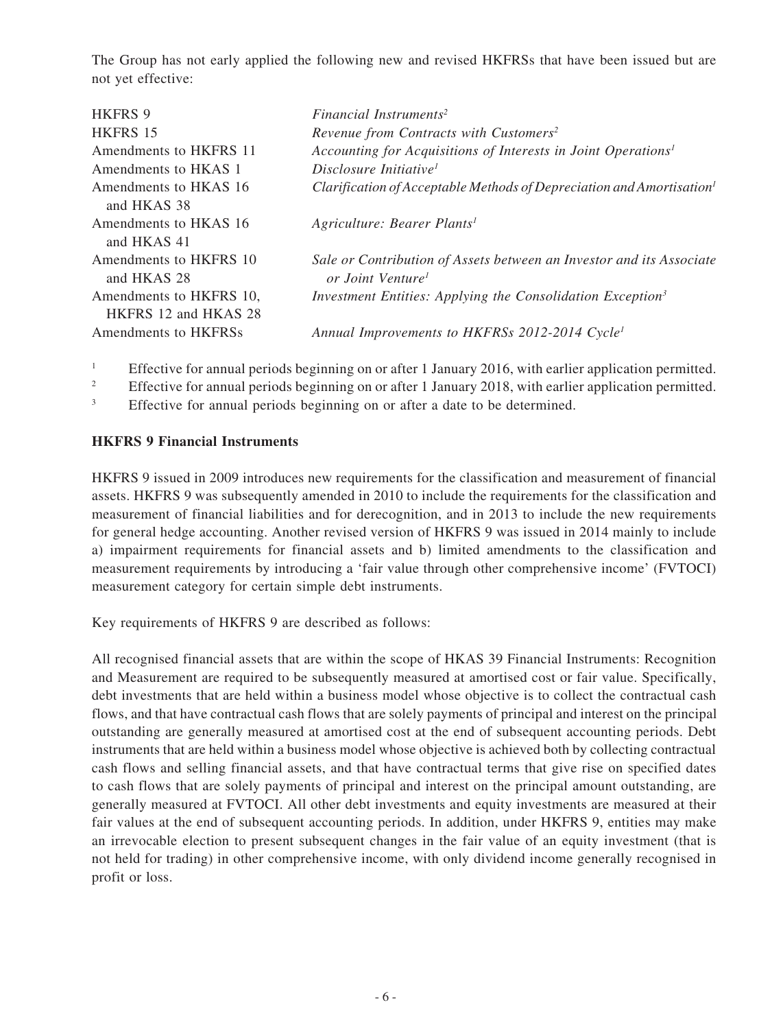The Group has not early applied the following new and revised HKFRSs that have been issued but are not yet effective:

| | |
|---|---|
| HKFRS 9 | *Financial Instruments*[2] |
| HKFRS 15 | *Revenue from Contracts with Customers*[2] |
| Amendments to HKFRS 11 | *Accounting for Acquisitions of Interests in Joint Operations*[1] |
| Amendments to HKAS 1 | *Disclosure Initiative*[1] |
| Amendments to HKAS 16 and HKAS 38 | *Clarification of Acceptable Methods of Depreciation and Amortisation*[1] |
| Amendments to HKAS 16 and HKAS 41 | *Agriculture: Bearer Plants*[1] |
| Amendments to HKFRS 10 and HKAS 28 | *Sale or Contribution of Assets between an Investor and its Associate or Joint Venture*[1] |
| Amendments to HKFRS 10, HKFRS 12 and HKAS 28 | *Investment Entities: Applying the Consolidation Exception*[3] |
| Amendments to HKFRSs | *Annual Improvements to HKFRSs 2012-2014 Cycle*[1] |

[1] Effective for annual periods beginning on or after 1 January 2016, with earlier application permitted.

[2] Effective for annual periods beginning on or after 1 January 2018, with earlier application permitted.

[3] Effective for annual periods beginning on or after a date to be determined.

**HKFRS 9 Financial Instruments**

HKFRS 9 issued in 2009 introduces new requirements for the classification and measurement of financial assets. HKFRS 9 was subsequently amended in 2010 to include the requirements for the classification and measurement of financial liabilities and for derecognition, and in 2013 to include the new requirements for general hedge accounting. Another revised version of HKFRS 9 was issued in 2014 mainly to include a) impairment requirements for financial assets and b) limited amendments to the classification and measurement requirements by introducing a 'fair value through other comprehensive income' (FVTOCI) measurement category for certain simple debt instruments.

Key requirements of HKFRS 9 are described as follows:

All recognised financial assets that are within the scope of HKAS 39 Financial Instruments: Recognition and Measurement are required to be subsequently measured at amortised cost or fair value. Specifically, debt investments that are held within a business model whose objective is to collect the contractual cash flows, and that have contractual cash flows that are solely payments of principal and interest on the principal outstanding are generally measured at amortised cost at the end of subsequent accounting periods. Debt instruments that are held within a business model whose objective is achieved both by collecting contractual cash flows and selling financial assets, and that have contractual terms that give rise on specified dates to cash flows that are solely payments of principal and interest on the principal amount outstanding, are generally measured at FVTOCI. All other debt investments and equity investments are measured at their fair values at the end of subsequent accounting periods. In addition, under HKFRS 9, entities may make an irrevocable election to present subsequent changes in the fair value of an equity investment (that is not held for trading) in other comprehensive income, with only dividend income generally recognised in profit or loss.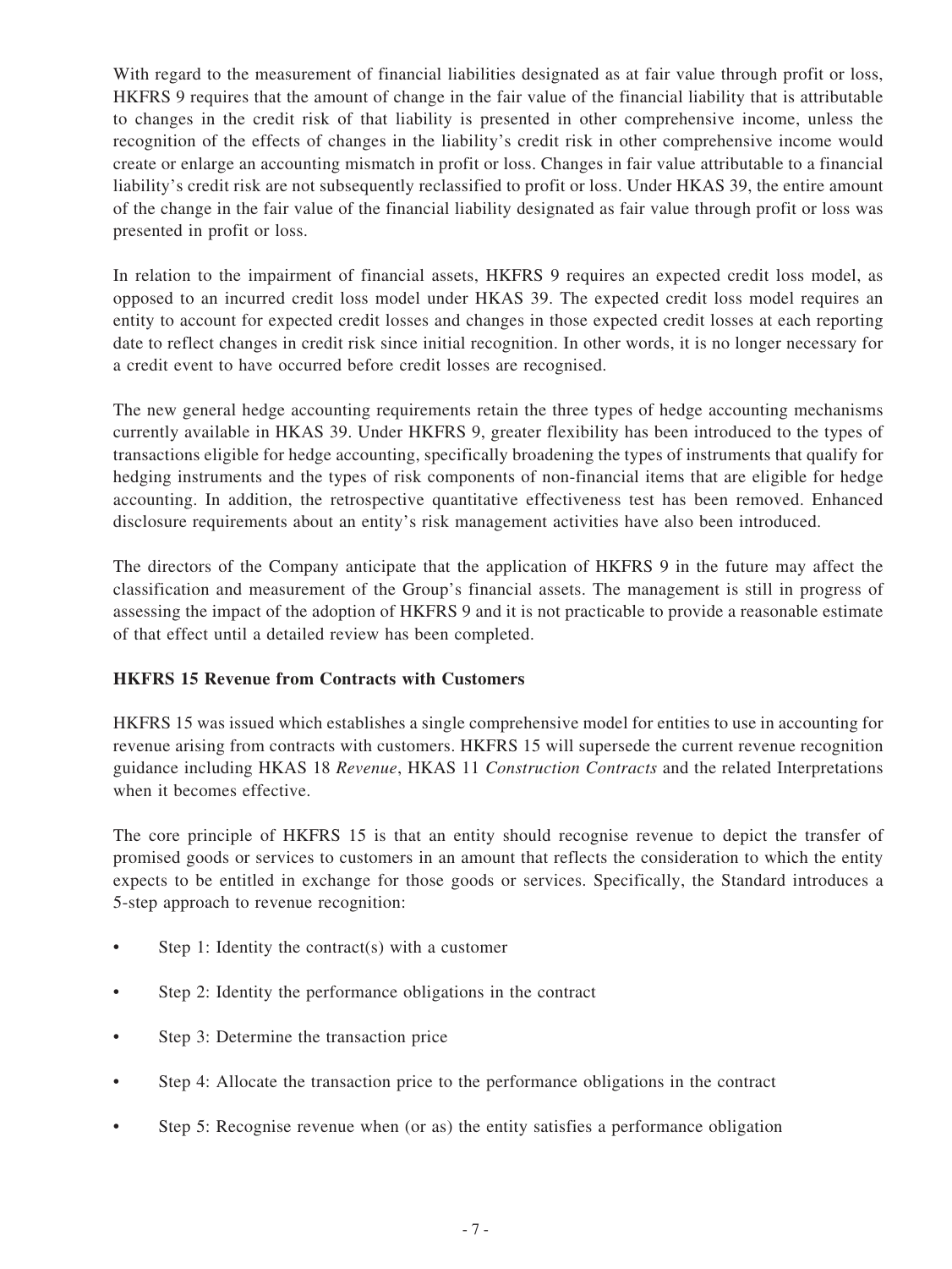With regard to the measurement of financial liabilities designated as at fair value through profit or loss, HKFRS 9 requires that the amount of change in the fair value of the financial liability that is attributable to changes in the credit risk of that liability is presented in other comprehensive income, unless the recognition of the effects of changes in the liability's credit risk in other comprehensive income would create or enlarge an accounting mismatch in profit or loss. Changes in fair value attributable to a financial liability's credit risk are not subsequently reclassified to profit or loss. Under HKAS 39, the entire amount of the change in the fair value of the financial liability designated as fair value through profit or loss was presented in profit or loss.

In relation to the impairment of financial assets, HKFRS 9 requires an expected credit loss model, as opposed to an incurred credit loss model under HKAS 39. The expected credit loss model requires an entity to account for expected credit losses and changes in those expected credit losses at each reporting date to reflect changes in credit risk since initial recognition. In other words, it is no longer necessary for a credit event to have occurred before credit losses are recognised.

The new general hedge accounting requirements retain the three types of hedge accounting mechanisms currently available in HKAS 39. Under HKFRS 9, greater flexibility has been introduced to the types of transactions eligible for hedge accounting, specifically broadening the types of instruments that qualify for hedging instruments and the types of risk components of non-financial items that are eligible for hedge accounting. In addition, the retrospective quantitative effectiveness test has been removed. Enhanced disclosure requirements about an entity's risk management activities have also been introduced.

The directors of the Company anticipate that the application of HKFRS 9 in the future may affect the classification and measurement of the Group's financial assets. The management is still in progress of assessing the impact of the adoption of HKFRS 9 and it is not practicable to provide a reasonable estimate of that effect until a detailed review has been completed.

**HKFRS 15 Revenue from Contracts with Customers**

HKFRS 15 was issued which establishes a single comprehensive model for entities to use in accounting for revenue arising from contracts with customers. HKFRS 15 will supersede the current revenue recognition guidance including HKAS 18 *Revenue*, HKAS 11 *Construction Contracts* and the related Interpretations when it becomes effective.

The core principle of HKFRS 15 is that an entity should recognise revenue to depict the transfer of promised goods or services to customers in an amount that reflects the consideration to which the entity expects to be entitled in exchange for those goods or services. Specifically, the Standard introduces a 5-step approach to revenue recognition:

- Step 1: Identity the contract(s) with a customer
- Step 2: Identity the performance obligations in the contract
- Step 3: Determine the transaction price
- Step 4: Allocate the transaction price to the performance obligations in the contract
- Step 5: Recognise revenue when (or as) the entity satisfies a performance obligation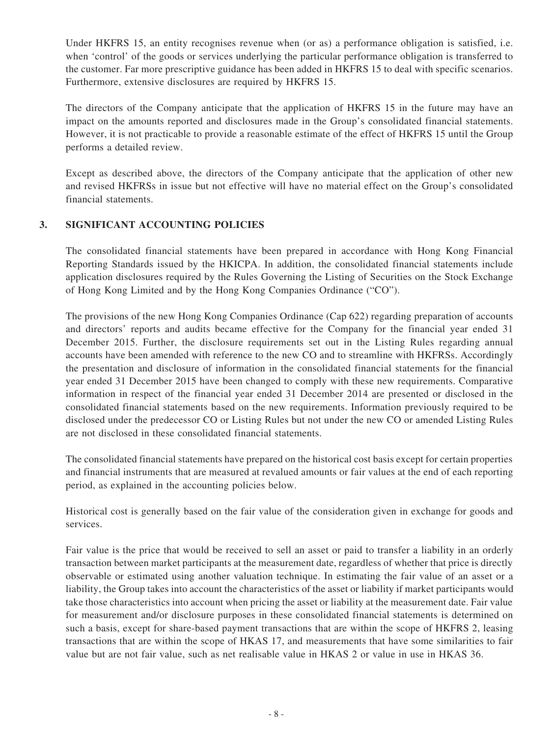Under HKFRS 15, an entity recognises revenue when (or as) a performance obligation is satisfied, i.e. when 'control' of the goods or services underlying the particular performance obligation is transferred to the customer. Far more prescriptive guidance has been added in HKFRS 15 to deal with specific scenarios. Furthermore, extensive disclosures are required by HKFRS 15.

The directors of the Company anticipate that the application of HKFRS 15 in the future may have an impact on the amounts reported and disclosures made in the Group's consolidated financial statements. However, it is not practicable to provide a reasonable estimate of the effect of HKFRS 15 until the Group performs a detailed review.

Except as described above, the directors of the Company anticipate that the application of other new and revised HKFRSs in issue but not effective will have no material effect on the Group's consolidated financial statements.

## 3. SIGNIFICANT ACCOUNTING POLICIES

The consolidated financial statements have been prepared in accordance with Hong Kong Financial Reporting Standards issued by the HKICPA. In addition, the consolidated financial statements include application disclosures required by the Rules Governing the Listing of Securities on the Stock Exchange of Hong Kong Limited and by the Hong Kong Companies Ordinance ("CO").

The provisions of the new Hong Kong Companies Ordinance (Cap 622) regarding preparation of accounts and directors' reports and audits became effective for the Company for the financial year ended 31 December 2015. Further, the disclosure requirements set out in the Listing Rules regarding annual accounts have been amended with reference to the new CO and to streamline with HKFRSs. Accordingly the presentation and disclosure of information in the consolidated financial statements for the financial year ended 31 December 2015 have been changed to comply with these new requirements. Comparative information in respect of the financial year ended 31 December 2014 are presented or disclosed in the consolidated financial statements based on the new requirements. Information previously required to be disclosed under the predecessor CO or Listing Rules but not under the new CO or amended Listing Rules are not disclosed in these consolidated financial statements.

The consolidated financial statements have prepared on the historical cost basis except for certain properties and financial instruments that are measured at revalued amounts or fair values at the end of each reporting period, as explained in the accounting policies below.

Historical cost is generally based on the fair value of the consideration given in exchange for goods and services.

Fair value is the price that would be received to sell an asset or paid to transfer a liability in an orderly transaction between market participants at the measurement date, regardless of whether that price is directly observable or estimated using another valuation technique. In estimating the fair value of an asset or a liability, the Group takes into account the characteristics of the asset or liability if market participants would take those characteristics into account when pricing the asset or liability at the measurement date. Fair value for measurement and/or disclosure purposes in these consolidated financial statements is determined on such a basis, except for share-based payment transactions that are within the scope of HKFRS 2, leasing transactions that are within the scope of HKAS 17, and measurements that have some similarities to fair value but are not fair value, such as net realisable value in HKAS 2 or value in use in HKAS 36.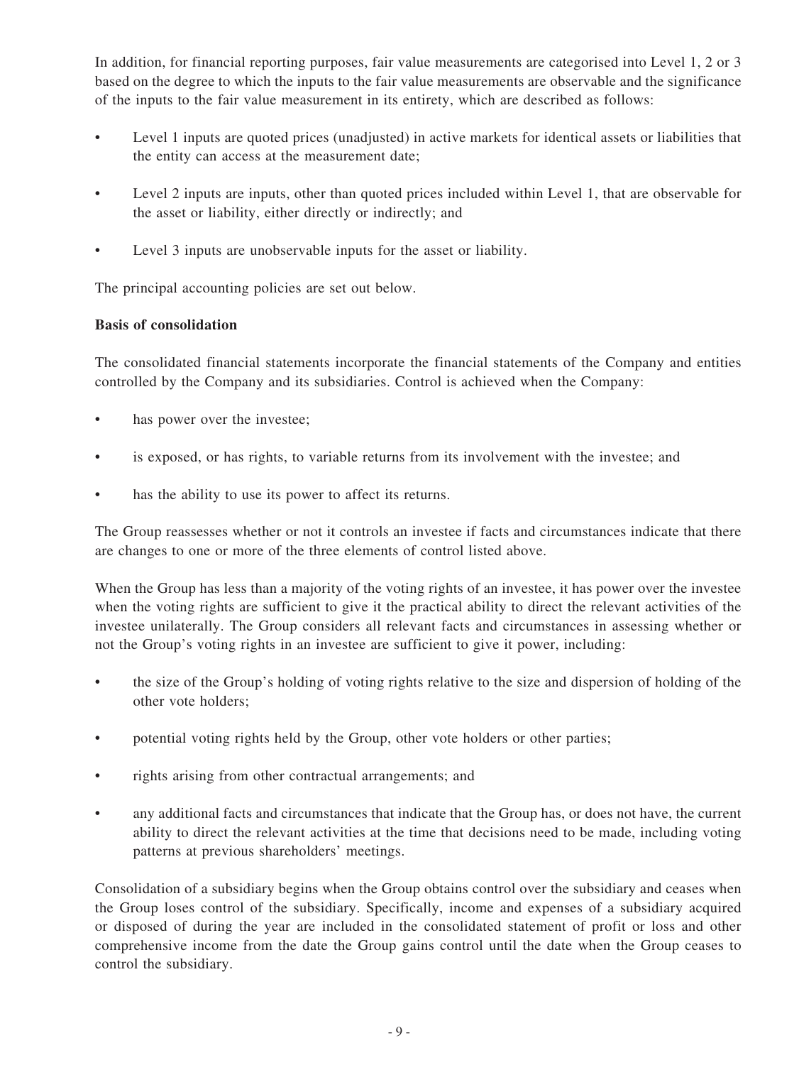In addition, for financial reporting purposes, fair value measurements are categorised into Level 1, 2 or 3 based on the degree to which the inputs to the fair value measurements are observable and the significance of the inputs to the fair value measurement in its entirety, which are described as follows:

- Level 1 inputs are quoted prices (unadjusted) in active markets for identical assets or liabilities that the entity can access at the measurement date;
- Level 2 inputs are inputs, other than quoted prices included within Level 1, that are observable for the asset or liability, either directly or indirectly; and
- Level 3 inputs are unobservable inputs for the asset or liability.

The principal accounting policies are set out below.

**Basis of consolidation**

The consolidated financial statements incorporate the financial statements of the Company and entities controlled by the Company and its subsidiaries. Control is achieved when the Company:

- has power over the investee;
- is exposed, or has rights, to variable returns from its involvement with the investee; and
- has the ability to use its power to affect its returns.

The Group reassesses whether or not it controls an investee if facts and circumstances indicate that there are changes to one or more of the three elements of control listed above.

When the Group has less than a majority of the voting rights of an investee, it has power over the investee when the voting rights are sufficient to give it the practical ability to direct the relevant activities of the investee unilaterally. The Group considers all relevant facts and circumstances in assessing whether or not the Group's voting rights in an investee are sufficient to give it power, including:

- the size of the Group's holding of voting rights relative to the size and dispersion of holding of the other vote holders;
- potential voting rights held by the Group, other vote holders or other parties;
- rights arising from other contractual arrangements; and
- any additional facts and circumstances that indicate that the Group has, or does not have, the current ability to direct the relevant activities at the time that decisions need to be made, including voting patterns at previous shareholders' meetings.

Consolidation of a subsidiary begins when the Group obtains control over the subsidiary and ceases when the Group loses control of the subsidiary. Specifically, income and expenses of a subsidiary acquired or disposed of during the year are included in the consolidated statement of profit or loss and other comprehensive income from the date the Group gains control until the date when the Group ceases to control the subsidiary.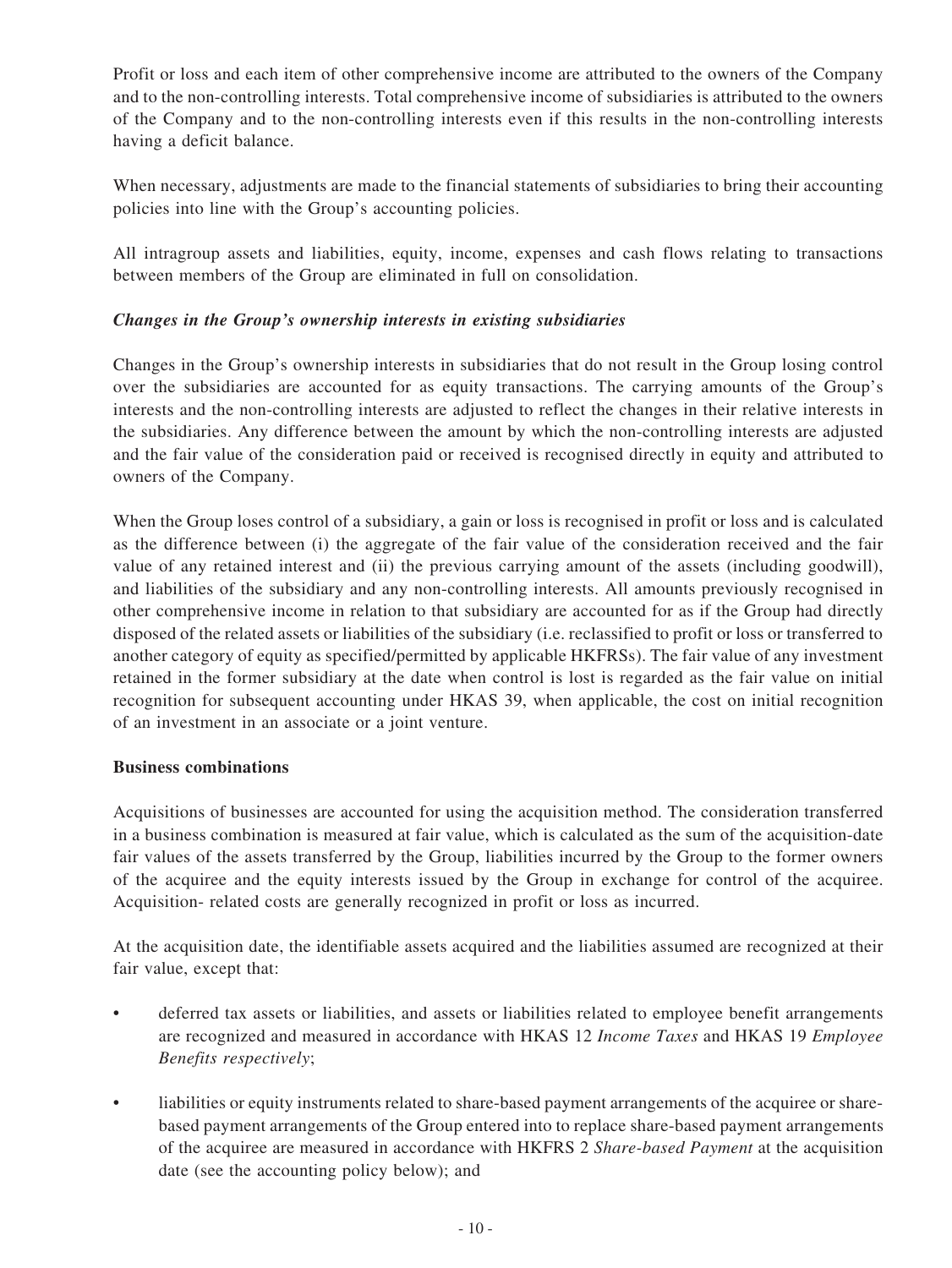Profit or loss and each item of other comprehensive income are attributed to the owners of the Company and to the non-controlling interests. Total comprehensive income of subsidiaries is attributed to the owners of the Company and to the non-controlling interests even if this results in the non-controlling interests having a deficit balance.

When necessary, adjustments are made to the financial statements of subsidiaries to bring their accounting policies into line with the Group's accounting policies.

All intragroup assets and liabilities, equity, income, expenses and cash flows relating to transactions between members of the Group are eliminated in full on consolidation.

***Changes in the Group's ownership interests in existing subsidiaries***

Changes in the Group's ownership interests in subsidiaries that do not result in the Group losing control over the subsidiaries are accounted for as equity transactions. The carrying amounts of the Group's interests and the non-controlling interests are adjusted to reflect the changes in their relative interests in the subsidiaries. Any difference between the amount by which the non-controlling interests are adjusted and the fair value of the consideration paid or received is recognised directly in equity and attributed to owners of the Company.

When the Group loses control of a subsidiary, a gain or loss is recognised in profit or loss and is calculated as the difference between (i) the aggregate of the fair value of the consideration received and the fair value of any retained interest and (ii) the previous carrying amount of the assets (including goodwill), and liabilities of the subsidiary and any non-controlling interests. All amounts previously recognised in other comprehensive income in relation to that subsidiary are accounted for as if the Group had directly disposed of the related assets or liabilities of the subsidiary (i.e. reclassified to profit or loss or transferred to another category of equity as specified/permitted by applicable HKFRSs). The fair value of any investment retained in the former subsidiary at the date when control is lost is regarded as the fair value on initial recognition for subsequent accounting under HKAS 39, when applicable, the cost on initial recognition of an investment in an associate or a joint venture.

**Business combinations**

Acquisitions of businesses are accounted for using the acquisition method. The consideration transferred in a business combination is measured at fair value, which is calculated as the sum of the acquisition-date fair values of the assets transferred by the Group, liabilities incurred by the Group to the former owners of the acquiree and the equity interests issued by the Group in exchange for control of the acquiree. Acquisition- related costs are generally recognized in profit or loss as incurred.

At the acquisition date, the identifiable assets acquired and the liabilities assumed are recognized at their fair value, except that:

- deferred tax assets or liabilities, and assets or liabilities related to employee benefit arrangements are recognized and measured in accordance with HKAS 12 *Income Taxes* and HKAS 19 *Employee Benefits respectively*;
- liabilities or equity instruments related to share-based payment arrangements of the acquiree or share-based payment arrangements of the Group entered into to replace share-based payment arrangements of the acquiree are measured in accordance with HKFRS 2 *Share-based Payment* at the acquisition date (see the accounting policy below); and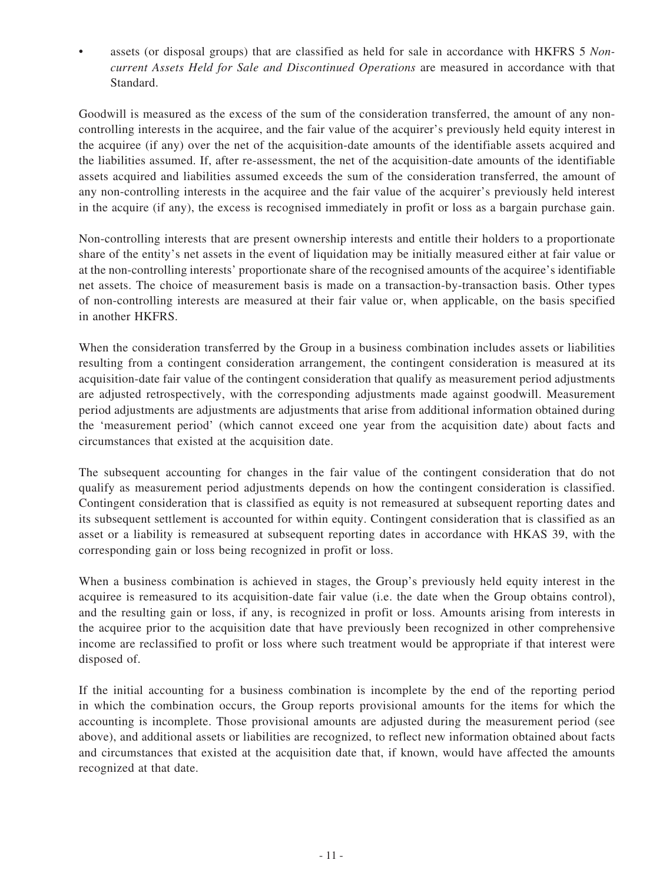- assets (or disposal groups) that are classified as held for sale in accordance with HKFRS 5 *Non-current Assets Held for Sale and Discontinued Operations* are measured in accordance with that Standard.

Goodwill is measured as the excess of the sum of the consideration transferred, the amount of any non-controlling interests in the acquiree, and the fair value of the acquirer's previously held equity interest in the acquiree (if any) over the net of the acquisition-date amounts of the identifiable assets acquired and the liabilities assumed. If, after re-assessment, the net of the acquisition-date amounts of the identifiable assets acquired and liabilities assumed exceeds the sum of the consideration transferred, the amount of any non-controlling interests in the acquiree and the fair value of the acquirer's previously held interest in the acquire (if any), the excess is recognised immediately in profit or loss as a bargain purchase gain.

Non-controlling interests that are present ownership interests and entitle their holders to a proportionate share of the entity's net assets in the event of liquidation may be initially measured either at fair value or at the non-controlling interests' proportionate share of the recognised amounts of the acquiree's identifiable net assets. The choice of measurement basis is made on a transaction-by-transaction basis. Other types of non-controlling interests are measured at their fair value or, when applicable, on the basis specified in another HKFRS.

When the consideration transferred by the Group in a business combination includes assets or liabilities resulting from a contingent consideration arrangement, the contingent consideration is measured at its acquisition-date fair value of the contingent consideration that qualify as measurement period adjustments are adjusted retrospectively, with the corresponding adjustments made against goodwill. Measurement period adjustments are adjustments are adjustments that arise from additional information obtained during the 'measurement period' (which cannot exceed one year from the acquisition date) about facts and circumstances that existed at the acquisition date.

The subsequent accounting for changes in the fair value of the contingent consideration that do not qualify as measurement period adjustments depends on how the contingent consideration is classified. Contingent consideration that is classified as equity is not remeasured at subsequent reporting dates and its subsequent settlement is accounted for within equity. Contingent consideration that is classified as an asset or a liability is remeasured at subsequent reporting dates in accordance with HKAS 39, with the corresponding gain or loss being recognized in profit or loss.

When a business combination is achieved in stages, the Group's previously held equity interest in the acquiree is remeasured to its acquisition-date fair value (i.e. the date when the Group obtains control), and the resulting gain or loss, if any, is recognized in profit or loss. Amounts arising from interests in the acquiree prior to the acquisition date that have previously been recognized in other comprehensive income are reclassified to profit or loss where such treatment would be appropriate if that interest were disposed of.

If the initial accounting for a business combination is incomplete by the end of the reporting period in which the combination occurs, the Group reports provisional amounts for the items for which the accounting is incomplete. Those provisional amounts are adjusted during the measurement period (see above), and additional assets or liabilities are recognized, to reflect new information obtained about facts and circumstances that existed at the acquisition date that, if known, would have affected the amounts recognized at that date.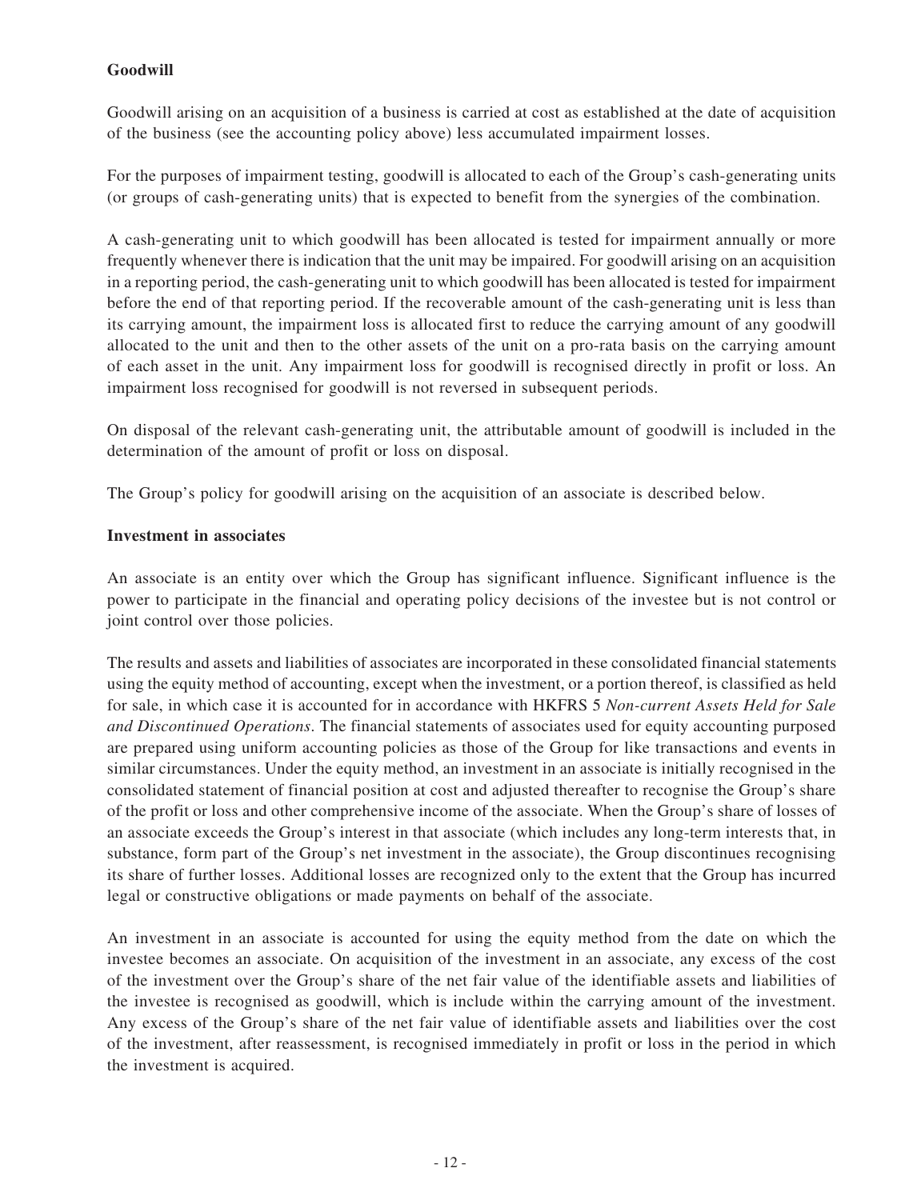**Goodwill**

Goodwill arising on an acquisition of a business is carried at cost as established at the date of acquisition of the business (see the accounting policy above) less accumulated impairment losses.

For the purposes of impairment testing, goodwill is allocated to each of the Group's cash-generating units (or groups of cash-generating units) that is expected to benefit from the synergies of the combination.

A cash-generating unit to which goodwill has been allocated is tested for impairment annually or more frequently whenever there is indication that the unit may be impaired. For goodwill arising on an acquisition in a reporting period, the cash-generating unit to which goodwill has been allocated is tested for impairment before the end of that reporting period. If the recoverable amount of the cash-generating unit is less than its carrying amount, the impairment loss is allocated first to reduce the carrying amount of any goodwill allocated to the unit and then to the other assets of the unit on a pro-rata basis on the carrying amount of each asset in the unit. Any impairment loss for goodwill is recognised directly in profit or loss. An impairment loss recognised for goodwill is not reversed in subsequent periods.

On disposal of the relevant cash-generating unit, the attributable amount of goodwill is included in the determination of the amount of profit or loss on disposal.

The Group's policy for goodwill arising on the acquisition of an associate is described below.

**Investment in associates**

An associate is an entity over which the Group has significant influence. Significant influence is the power to participate in the financial and operating policy decisions of the investee but is not control or joint control over those policies.

The results and assets and liabilities of associates are incorporated in these consolidated financial statements using the equity method of accounting, except when the investment, or a portion thereof, is classified as held for sale, in which case it is accounted for in accordance with HKFRS 5 *Non-current Assets Held for Sale and Discontinued Operations*. The financial statements of associates used for equity accounting purposed are prepared using uniform accounting policies as those of the Group for like transactions and events in similar circumstances. Under the equity method, an investment in an associate is initially recognised in the consolidated statement of financial position at cost and adjusted thereafter to recognise the Group's share of the profit or loss and other comprehensive income of the associate. When the Group's share of losses of an associate exceeds the Group's interest in that associate (which includes any long-term interests that, in substance, form part of the Group's net investment in the associate), the Group discontinues recognising its share of further losses. Additional losses are recognized only to the extent that the Group has incurred legal or constructive obligations or made payments on behalf of the associate.

An investment in an associate is accounted for using the equity method from the date on which the investee becomes an associate. On acquisition of the investment in an associate, any excess of the cost of the investment over the Group's share of the net fair value of the identifiable assets and liabilities of the investee is recognised as goodwill, which is include within the carrying amount of the investment. Any excess of the Group's share of the net fair value of identifiable assets and liabilities over the cost of the investment, after reassessment, is recognised immediately in profit or loss in the period in which the investment is acquired.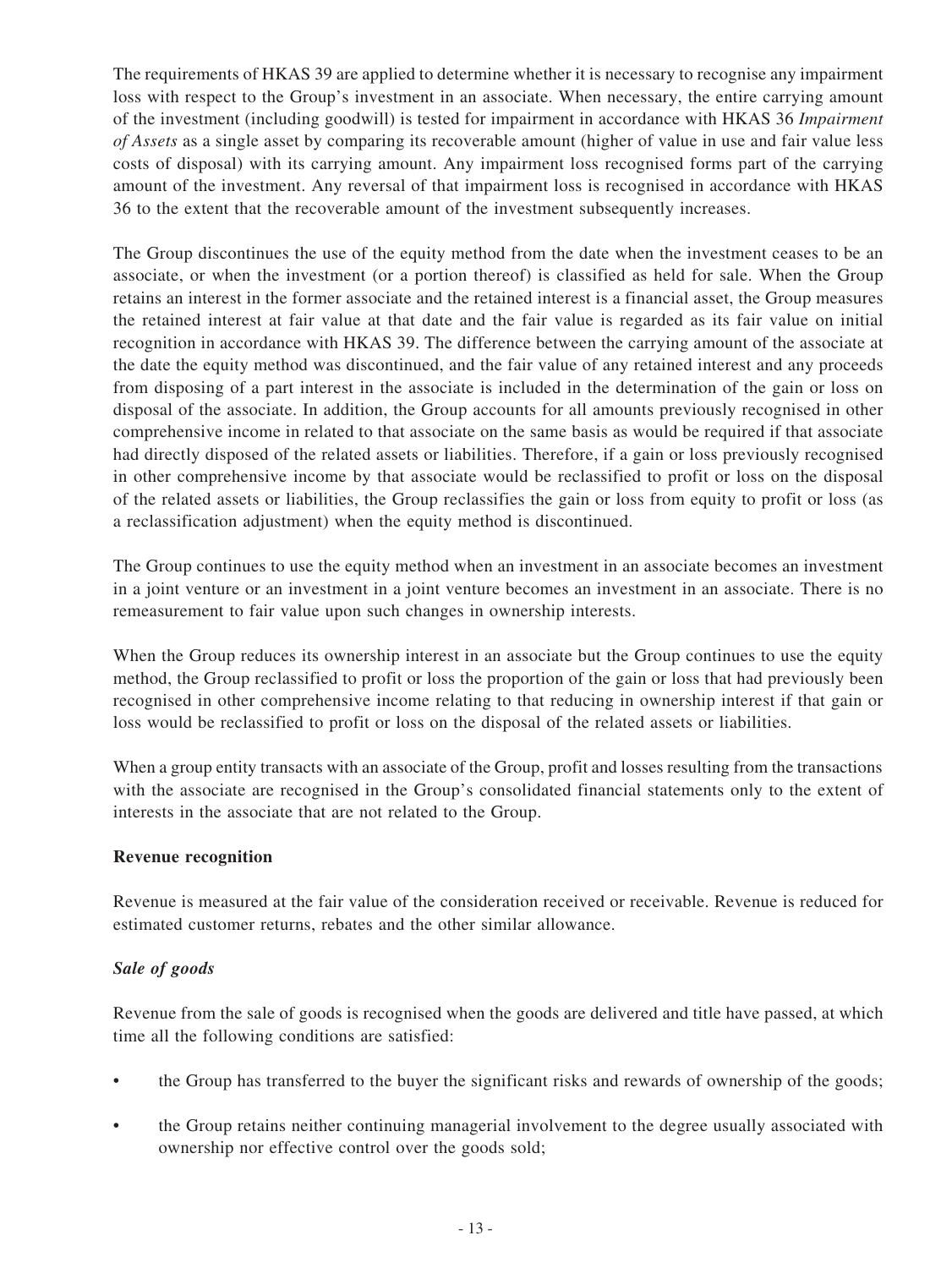The requirements of HKAS 39 are applied to determine whether it is necessary to recognise any impairment loss with respect to the Group's investment in an associate. When necessary, the entire carrying amount of the investment (including goodwill) is tested for impairment in accordance with HKAS 36 *Impairment of Assets* as a single asset by comparing its recoverable amount (higher of value in use and fair value less costs of disposal) with its carrying amount. Any impairment loss recognised forms part of the carrying amount of the investment. Any reversal of that impairment loss is recognised in accordance with HKAS 36 to the extent that the recoverable amount of the investment subsequently increases.

The Group discontinues the use of the equity method from the date when the investment ceases to be an associate, or when the investment (or a portion thereof) is classified as held for sale. When the Group retains an interest in the former associate and the retained interest is a financial asset, the Group measures the retained interest at fair value at that date and the fair value is regarded as its fair value on initial recognition in accordance with HKAS 39. The difference between the carrying amount of the associate at the date the equity method was discontinued, and the fair value of any retained interest and any proceeds from disposing of a part interest in the associate is included in the determination of the gain or loss on disposal of the associate. In addition, the Group accounts for all amounts previously recognised in other comprehensive income in related to that associate on the same basis as would be required if that associate had directly disposed of the related assets or liabilities. Therefore, if a gain or loss previously recognised in other comprehensive income by that associate would be reclassified to profit or loss on the disposal of the related assets or liabilities, the Group reclassifies the gain or loss from equity to profit or loss (as a reclassification adjustment) when the equity method is discontinued.

The Group continues to use the equity method when an investment in an associate becomes an investment in a joint venture or an investment in a joint venture becomes an investment in an associate. There is no remeasurement to fair value upon such changes in ownership interests.

When the Group reduces its ownership interest in an associate but the Group continues to use the equity method, the Group reclassified to profit or loss the proportion of the gain or loss that had previously been recognised in other comprehensive income relating to that reducing in ownership interest if that gain or loss would be reclassified to profit or loss on the disposal of the related assets or liabilities.

When a group entity transacts with an associate of the Group, profit and losses resulting from the transactions with the associate are recognised in the Group's consolidated financial statements only to the extent of interests in the associate that are not related to the Group.

**Revenue recognition**

Revenue is measured at the fair value of the consideration received or receivable. Revenue is reduced for estimated customer returns, rebates and the other similar allowance.

***Sale of goods***

Revenue from the sale of goods is recognised when the goods are delivered and title have passed, at which time all the following conditions are satisfied:

- the Group has transferred to the buyer the significant risks and rewards of ownership of the goods;
- the Group retains neither continuing managerial involvement to the degree usually associated with ownership nor effective control over the goods sold;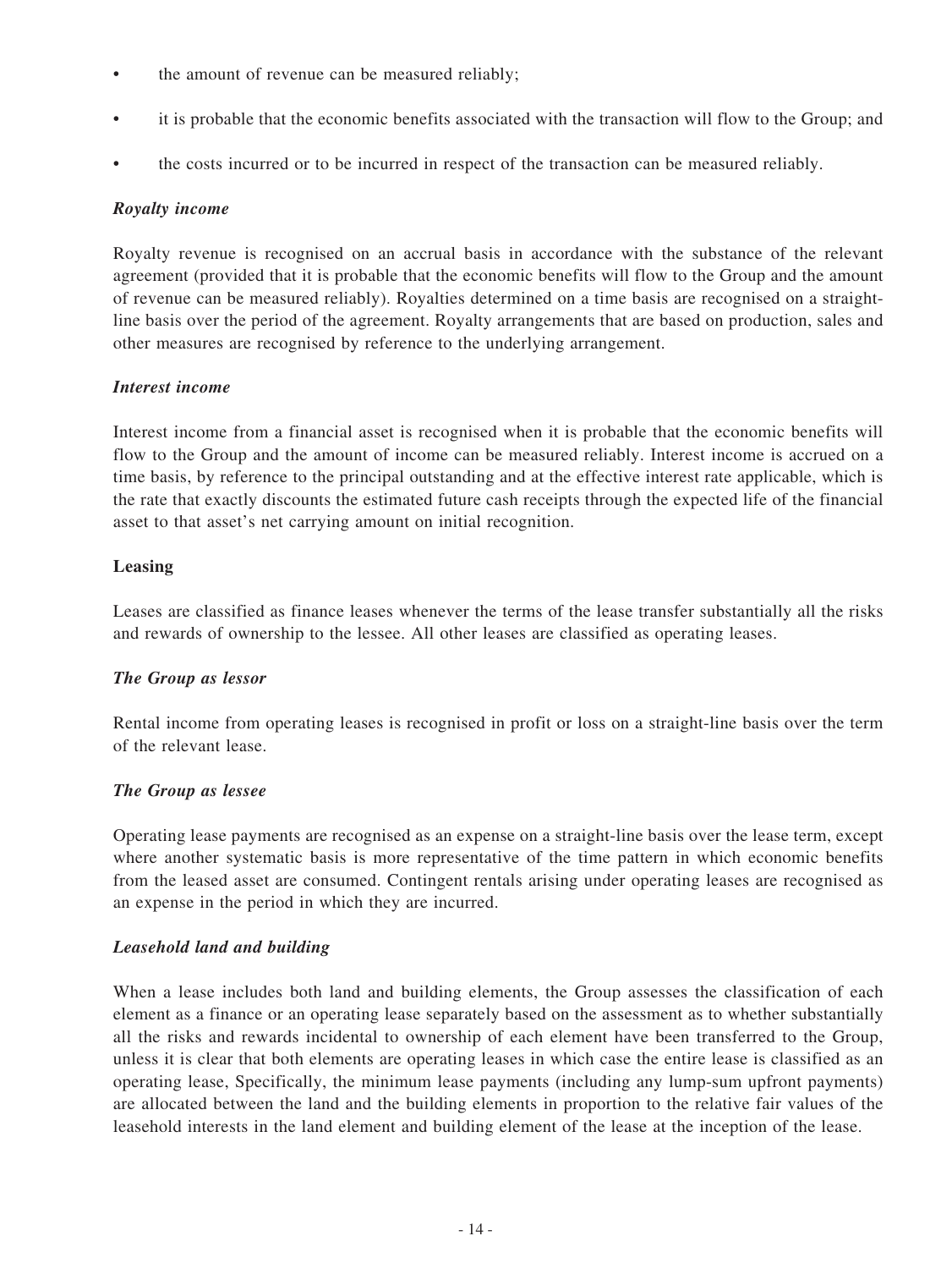- the amount of revenue can be measured reliably;
- it is probable that the economic benefits associated with the transaction will flow to the Group; and
- the costs incurred or to be incurred in respect of the transaction can be measured reliably.

***Royalty income***

Royalty revenue is recognised on an accrual basis in accordance with the substance of the relevant agreement (provided that it is probable that the economic benefits will flow to the Group and the amount of revenue can be measured reliably). Royalties determined on a time basis are recognised on a straight-line basis over the period of the agreement. Royalty arrangements that are based on production, sales and other measures are recognised by reference to the underlying arrangement.

***Interest income***

Interest income from a financial asset is recognised when it is probable that the economic benefits will flow to the Group and the amount of income can be measured reliably. Interest income is accrued on a time basis, by reference to the principal outstanding and at the effective interest rate applicable, which is the rate that exactly discounts the estimated future cash receipts through the expected life of the financial asset to that asset's net carrying amount on initial recognition.

**Leasing**

Leases are classified as finance leases whenever the terms of the lease transfer substantially all the risks and rewards of ownership to the lessee. All other leases are classified as operating leases.

***The Group as lessor***

Rental income from operating leases is recognised in profit or loss on a straight-line basis over the term of the relevant lease.

***The Group as lessee***

Operating lease payments are recognised as an expense on a straight-line basis over the lease term, except where another systematic basis is more representative of the time pattern in which economic benefits from the leased asset are consumed. Contingent rentals arising under operating leases are recognised as an expense in the period in which they are incurred.

***Leasehold land and building***

When a lease includes both land and building elements, the Group assesses the classification of each element as a finance or an operating lease separately based on the assessment as to whether substantially all the risks and rewards incidental to ownership of each element have been transferred to the Group, unless it is clear that both elements are operating leases in which case the entire lease is classified as an operating lease, Specifically, the minimum lease payments (including any lump-sum upfront payments) are allocated between the land and the building elements in proportion to the relative fair values of the leasehold interests in the land element and building element of the lease at the inception of the lease.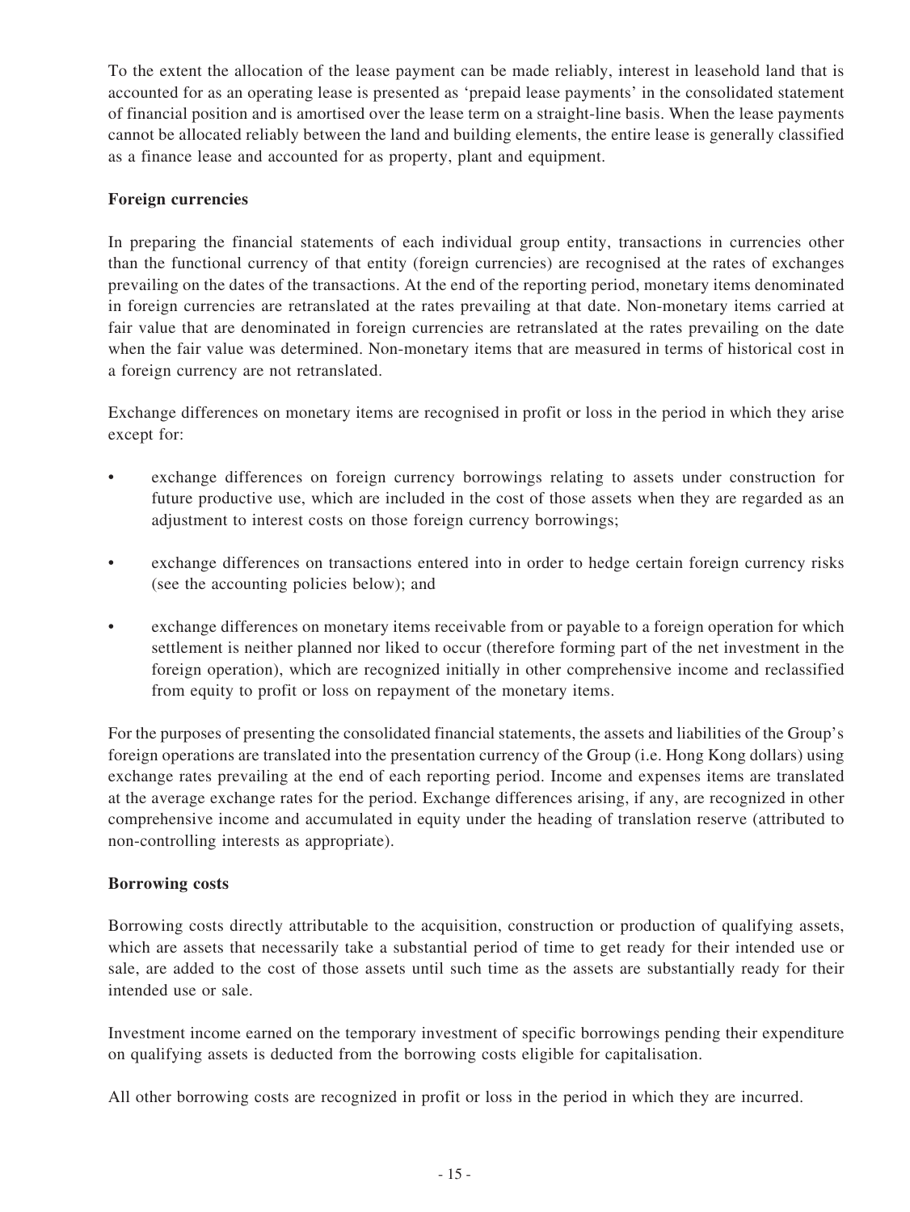To the extent the allocation of the lease payment can be made reliably, interest in leasehold land that is accounted for as an operating lease is presented as 'prepaid lease payments' in the consolidated statement of financial position and is amortised over the lease term on a straight-line basis. When the lease payments cannot be allocated reliably between the land and building elements, the entire lease is generally classified as a finance lease and accounted for as property, plant and equipment.

**Foreign currencies**

In preparing the financial statements of each individual group entity, transactions in currencies other than the functional currency of that entity (foreign currencies) are recognised at the rates of exchanges prevailing on the dates of the transactions. At the end of the reporting period, monetary items denominated in foreign currencies are retranslated at the rates prevailing at that date. Non-monetary items carried at fair value that are denominated in foreign currencies are retranslated at the rates prevailing on the date when the fair value was determined. Non-monetary items that are measured in terms of historical cost in a foreign currency are not retranslated.

Exchange differences on monetary items are recognised in profit or loss in the period in which they arise except for:

- exchange differences on foreign currency borrowings relating to assets under construction for future productive use, which are included in the cost of those assets when they are regarded as an adjustment to interest costs on those foreign currency borrowings;
- exchange differences on transactions entered into in order to hedge certain foreign currency risks (see the accounting policies below); and
- exchange differences on monetary items receivable from or payable to a foreign operation for which settlement is neither planned nor liked to occur (therefore forming part of the net investment in the foreign operation), which are recognized initially in other comprehensive income and reclassified from equity to profit or loss on repayment of the monetary items.

For the purposes of presenting the consolidated financial statements, the assets and liabilities of the Group's foreign operations are translated into the presentation currency of the Group (i.e. Hong Kong dollars) using exchange rates prevailing at the end of each reporting period. Income and expenses items are translated at the average exchange rates for the period. Exchange differences arising, if any, are recognized in other comprehensive income and accumulated in equity under the heading of translation reserve (attributed to non-controlling interests as appropriate).

**Borrowing costs**

Borrowing costs directly attributable to the acquisition, construction or production of qualifying assets, which are assets that necessarily take a substantial period of time to get ready for their intended use or sale, are added to the cost of those assets until such time as the assets are substantially ready for their intended use or sale.

Investment income earned on the temporary investment of specific borrowings pending their expenditure on qualifying assets is deducted from the borrowing costs eligible for capitalisation.

All other borrowing costs are recognized in profit or loss in the period in which they are incurred.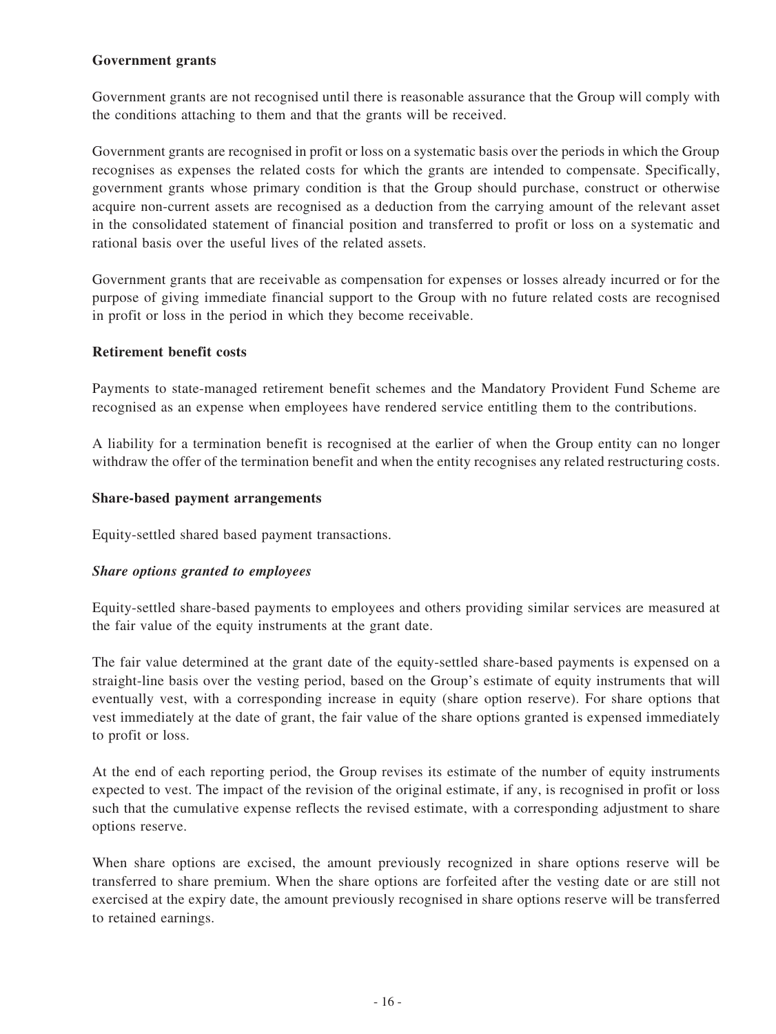**Government grants**

Government grants are not recognised until there is reasonable assurance that the Group will comply with the conditions attaching to them and that the grants will be received.

Government grants are recognised in profit or loss on a systematic basis over the periods in which the Group recognises as expenses the related costs for which the grants are intended to compensate. Specifically, government grants whose primary condition is that the Group should purchase, construct or otherwise acquire non-current assets are recognised as a deduction from the carrying amount of the relevant asset in the consolidated statement of financial position and transferred to profit or loss on a systematic and rational basis over the useful lives of the related assets.

Government grants that are receivable as compensation for expenses or losses already incurred or for the purpose of giving immediate financial support to the Group with no future related costs are recognised in profit or loss in the period in which they become receivable.

**Retirement benefit costs**

Payments to state-managed retirement benefit schemes and the Mandatory Provident Fund Scheme are recognised as an expense when employees have rendered service entitling them to the contributions.

A liability for a termination benefit is recognised at the earlier of when the Group entity can no longer withdraw the offer of the termination benefit and when the entity recognises any related restructuring costs.

**Share-based payment arrangements**

Equity-settled shared based payment transactions.

***Share options granted to employees***

Equity-settled share-based payments to employees and others providing similar services are measured at the fair value of the equity instruments at the grant date.

The fair value determined at the grant date of the equity-settled share-based payments is expensed on a straight-line basis over the vesting period, based on the Group's estimate of equity instruments that will eventually vest, with a corresponding increase in equity (share option reserve). For share options that vest immediately at the date of grant, the fair value of the share options granted is expensed immediately to profit or loss.

At the end of each reporting period, the Group revises its estimate of the number of equity instruments expected to vest. The impact of the revision of the original estimate, if any, is recognised in profit or loss such that the cumulative expense reflects the revised estimate, with a corresponding adjustment to share options reserve.

When share options are excised, the amount previously recognized in share options reserve will be transferred to share premium. When the share options are forfeited after the vesting date or are still not exercised at the expiry date, the amount previously recognised in share options reserve will be transferred to retained earnings.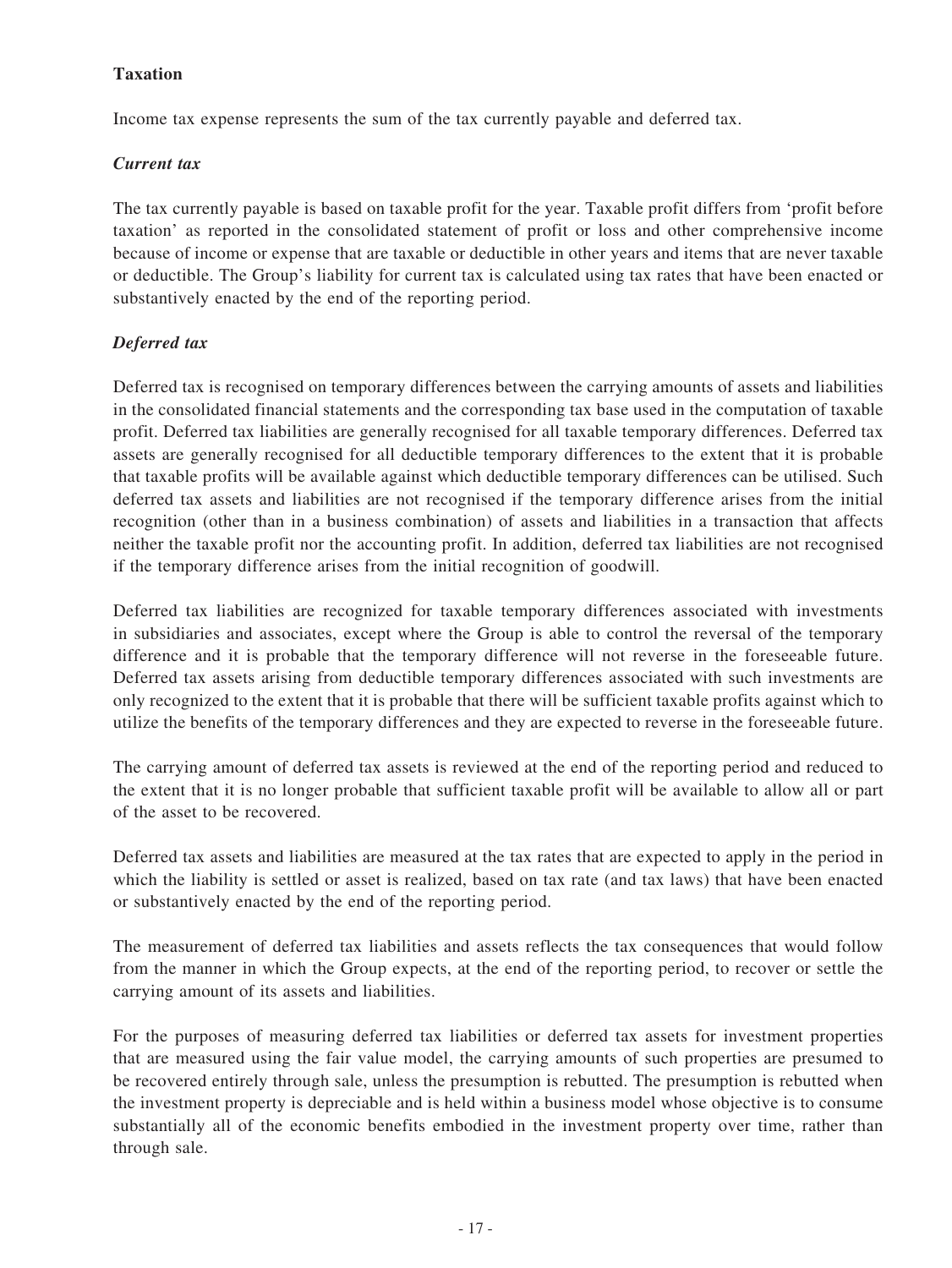**Taxation**

Income tax expense represents the sum of the tax currently payable and deferred tax.

***Current tax***

The tax currently payable is based on taxable profit for the year. Taxable profit differs from 'profit before taxation' as reported in the consolidated statement of profit or loss and other comprehensive income because of income or expense that are taxable or deductible in other years and items that are never taxable or deductible. The Group's liability for current tax is calculated using tax rates that have been enacted or substantively enacted by the end of the reporting period.

***Deferred tax***

Deferred tax is recognised on temporary differences between the carrying amounts of assets and liabilities in the consolidated financial statements and the corresponding tax base used in the computation of taxable profit. Deferred tax liabilities are generally recognised for all taxable temporary differences. Deferred tax assets are generally recognised for all deductible temporary differences to the extent that it is probable that taxable profits will be available against which deductible temporary differences can be utilised. Such deferred tax assets and liabilities are not recognised if the temporary difference arises from the initial recognition (other than in a business combination) of assets and liabilities in a transaction that affects neither the taxable profit nor the accounting profit. In addition, deferred tax liabilities are not recognised if the temporary difference arises from the initial recognition of goodwill.

Deferred tax liabilities are recognized for taxable temporary differences associated with investments in subsidiaries and associates, except where the Group is able to control the reversal of the temporary difference and it is probable that the temporary difference will not reverse in the foreseeable future. Deferred tax assets arising from deductible temporary differences associated with such investments are only recognized to the extent that it is probable that there will be sufficient taxable profits against which to utilize the benefits of the temporary differences and they are expected to reverse in the foreseeable future.

The carrying amount of deferred tax assets is reviewed at the end of the reporting period and reduced to the extent that it is no longer probable that sufficient taxable profit will be available to allow all or part of the asset to be recovered.

Deferred tax assets and liabilities are measured at the tax rates that are expected to apply in the period in which the liability is settled or asset is realized, based on tax rate (and tax laws) that have been enacted or substantively enacted by the end of the reporting period.

The measurement of deferred tax liabilities and assets reflects the tax consequences that would follow from the manner in which the Group expects, at the end of the reporting period, to recover or settle the carrying amount of its assets and liabilities.

For the purposes of measuring deferred tax liabilities or deferred tax assets for investment properties that are measured using the fair value model, the carrying amounts of such properties are presumed to be recovered entirely through sale, unless the presumption is rebutted. The presumption is rebutted when the investment property is depreciable and is held within a business model whose objective is to consume substantially all of the economic benefits embodied in the investment property over time, rather than through sale.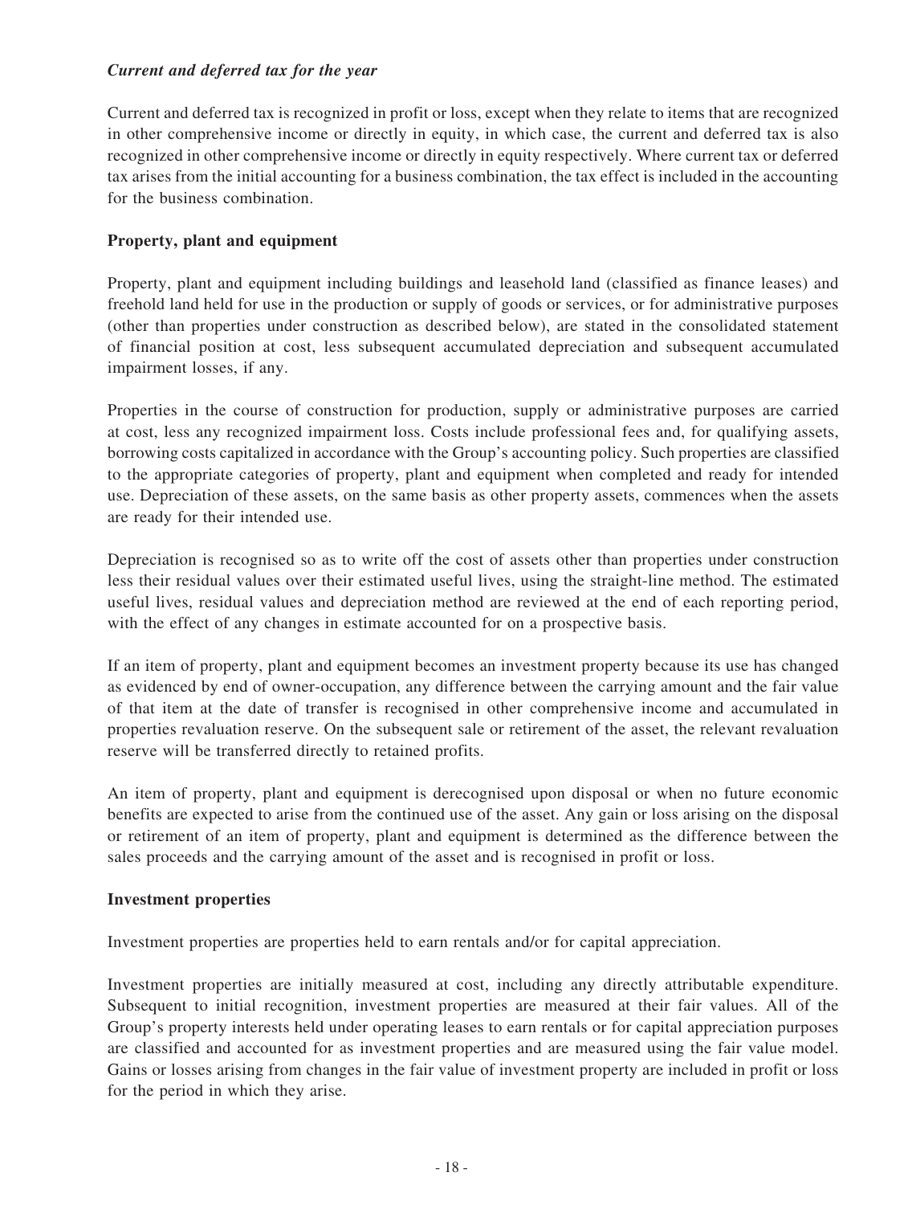***Current and deferred tax for the year***

Current and deferred tax is recognized in profit or loss, except when they relate to items that are recognized in other comprehensive income or directly in equity, in which case, the current and deferred tax is also recognized in other comprehensive income or directly in equity respectively. Where current tax or deferred tax arises from the initial accounting for a business combination, the tax effect is included in the accounting for the business combination.

**Property, plant and equipment**

Property, plant and equipment including buildings and leasehold land (classified as finance leases) and freehold land held for use in the production or supply of goods or services, or for administrative purposes (other than properties under construction as described below), are stated in the consolidated statement of financial position at cost, less subsequent accumulated depreciation and subsequent accumulated impairment losses, if any.

Properties in the course of construction for production, supply or administrative purposes are carried at cost, less any recognized impairment loss. Costs include professional fees and, for qualifying assets, borrowing costs capitalized in accordance with the Group's accounting policy. Such properties are classified to the appropriate categories of property, plant and equipment when completed and ready for intended use. Depreciation of these assets, on the same basis as other property assets, commences when the assets are ready for their intended use.

Depreciation is recognised so as to write off the cost of assets other than properties under construction less their residual values over their estimated useful lives, using the straight-line method. The estimated useful lives, residual values and depreciation method are reviewed at the end of each reporting period, with the effect of any changes in estimate accounted for on a prospective basis.

If an item of property, plant and equipment becomes an investment property because its use has changed as evidenced by end of owner-occupation, any difference between the carrying amount and the fair value of that item at the date of transfer is recognised in other comprehensive income and accumulated in properties revaluation reserve. On the subsequent sale or retirement of the asset, the relevant revaluation reserve will be transferred directly to retained profits.

An item of property, plant and equipment is derecognised upon disposal or when no future economic benefits are expected to arise from the continued use of the asset. Any gain or loss arising on the disposal or retirement of an item of property, plant and equipment is determined as the difference between the sales proceeds and the carrying amount of the asset and is recognised in profit or loss.

**Investment properties**

Investment properties are properties held to earn rentals and/or for capital appreciation.

Investment properties are initially measured at cost, including any directly attributable expenditure. Subsequent to initial recognition, investment properties are measured at their fair values. All of the Group's property interests held under operating leases to earn rentals or for capital appreciation purposes are classified and accounted for as investment properties and are measured using the fair value model. Gains or losses arising from changes in the fair value of investment property are included in profit or loss for the period in which they arise.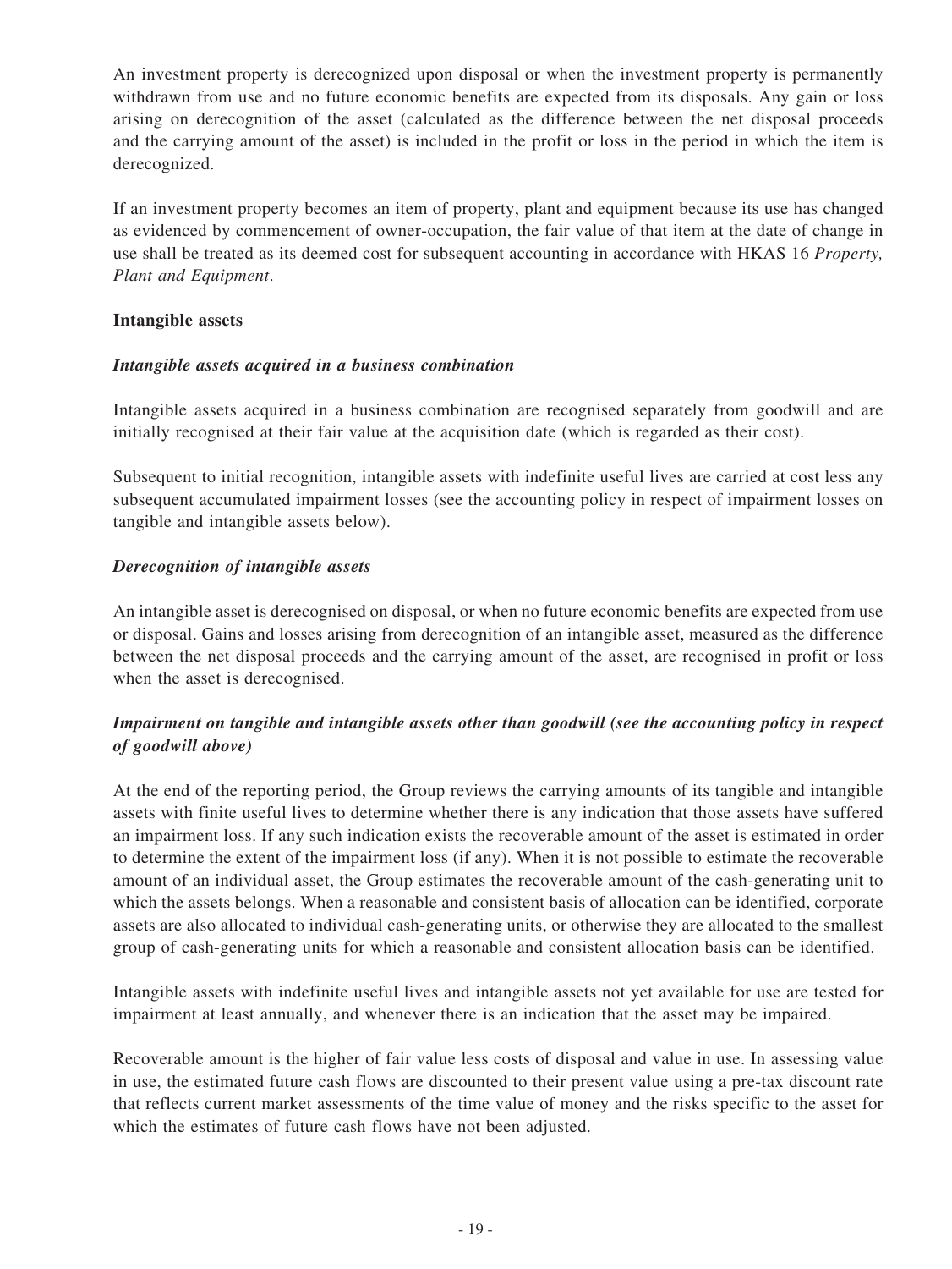An investment property is derecognized upon disposal or when the investment property is permanently withdrawn from use and no future economic benefits are expected from its disposals. Any gain or loss arising on derecognition of the asset (calculated as the difference between the net disposal proceeds and the carrying amount of the asset) is included in the profit or loss in the period in which the item is derecognized.

If an investment property becomes an item of property, plant and equipment because its use has changed as evidenced by commencement of owner-occupation, the fair value of that item at the date of change in use shall be treated as its deemed cost for subsequent accounting in accordance with HKAS 16 *Property, Plant and Equipment*.

**Intangible assets**

***Intangible assets acquired in a business combination***

Intangible assets acquired in a business combination are recognised separately from goodwill and are initially recognised at their fair value at the acquisition date (which is regarded as their cost).

Subsequent to initial recognition, intangible assets with indefinite useful lives are carried at cost less any subsequent accumulated impairment losses (see the accounting policy in respect of impairment losses on tangible and intangible assets below).

***Derecognition of intangible assets***

An intangible asset is derecognised on disposal, or when no future economic benefits are expected from use or disposal. Gains and losses arising from derecognition of an intangible asset, measured as the difference between the net disposal proceeds and the carrying amount of the asset, are recognised in profit or loss when the asset is derecognised.

***Impairment on tangible and intangible assets other than goodwill (see the accounting policy in respect of goodwill above)***

At the end of the reporting period, the Group reviews the carrying amounts of its tangible and intangible assets with finite useful lives to determine whether there is any indication that those assets have suffered an impairment loss. If any such indication exists the recoverable amount of the asset is estimated in order to determine the extent of the impairment loss (if any). When it is not possible to estimate the recoverable amount of an individual asset, the Group estimates the recoverable amount of the cash-generating unit to which the assets belongs. When a reasonable and consistent basis of allocation can be identified, corporate assets are also allocated to individual cash-generating units, or otherwise they are allocated to the smallest group of cash-generating units for which a reasonable and consistent allocation basis can be identified.

Intangible assets with indefinite useful lives and intangible assets not yet available for use are tested for impairment at least annually, and whenever there is an indication that the asset may be impaired.

Recoverable amount is the higher of fair value less costs of disposal and value in use. In assessing value in use, the estimated future cash flows are discounted to their present value using a pre-tax discount rate that reflects current market assessments of the time value of money and the risks specific to the asset for which the estimates of future cash flows have not been adjusted.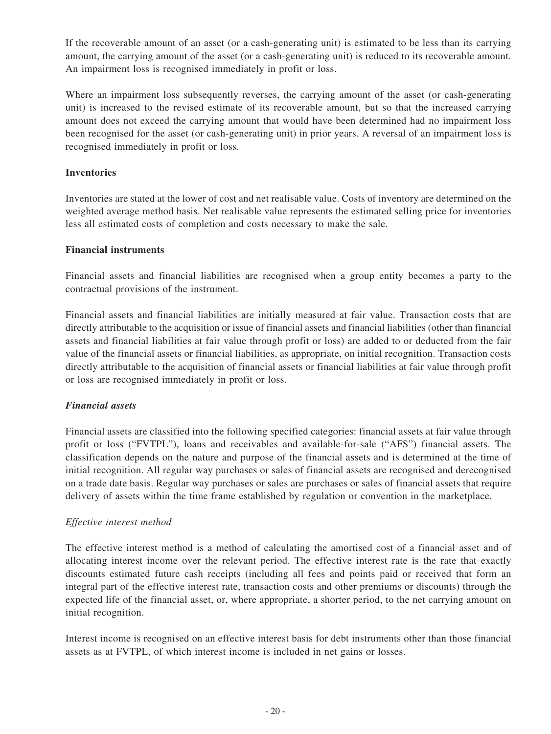If the recoverable amount of an asset (or a cash-generating unit) is estimated to be less than its carrying amount, the carrying amount of the asset (or a cash-generating unit) is reduced to its recoverable amount. An impairment loss is recognised immediately in profit or loss.

Where an impairment loss subsequently reverses, the carrying amount of the asset (or cash-generating unit) is increased to the revised estimate of its recoverable amount, but so that the increased carrying amount does not exceed the carrying amount that would have been determined had no impairment loss been recognised for the asset (or cash-generating unit) in prior years. A reversal of an impairment loss is recognised immediately in profit or loss.

**Inventories**

Inventories are stated at the lower of cost and net realisable value. Costs of inventory are determined on the weighted average method basis. Net realisable value represents the estimated selling price for inventories less all estimated costs of completion and costs necessary to make the sale.

**Financial instruments**

Financial assets and financial liabilities are recognised when a group entity becomes a party to the contractual provisions of the instrument.

Financial assets and financial liabilities are initially measured at fair value. Transaction costs that are directly attributable to the acquisition or issue of financial assets and financial liabilities (other than financial assets and financial liabilities at fair value through profit or loss) are added to or deducted from the fair value of the financial assets or financial liabilities, as appropriate, on initial recognition. Transaction costs directly attributable to the acquisition of financial assets or financial liabilities at fair value through profit or loss are recognised immediately in profit or loss.

***Financial assets***

Financial assets are classified into the following specified categories: financial assets at fair value through profit or loss ("FVTPL"), loans and receivables and available-for-sale ("AFS") financial assets. The classification depends on the nature and purpose of the financial assets and is determined at the time of initial recognition. All regular way purchases or sales of financial assets are recognised and derecognised on a trade date basis. Regular way purchases or sales are purchases or sales of financial assets that require delivery of assets within the time frame established by regulation or convention in the marketplace.

*Effective interest method*

The effective interest method is a method of calculating the amortised cost of a financial asset and of allocating interest income over the relevant period. The effective interest rate is the rate that exactly discounts estimated future cash receipts (including all fees and points paid or received that form an integral part of the effective interest rate, transaction costs and other premiums or discounts) through the expected life of the financial asset, or, where appropriate, a shorter period, to the net carrying amount on initial recognition.

Interest income is recognised on an effective interest basis for debt instruments other than those financial assets as at FVTPL, of which interest income is included in net gains or losses.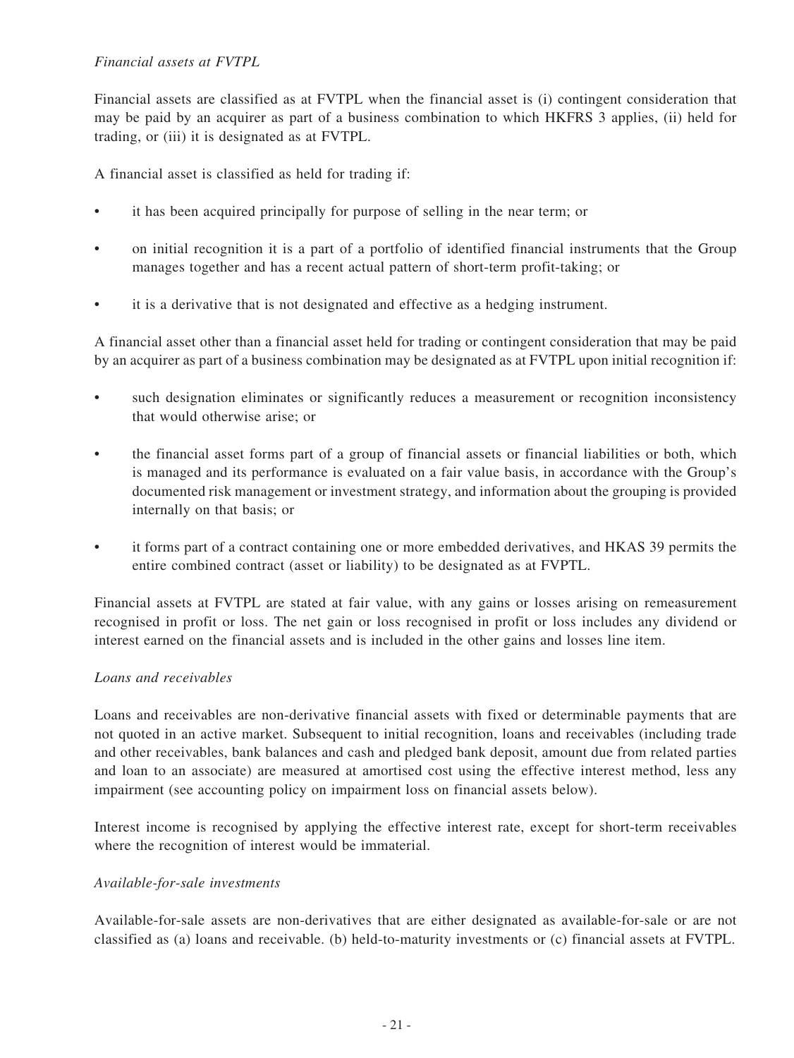*Financial assets at FVTPL*

Financial assets are classified as at FVTPL when the financial asset is (i) contingent consideration that may be paid by an acquirer as part of a business combination to which HKFRS 3 applies, (ii) held for trading, or (iii) it is designated as at FVTPL.

A financial asset is classified as held for trading if:

- it has been acquired principally for purpose of selling in the near term; or
- on initial recognition it is a part of a portfolio of identified financial instruments that the Group manages together and has a recent actual pattern of short-term profit-taking; or
- it is a derivative that is not designated and effective as a hedging instrument.

A financial asset other than a financial asset held for trading or contingent consideration that may be paid by an acquirer as part of a business combination may be designated as at FVTPL upon initial recognition if:

- such designation eliminates or significantly reduces a measurement or recognition inconsistency that would otherwise arise; or
- the financial asset forms part of a group of financial assets or financial liabilities or both, which is managed and its performance is evaluated on a fair value basis, in accordance with the Group's documented risk management or investment strategy, and information about the grouping is provided internally on that basis; or
- it forms part of a contract containing one or more embedded derivatives, and HKAS 39 permits the entire combined contract (asset or liability) to be designated as at FVPTL.

Financial assets at FVTPL are stated at fair value, with any gains or losses arising on remeasurement recognised in profit or loss. The net gain or loss recognised in profit or loss includes any dividend or interest earned on the financial assets and is included in the other gains and losses line item.

*Loans and receivables*

Loans and receivables are non-derivative financial assets with fixed or determinable payments that are not quoted in an active market. Subsequent to initial recognition, loans and receivables (including trade and other receivables, bank balances and cash and pledged bank deposit, amount due from related parties and loan to an associate) are measured at amortised cost using the effective interest method, less any impairment (see accounting policy on impairment loss on financial assets below).

Interest income is recognised by applying the effective interest rate, except for short-term receivables where the recognition of interest would be immaterial.

*Available-for-sale investments*

Available-for-sale assets are non-derivatives that are either designated as available-for-sale or are not classified as (a) loans and receivable. (b) held-to-maturity investments or (c) financial assets at FVTPL.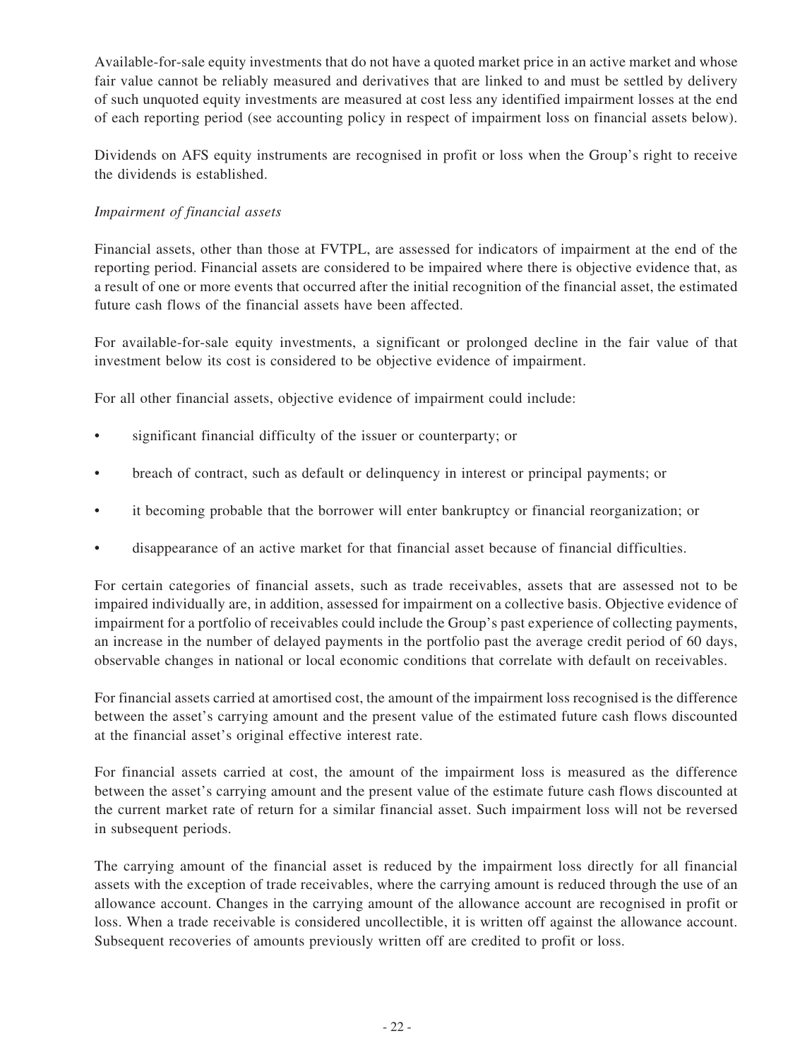Available-for-sale equity investments that do not have a quoted market price in an active market and whose fair value cannot be reliably measured and derivatives that are linked to and must be settled by delivery of such unquoted equity investments are measured at cost less any identified impairment losses at the end of each reporting period (see accounting policy in respect of impairment loss on financial assets below).

Dividends on AFS equity instruments are recognised in profit or loss when the Group's right to receive the dividends is established.

*Impairment of financial assets*

Financial assets, other than those at FVTPL, are assessed for indicators of impairment at the end of the reporting period. Financial assets are considered to be impaired where there is objective evidence that, as a result of one or more events that occurred after the initial recognition of the financial asset, the estimated future cash flows of the financial assets have been affected.

For available-for-sale equity investments, a significant or prolonged decline in the fair value of that investment below its cost is considered to be objective evidence of impairment.

For all other financial assets, objective evidence of impairment could include:

- significant financial difficulty of the issuer or counterparty; or
- breach of contract, such as default or delinquency in interest or principal payments; or
- it becoming probable that the borrower will enter bankruptcy or financial reorganization; or
- disappearance of an active market for that financial asset because of financial difficulties.

For certain categories of financial assets, such as trade receivables, assets that are assessed not to be impaired individually are, in addition, assessed for impairment on a collective basis. Objective evidence of impairment for a portfolio of receivables could include the Group's past experience of collecting payments, an increase in the number of delayed payments in the portfolio past the average credit period of 60 days, observable changes in national or local economic conditions that correlate with default on receivables.

For financial assets carried at amortised cost, the amount of the impairment loss recognised is the difference between the asset's carrying amount and the present value of the estimated future cash flows discounted at the financial asset's original effective interest rate.

For financial assets carried at cost, the amount of the impairment loss is measured as the difference between the asset's carrying amount and the present value of the estimate future cash flows discounted at the current market rate of return for a similar financial asset. Such impairment loss will not be reversed in subsequent periods.

The carrying amount of the financial asset is reduced by the impairment loss directly for all financial assets with the exception of trade receivables, where the carrying amount is reduced through the use of an allowance account. Changes in the carrying amount of the allowance account are recognised in profit or loss. When a trade receivable is considered uncollectible, it is written off against the allowance account. Subsequent recoveries of amounts previously written off are credited to profit or loss.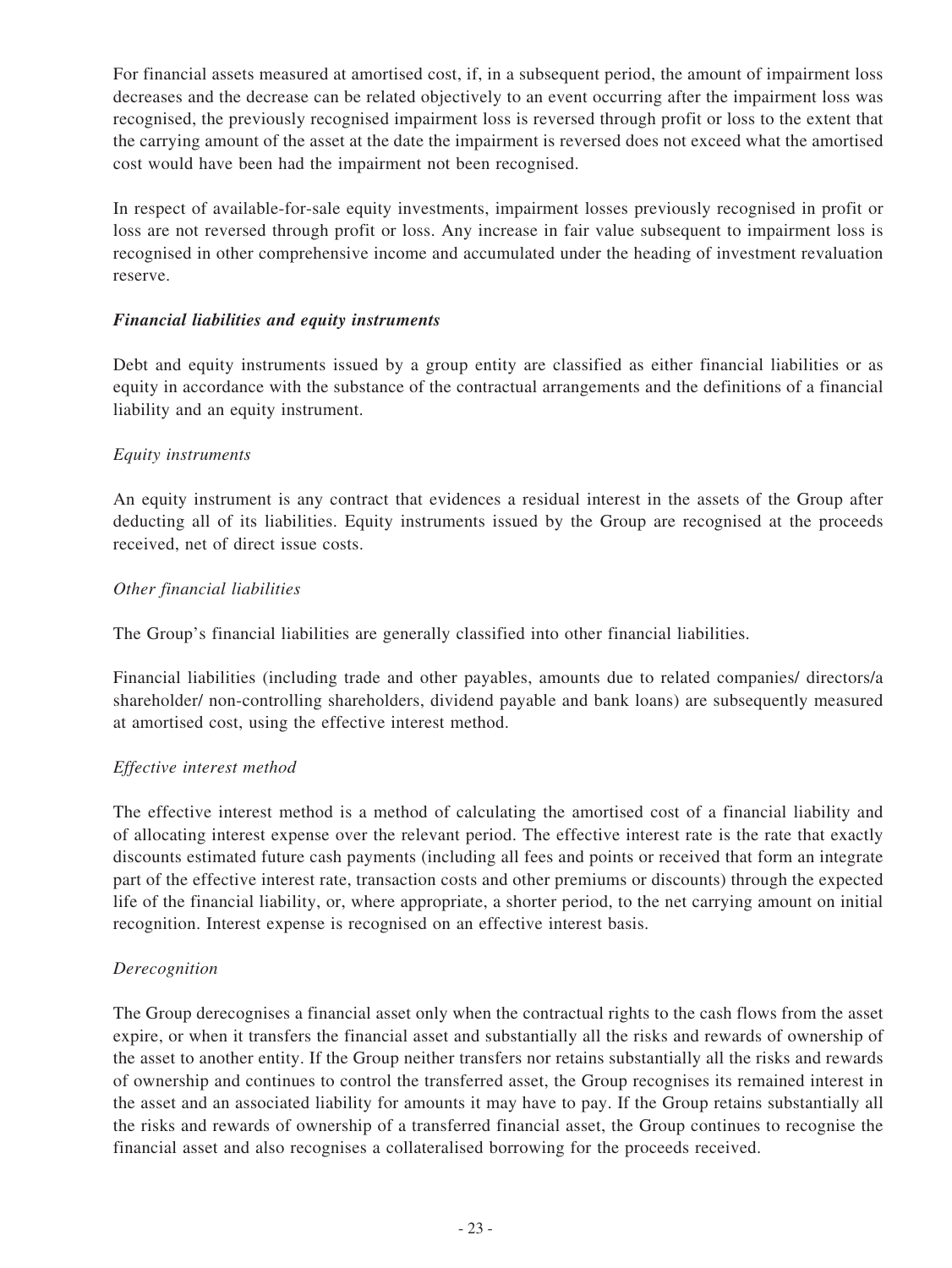For financial assets measured at amortised cost, if, in a subsequent period, the amount of impairment loss decreases and the decrease can be related objectively to an event occurring after the impairment loss was recognised, the previously recognised impairment loss is reversed through profit or loss to the extent that the carrying amount of the asset at the date the impairment is reversed does not exceed what the amortised cost would have been had the impairment not been recognised.

In respect of available-for-sale equity investments, impairment losses previously recognised in profit or loss are not reversed through profit or loss. Any increase in fair value subsequent to impairment loss is recognised in other comprehensive income and accumulated under the heading of investment revaluation reserve.

***Financial liabilities and equity instruments***

Debt and equity instruments issued by a group entity are classified as either financial liabilities or as equity in accordance with the substance of the contractual arrangements and the definitions of a financial liability and an equity instrument.

*Equity instruments*

An equity instrument is any contract that evidences a residual interest in the assets of the Group after deducting all of its liabilities. Equity instruments issued by the Group are recognised at the proceeds received, net of direct issue costs.

*Other financial liabilities*

The Group's financial liabilities are generally classified into other financial liabilities.

Financial liabilities (including trade and other payables, amounts due to related companies/ directors/a shareholder/ non-controlling shareholders, dividend payable and bank loans) are subsequently measured at amortised cost, using the effective interest method.

*Effective interest method*

The effective interest method is a method of calculating the amortised cost of a financial liability and of allocating interest expense over the relevant period. The effective interest rate is the rate that exactly discounts estimated future cash payments (including all fees and points or received that form an integrate part of the effective interest rate, transaction costs and other premiums or discounts) through the expected life of the financial liability, or, where appropriate, a shorter period, to the net carrying amount on initial recognition. Interest expense is recognised on an effective interest basis.

*Derecognition*

The Group derecognises a financial asset only when the contractual rights to the cash flows from the asset expire, or when it transfers the financial asset and substantially all the risks and rewards of ownership of the asset to another entity. If the Group neither transfers nor retains substantially all the risks and rewards of ownership and continues to control the transferred asset, the Group recognises its remained interest in the asset and an associated liability for amounts it may have to pay. If the Group retains substantially all the risks and rewards of ownership of a transferred financial asset, the Group continues to recognise the financial asset and also recognises a collateralised borrowing for the proceeds received.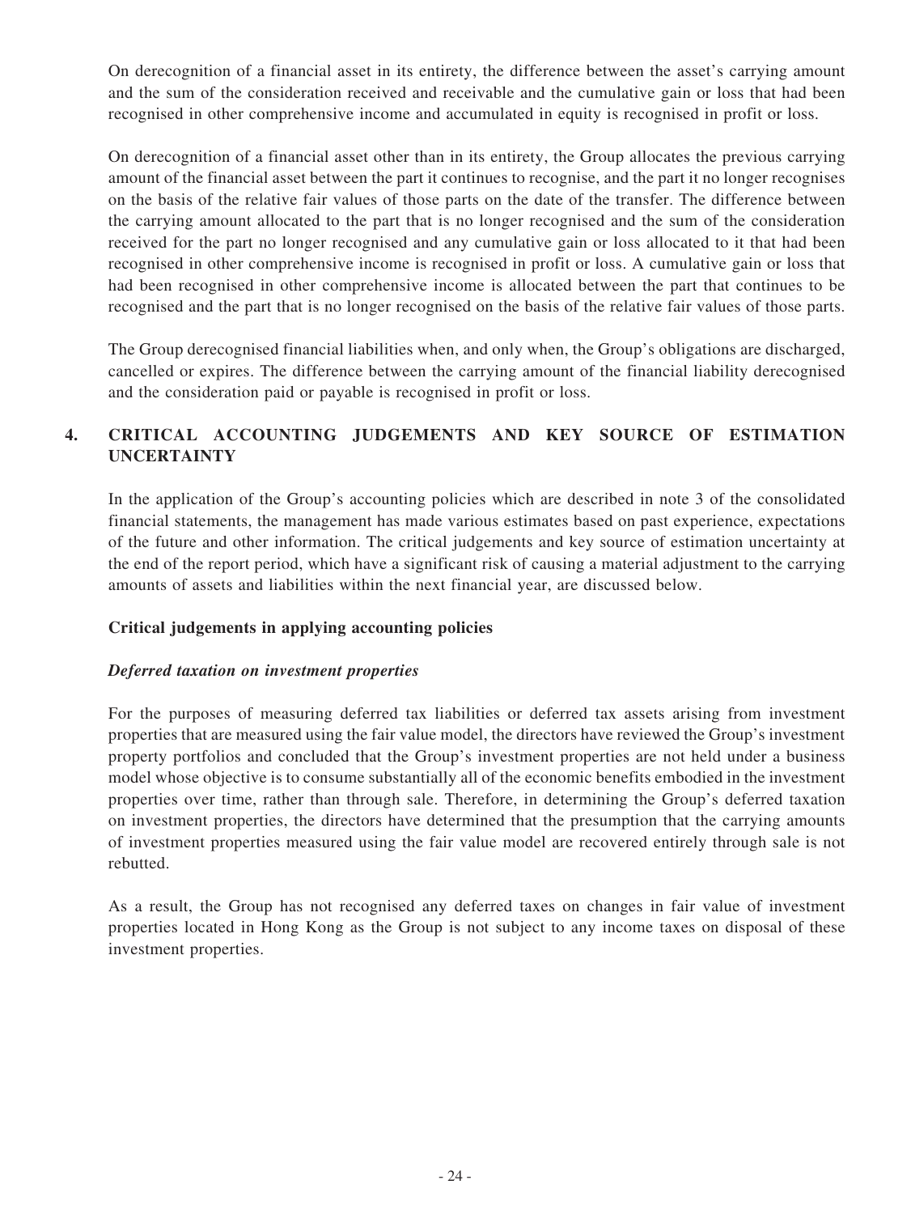On derecognition of a financial asset in its entirety, the difference between the asset's carrying amount and the sum of the consideration received and receivable and the cumulative gain or loss that had been recognised in other comprehensive income and accumulated in equity is recognised in profit or loss.

On derecognition of a financial asset other than in its entirety, the Group allocates the previous carrying amount of the financial asset between the part it continues to recognise, and the part it no longer recognises on the basis of the relative fair values of those parts on the date of the transfer. The difference between the carrying amount allocated to the part that is no longer recognised and the sum of the consideration received for the part no longer recognised and any cumulative gain or loss allocated to it that had been recognised in other comprehensive income is recognised in profit or loss. A cumulative gain or loss that had been recognised in other comprehensive income is allocated between the part that continues to be recognised and the part that is no longer recognised on the basis of the relative fair values of those parts.

The Group derecognised financial liabilities when, and only when, the Group's obligations are discharged, cancelled or expires. The difference between the carrying amount of the financial liability derecognised and the consideration paid or payable is recognised in profit or loss.

## 4. CRITICAL ACCOUNTING JUDGEMENTS AND KEY SOURCE OF ESTIMATION UNCERTAINTY

In the application of the Group's accounting policies which are described in note 3 of the consolidated financial statements, the management has made various estimates based on past experience, expectations of the future and other information. The critical judgements and key source of estimation uncertainty at the end of the report period, which have a significant risk of causing a material adjustment to the carrying amounts of assets and liabilities within the next financial year, are discussed below.

### Critical judgements in applying accounting policies

***Deferred taxation on investment properties***

For the purposes of measuring deferred tax liabilities or deferred tax assets arising from investment properties that are measured using the fair value model, the directors have reviewed the Group's investment property portfolios and concluded that the Group's investment properties are not held under a business model whose objective is to consume substantially all of the economic benefits embodied in the investment properties over time, rather than through sale. Therefore, in determining the Group's deferred taxation on investment properties, the directors have determined that the presumption that the carrying amounts of investment properties measured using the fair value model are recovered entirely through sale is not rebutted.

As a result, the Group has not recognised any deferred taxes on changes in fair value of investment properties located in Hong Kong as the Group is not subject to any income taxes on disposal of these investment properties.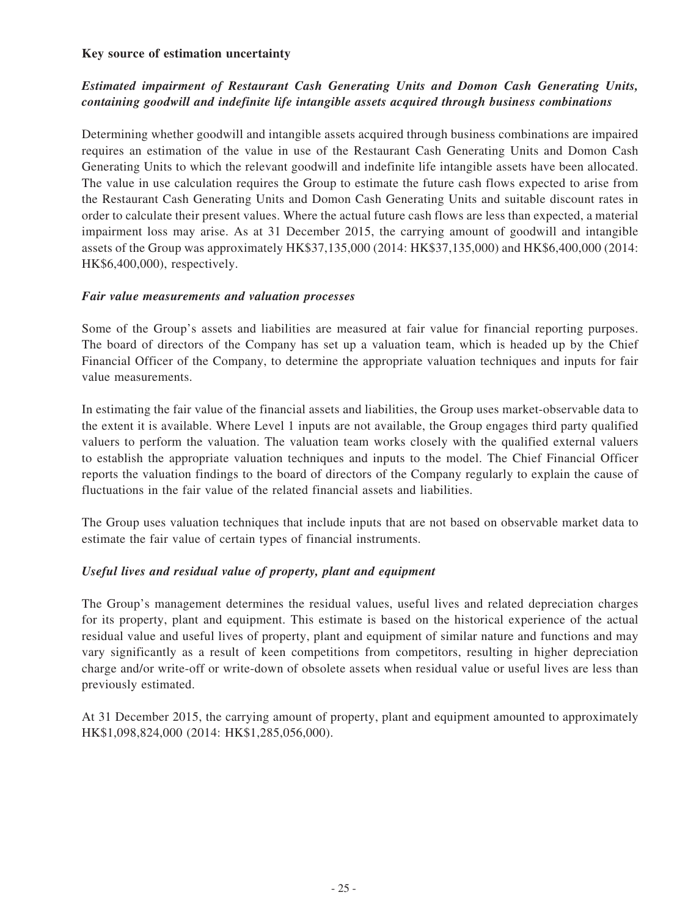### Key source of estimation uncertainty

#### *Estimated impairment of Restaurant Cash Generating Units and Domon Cash Generating Units, containing goodwill and indefinite life intangible assets acquired through business combinations*

Determining whether goodwill and intangible assets acquired through business combinations are impaired requires an estimation of the value in use of the Restaurant Cash Generating Units and Domon Cash Generating Units to which the relevant goodwill and indefinite life intangible assets have been allocated. The value in use calculation requires the Group to estimate the future cash flows expected to arise from the Restaurant Cash Generating Units and Domon Cash Generating Units and suitable discount rates in order to calculate their present values. Where the actual future cash flows are less than expected, a material impairment loss may arise. As at 31 December 2015, the carrying amount of goodwill and intangible assets of the Group was approximately HK$37,135,000 (2014: HK$37,135,000) and HK$6,400,000 (2014: HK$6,400,000), respectively.

#### *Fair value measurements and valuation processes*

Some of the Group's assets and liabilities are measured at fair value for financial reporting purposes. The board of directors of the Company has set up a valuation team, which is headed up by the Chief Financial Officer of the Company, to determine the appropriate valuation techniques and inputs for fair value measurements.

In estimating the fair value of the financial assets and liabilities, the Group uses market-observable data to the extent it is available. Where Level 1 inputs are not available, the Group engages third party qualified valuers to perform the valuation. The valuation team works closely with the qualified external valuers to establish the appropriate valuation techniques and inputs to the model. The Chief Financial Officer reports the valuation findings to the board of directors of the Company regularly to explain the cause of fluctuations in the fair value of the related financial assets and liabilities.

The Group uses valuation techniques that include inputs that are not based on observable market data to estimate the fair value of certain types of financial instruments.

#### *Useful lives and residual value of property, plant and equipment*

The Group's management determines the residual values, useful lives and related depreciation charges for its property, plant and equipment. This estimate is based on the historical experience of the actual residual value and useful lives of property, plant and equipment of similar nature and functions and may vary significantly as a result of keen competitions from competitors, resulting in higher depreciation charge and/or write-off or write-down of obsolete assets when residual value or useful lives are less than previously estimated.

At 31 December 2015, the carrying amount of property, plant and equipment amounted to approximately HK$1,098,824,000 (2014: HK$1,285,056,000).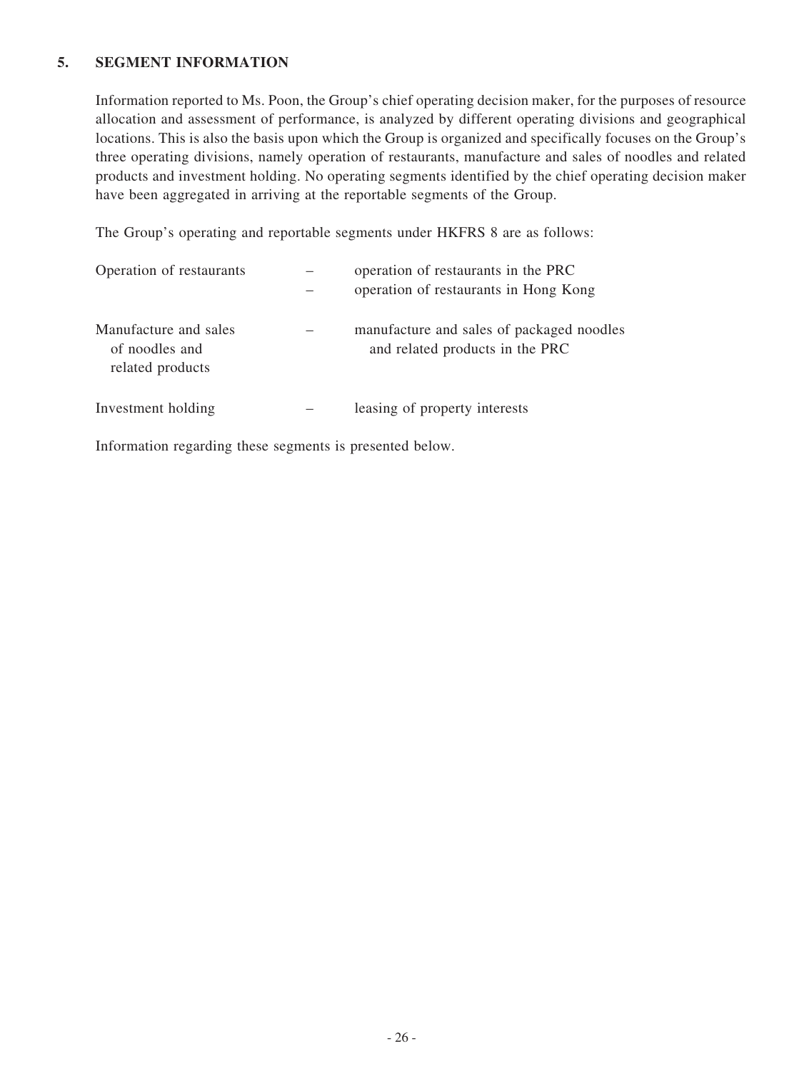## 5. SEGMENT INFORMATION

Information reported to Ms. Poon, the Group's chief operating decision maker, for the purposes of resource allocation and assessment of performance, is analyzed by different operating divisions and geographical locations. This is also the basis upon which the Group is organized and specifically focuses on the Group's three operating divisions, namely operation of restaurants, manufacture and sales of noodles and related products and investment holding. No operating segments identified by the chief operating decision maker have been aggregated in arriving at the reportable segments of the Group.

The Group's operating and reportable segments under HKFRS 8 are as follows:

| | | |
|---|---|---|
| Operation of restaurants | – | operation of restaurants in the PRC |
| | – | operation of restaurants in Hong Kong |
| Manufacture and sales of noodles and related products | – | manufacture and sales of packaged noodles and related products in the PRC |
| Investment holding | – | leasing of property interests |

Information regarding these segments is presented below.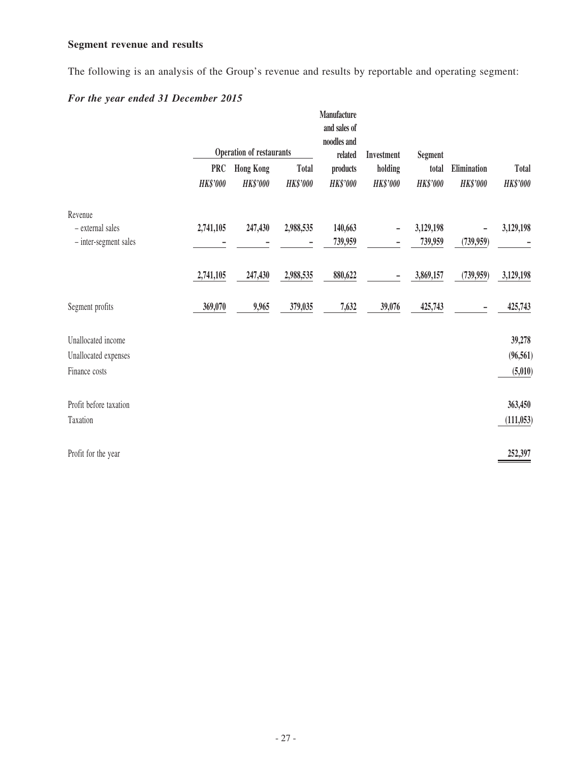**Segment revenue and results**

The following is an analysis of the Group's revenue and results by reportable and operating segment:

***For the year ended 31 December 2015***

| | Operation of restaurants | | | Manufacture and sales of noodles and related products | Investment holding | Segment total | Elimination | Total |
|---|---|---|---|---|---|---|---|---|
| | PRC | Hong Kong | Total | | | | | |
| | *HK$'000* | *HK$'000* | *HK$'000* | *HK$'000* | *HK$'000* | *HK$'000* | *HK$'000* | *HK$'000* |
| Revenue | | | | | | | | |
| – external sales | 2,741,105 | 247,430 | 2,988,535 | 140,663 | – | 3,129,198 | – | 3,129,198 |
| – inter-segment sales | – | – | – | 739,959 | – | 739,959 | (739,959) | – |
| | 2,741,105 | 247,430 | 2,988,535 | 880,622 | – | 3,869,157 | (739,959) | 3,129,198 |
| Segment profits | 369,070 | 9,965 | 379,035 | 7,632 | 39,076 | 425,743 | – | 425,743 |
| Unallocated income | | | | | | | | 39,278 |
| Unallocated expenses | | | | | | | | (96,561) |
| Finance costs | | | | | | | | (5,010) |
| Profit before taxation | | | | | | | | 363,450 |
| Taxation | | | | | | | | (111,053) |
| Profit for the year | | | | | | | | 252,397 |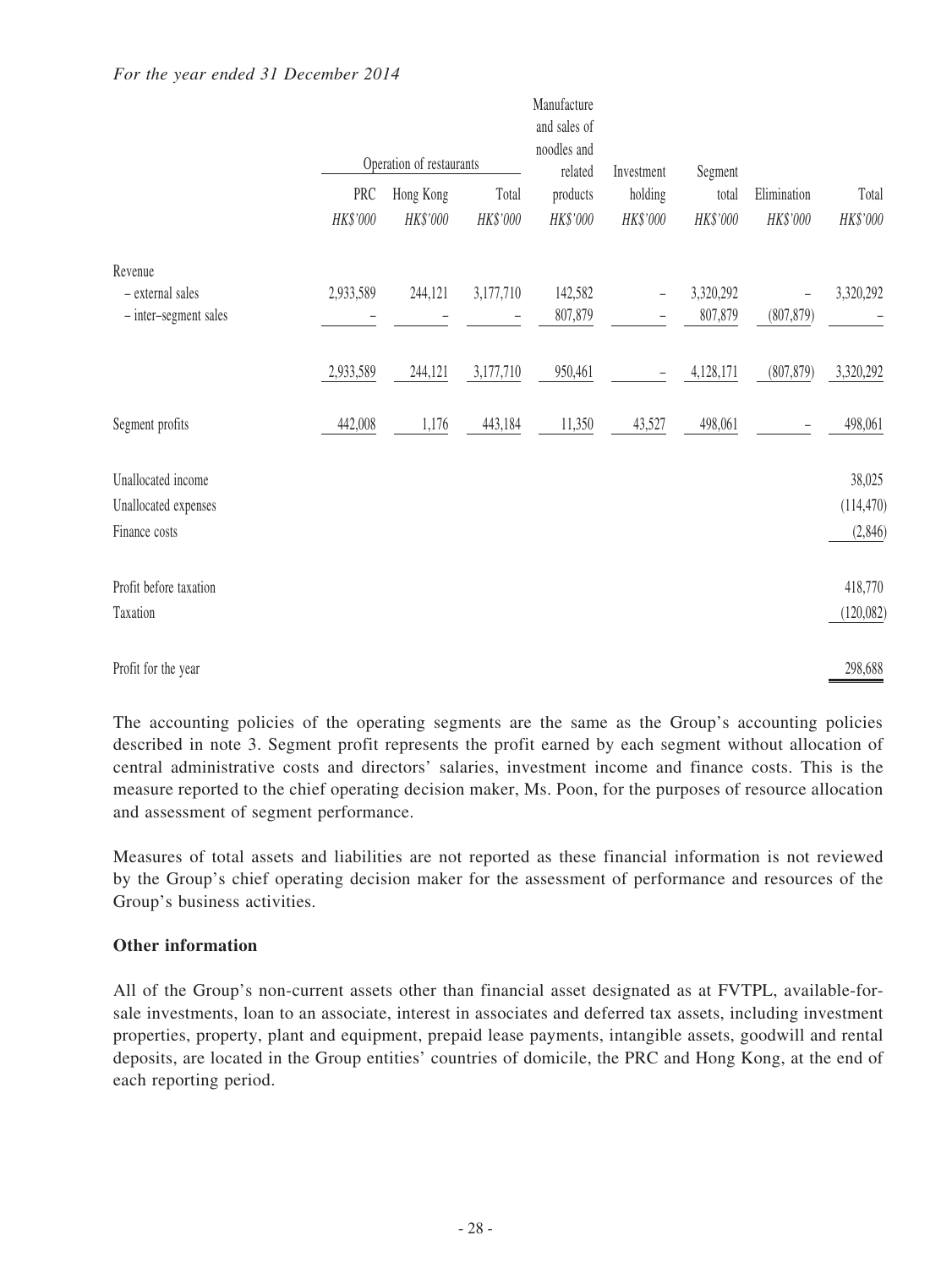*For the year ended 31 December 2014*

| | Operation of restaurants | | | Manufacture and sales of noodles and related products | Investment holding | Segment total | Elimination | Total |
|---|---|---|---|---|---|---|---|---|
| | PRC | Hong Kong | Total | | | | | |
| | *HK$'000* | *HK$'000* | *HK$'000* | *HK$'000* | *HK$'000* | *HK$'000* | *HK$'000* | *HK$'000* |
| Revenue | | | | | | | | |
| – external sales | 2,933,589 | 244,121 | 3,177,710 | 142,582 | – | 3,320,292 | – | 3,320,292 |
| – inter–segment sales | – | – | – | 807,879 | – | 807,879 | (807,879) | – |
| | 2,933,589 | 244,121 | 3,177,710 | 950,461 | – | 4,128,171 | (807,879) | 3,320,292 |
| Segment profits | 442,008 | 1,176 | 443,184 | 11,350 | 43,527 | 498,061 | – | 498,061 |
| Unallocated income | | | | | | | | 38,025 |
| Unallocated expenses | | | | | | | | (114,470) |
| Finance costs | | | | | | | | (2,846) |
| Profit before taxation | | | | | | | | 418,770 |
| Taxation | | | | | | | | (120,082) |
| Profit for the year | | | | | | | | 298,688 |

The accounting policies of the operating segments are the same as the Group's accounting policies described in note 3. Segment profit represents the profit earned by each segment without allocation of central administrative costs and directors' salaries, investment income and finance costs. This is the measure reported to the chief operating decision maker, Ms. Poon, for the purposes of resource allocation and assessment of segment performance.

Measures of total assets and liabilities are not reported as these financial information is not reviewed by the Group's chief operating decision maker for the assessment of performance and resources of the Group's business activities.

**Other information**

All of the Group's non-current assets other than financial asset designated as at FVTPL, available-for-sale investments, loan to an associate, interest in associates and deferred tax assets, including investment properties, property, plant and equipment, prepaid lease payments, intangible assets, goodwill and rental deposits, are located in the Group entities' countries of domicile, the PRC and Hong Kong, at the end of each reporting period.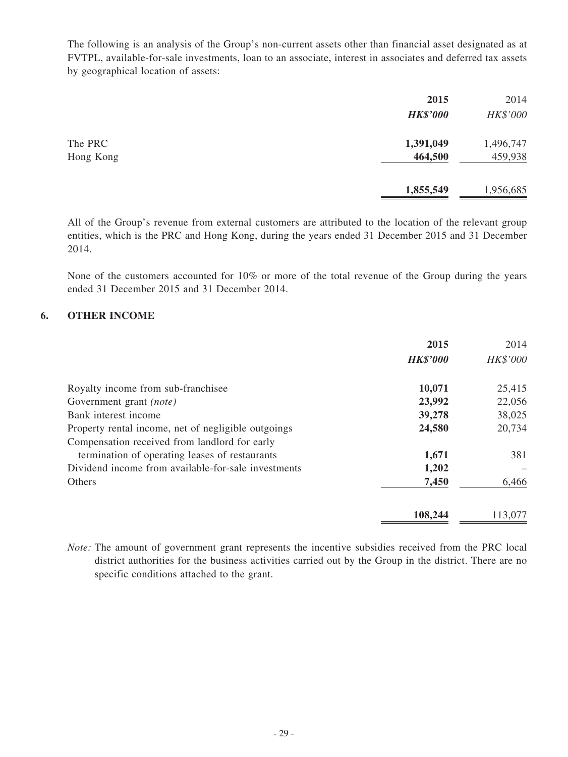The following is an analysis of the Group's non-current assets other than financial asset designated as at FVTPL, available-for-sale investments, loan to an associate, interest in associates and deferred tax assets by geographical location of assets:

| | **2015** | 2014 |
|---|---|---|
| | ***HK$'000*** | *HK$'000* |
| The PRC | **1,391,049** | 1,496,747 |
| Hong Kong | **464,500** | 459,938 |
| | **1,855,549** | 1,956,685 |

All of the Group's revenue from external customers are attributed to the location of the relevant group entities, which is the PRC and Hong Kong, during the years ended 31 December 2015 and 31 December 2014.

None of the customers accounted for 10% or more of the total revenue of the Group during the years ended 31 December 2015 and 31 December 2014.

## 6. OTHER INCOME

| | **2015** | 2014 |
|---|---|---|
| | ***HK$'000*** | *HK$'000* |
| Royalty income from sub-franchisee | **10,071** | 25,415 |
| Government grant *(note)* | **23,992** | 22,056 |
| Bank interest income | **39,278** | 38,025 |
| Property rental income, net of negligible outgoings | **24,580** | 20,734 |
| Compensation received from landlord for early termination of operating leases of restaurants | **1,671** | 381 |
| Dividend income from available-for-sale investments | **1,202** | – |
| Others | **7,450** | 6,466 |
| | **108,244** | 113,077 |

*Note:* The amount of government grant represents the incentive subsidies received from the PRC local district authorities for the business activities carried out by the Group in the district. There are no specific conditions attached to the grant.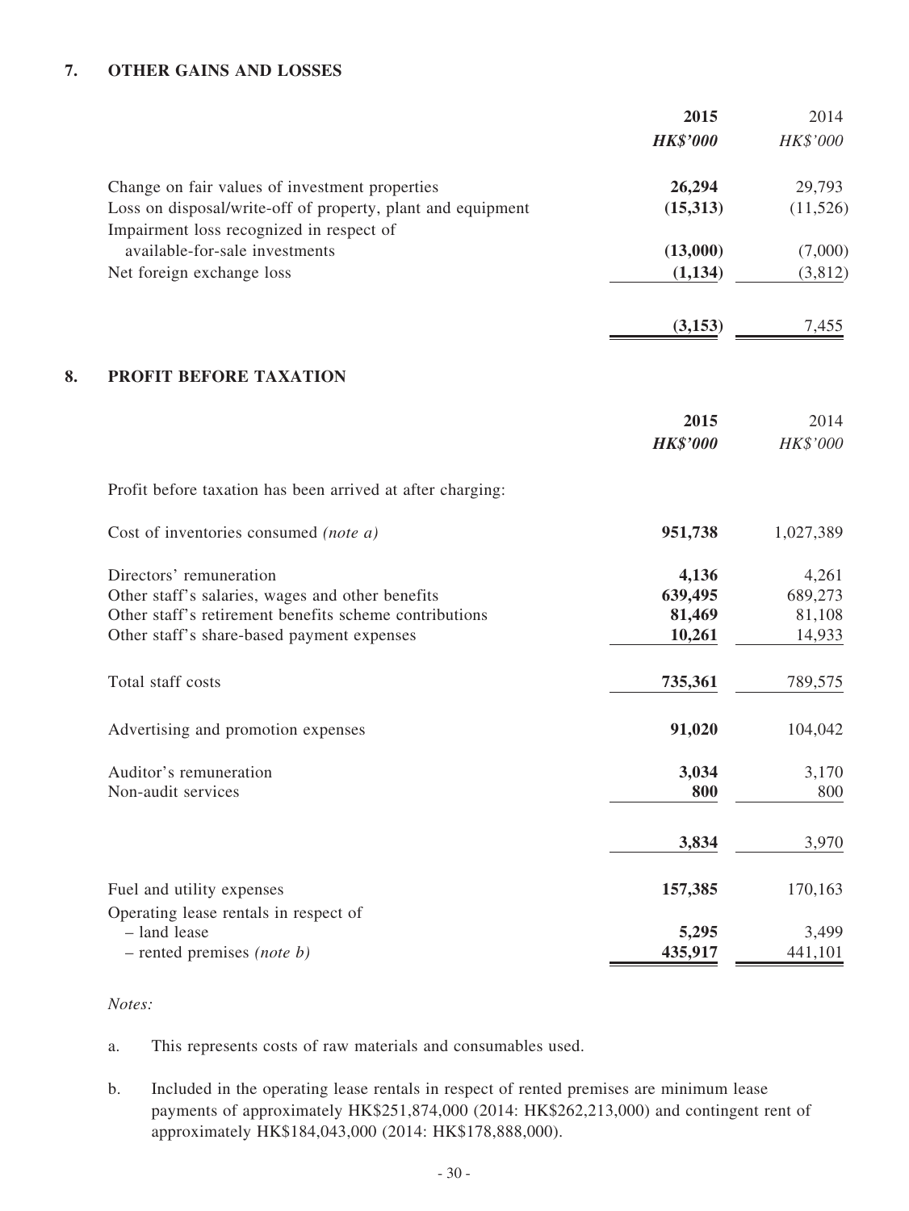## 7. OTHER GAINS AND LOSSES

| | 2015 | 2014 |
|---|---|---|
| | ***HK$'000*** | *HK$'000* |
| Change on fair values of investment properties | **26,294** | 29,793 |
| Loss on disposal/write-off of property, plant and equipment | **(15,313)** | (11,526) |
| Impairment loss recognized in respect of available-for-sale investments | **(13,000)** | (7,000) |
| Net foreign exchange loss | **(1,134)** | (3,812) |
| | **(3,153)** | 7,455 |

## 8. PROFIT BEFORE TAXATION

| | 2015 | 2014 |
|---|---|---|
| | ***HK$'000*** | *HK$'000* |
| Profit before taxation has been arrived at after charging: | | |
| Cost of inventories consumed *(note a)* | **951,738** | 1,027,389 |
| Directors' remuneration | **4,136** | 4,261 |
| Other staff's salaries, wages and other benefits | **639,495** | 689,273 |
| Other staff's retirement benefits scheme contributions | **81,469** | 81,108 |
| Other staff's share-based payment expenses | **10,261** | 14,933 |
| Total staff costs | **735,361** | 789,575 |
| Advertising and promotion expenses | **91,020** | 104,042 |
| Auditor's remuneration | **3,034** | 3,170 |
| Non-audit services | **800** | 800 |
| | **3,834** | 3,970 |
| Fuel and utility expenses | **157,385** | 170,163 |
| Operating lease rentals in respect of | | |
| – land lease | **5,295** | 3,499 |
| – rented premises *(note b)* | **435,917** | 441,101 |

*Notes:*

a. This represents costs of raw materials and consumables used.

b. Included in the operating lease rentals in respect of rented premises are minimum lease payments of approximately HK$251,874,000 (2014: HK$262,213,000) and contingent rent of approximately HK$184,043,000 (2014: HK$178,888,000).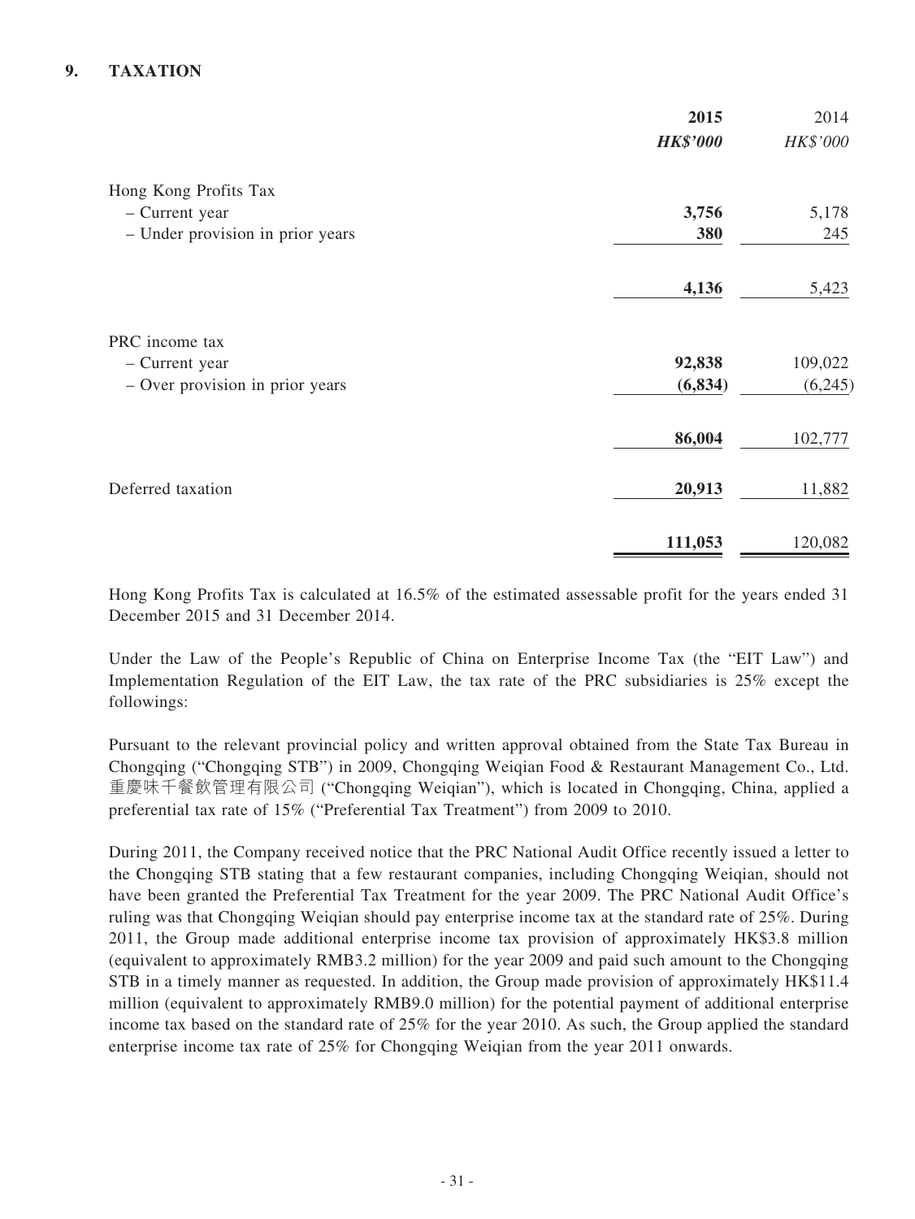## 9. TAXATION

| | **2015** | 2014 |
|---|---|---|
| | ***HK$'000*** | *HK$'000* |
| Hong Kong Profits Tax | | |
| – Current year | **3,756** | 5,178 |
| – Under provision in prior years | **380** | 245 |
| | **4,136** | 5,423 |
| PRC income tax | | |
| – Current year | **92,838** | 109,022 |
| – Over provision in prior years | **(6,834)** | (6,245) |
| | **86,004** | 102,777 |
| Deferred taxation | **20,913** | 11,882 |
| | **111,053** | 120,082 |

Hong Kong Profits Tax is calculated at 16.5% of the estimated assessable profit for the years ended 31 December 2015 and 31 December 2014.

Under the Law of the People's Republic of China on Enterprise Income Tax (the "EIT Law") and Implementation Regulation of the EIT Law, the tax rate of the PRC subsidiaries is 25% except the followings:

Pursuant to the relevant provincial policy and written approval obtained from the State Tax Bureau in Chongqing ("Chongqing STB") in 2009, Chongqing Weiqian Food & Restaurant Management Co., Ltd. 重慶味千餐飲管理有限公司 ("Chongqing Weiqian"), which is located in Chongqing, China, applied a preferential tax rate of 15% ("Preferential Tax Treatment") from 2009 to 2010.

During 2011, the Company received notice that the PRC National Audit Office recently issued a letter to the Chongqing STB stating that a few restaurant companies, including Chongqing Weiqian, should not have been granted the Preferential Tax Treatment for the year 2009. The PRC National Audit Office's ruling was that Chongqing Weiqian should pay enterprise income tax at the standard rate of 25%. During 2011, the Group made additional enterprise income tax provision of approximately HK$3.8 million (equivalent to approximately RMB3.2 million) for the year 2009 and paid such amount to the Chongqing STB in a timely manner as requested. In addition, the Group made provision of approximately HK$11.4 million (equivalent to approximately RMB9.0 million) for the potential payment of additional enterprise income tax based on the standard rate of 25% for the year 2010. As such, the Group applied the standard enterprise income tax rate of 25% for Chongqing Weiqian from the year 2011 onwards.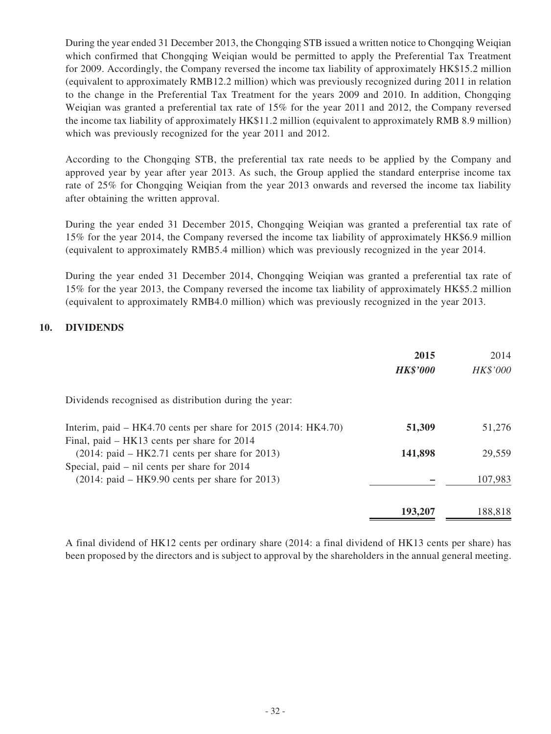During the year ended 31 December 2013, the Chongqing STB issued a written notice to Chongqing Weiqian which confirmed that Chongqing Weiqian would be permitted to apply the Preferential Tax Treatment for 2009. Accordingly, the Company reversed the income tax liability of approximately HK$15.2 million (equivalent to approximately RMB12.2 million) which was previously recognized during 2011 in relation to the change in the Preferential Tax Treatment for the years 2009 and 2010. In addition, Chongqing Weiqian was granted a preferential tax rate of 15% for the year 2011 and 2012, the Company reversed the income tax liability of approximately HK$11.2 million (equivalent to approximately RMB 8.9 million) which was previously recognized for the year 2011 and 2012.

According to the Chongqing STB, the preferential tax rate needs to be applied by the Company and approved year by year after year 2013. As such, the Group applied the standard enterprise income tax rate of 25% for Chongqing Weiqian from the year 2013 onwards and reversed the income tax liability after obtaining the written approval.

During the year ended 31 December 2015, Chongqing Weiqian was granted a preferential tax rate of 15% for the year 2014, the Company reversed the income tax liability of approximately HK$6.9 million (equivalent to approximately RMB5.4 million) which was previously recognized in the year 2014.

During the year ended 31 December 2014, Chongqing Weiqian was granted a preferential tax rate of 15% for the year 2013, the Company reversed the income tax liability of approximately HK$5.2 million (equivalent to approximately RMB4.0 million) which was previously recognized in the year 2013.

## 10. DIVIDENDS

| | **2015** | 2014 |
|---|---|---|
| | ***HK$'000*** | *HK$'000* |
| Dividends recognised as distribution during the year: | | |
| Interim, paid – HK4.70 cents per share for 2015 (2014: HK4.70) | **51,309** | 51,276 |
| Final, paid – HK13 cents per share for 2014 (2014: paid – HK2.71 cents per share for 2013) | **141,898** | 29,559 |
| Special, paid – nil cents per share for 2014 (2014: paid – HK9.90 cents per share for 2013) | **–** | 107,983 |
| | **193,207** | 188,818 |

A final dividend of HK12 cents per ordinary share (2014: a final dividend of HK13 cents per share) has been proposed by the directors and is subject to approval by the shareholders in the annual general meeting.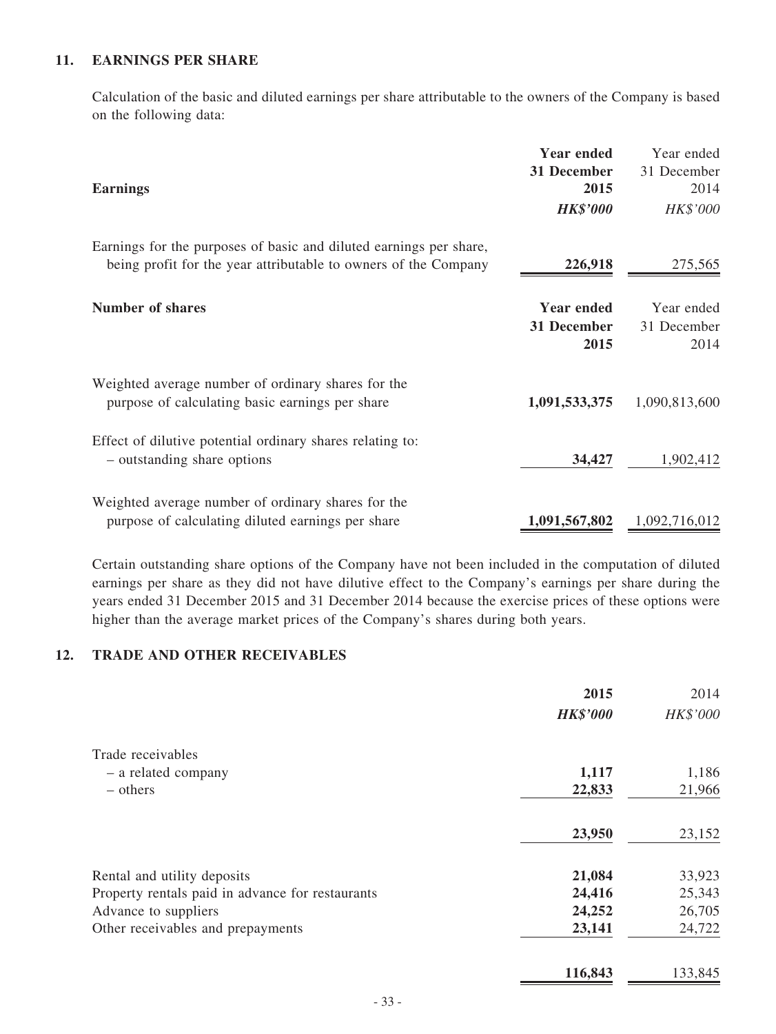## 11. EARNINGS PER SHARE

Calculation of the basic and diluted earnings per share attributable to the owners of the Company is based on the following data:

| Earnings | **Year ended 31 December 2015** | Year ended 31 December 2014 |
|---|---|---|
| | ***HK$'000*** | *HK$'000* |
| Earnings for the purposes of basic and diluted earnings per share, being profit for the year attributable to owners of the Company | **226,918** | 275,565 |

| Number of shares | **Year ended 31 December 2015** | Year ended 31 December 2014 |
|---|---|---|
| Weighted average number of ordinary shares for the purpose of calculating basic earnings per share | **1,091,533,375** | 1,090,813,600 |
| Effect of dilutive potential ordinary shares relating to: | | |
| – outstanding share options | **34,427** | 1,902,412 |
| Weighted average number of ordinary shares for the purpose of calculating diluted earnings per share | **1,091,567,802** | 1,092,716,012 |

Certain outstanding share options of the Company have not been included in the computation of diluted earnings per share as they did not have dilutive effect to the Company's earnings per share during the years ended 31 December 2015 and 31 December 2014 because the exercise prices of these options were higher than the average market prices of the Company's shares during both years.

## 12. TRADE AND OTHER RECEIVABLES

| | **2015** | 2014 |
|---|---|---|
| | ***HK$'000*** | *HK$'000* |
| Trade receivables | | |
| – a related company | **1,117** | 1,186 |
| – others | **22,833** | 21,966 |
| | **23,950** | 23,152 |
| Rental and utility deposits | **21,084** | 33,923 |
| Property rentals paid in advance for restaurants | **24,416** | 25,343 |
| Advance to suppliers | **24,252** | 26,705 |
| Other receivables and prepayments | **23,141** | 24,722 |
| | **116,843** | 133,845 |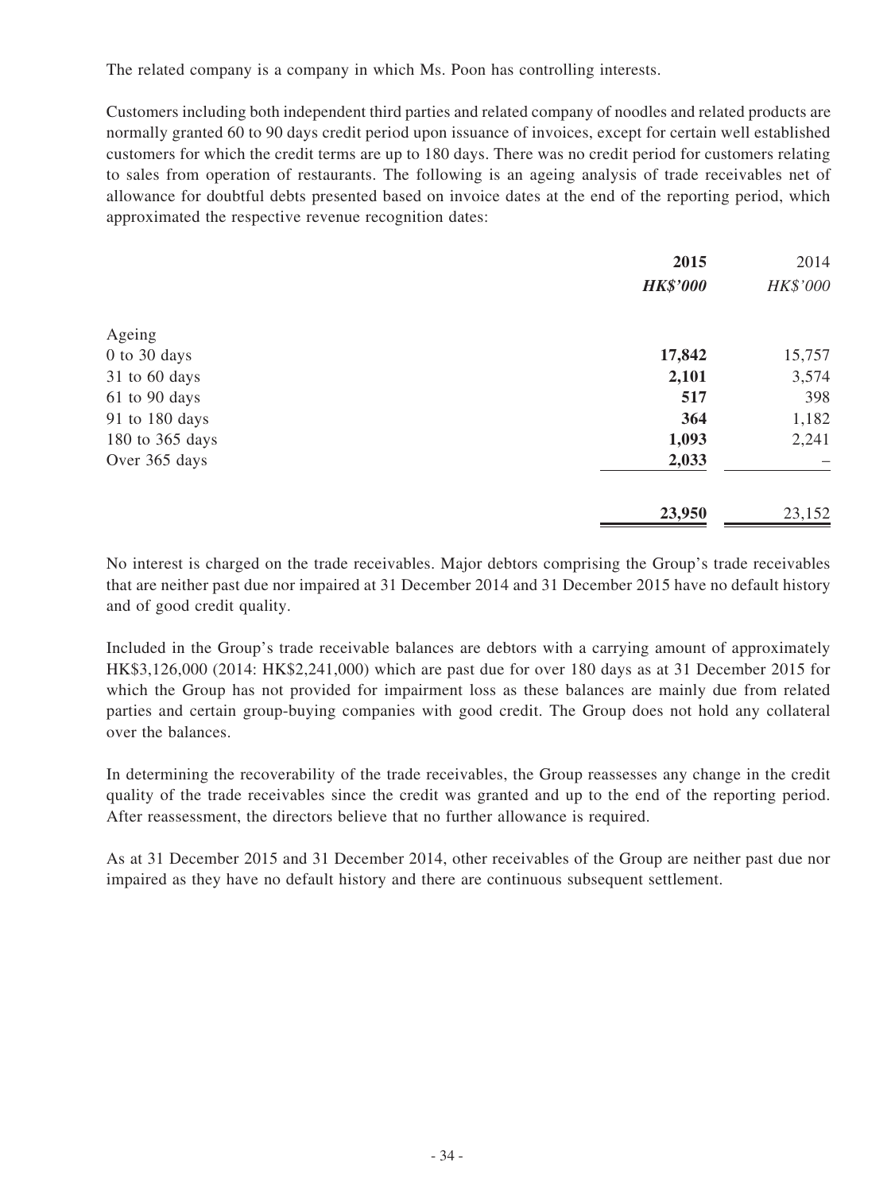The related company is a company in which Ms. Poon has controlling interests.

Customers including both independent third parties and related company of noodles and related products are normally granted 60 to 90 days credit period upon issuance of invoices, except for certain well established customers for which the credit terms are up to 180 days. There was no credit period for customers relating to sales from operation of restaurants. The following is an ageing analysis of trade receivables net of allowance for doubtful debts presented based on invoice dates at the end of the reporting period, which approximated the respective revenue recognition dates:

| | **2015** | 2014 |
|---|---|---|
| | ***HK$'000*** | *HK$'000* |
| Ageing | | |
| 0 to 30 days | **17,842** | 15,757 |
| 31 to 60 days | **2,101** | 3,574 |
| 61 to 90 days | **517** | 398 |
| 91 to 180 days | **364** | 1,182 |
| 180 to 365 days | **1,093** | 2,241 |
| Over 365 days | **2,033** | – |
| | **23,950** | 23,152 |

No interest is charged on the trade receivables. Major debtors comprising the Group's trade receivables that are neither past due nor impaired at 31 December 2014 and 31 December 2015 have no default history and of good credit quality.

Included in the Group's trade receivable balances are debtors with a carrying amount of approximately HK$3,126,000 (2014: HK$2,241,000) which are past due for over 180 days as at 31 December 2015 for which the Group has not provided for impairment loss as these balances are mainly due from related parties and certain group-buying companies with good credit. The Group does not hold any collateral over the balances.

In determining the recoverability of the trade receivables, the Group reassesses any change in the credit quality of the trade receivables since the credit was granted and up to the end of the reporting period. After reassessment, the directors believe that no further allowance is required.

As at 31 December 2015 and 31 December 2014, other receivables of the Group are neither past due nor impaired as they have no default history and there are continuous subsequent settlement.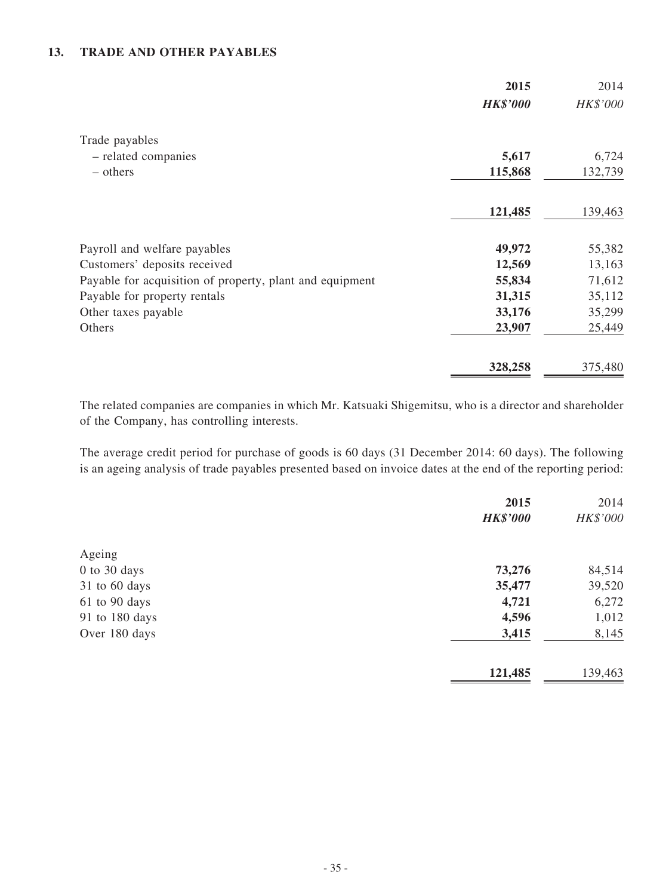## 13. TRADE AND OTHER PAYABLES

| | 2015 | 2014 |
|---|---|---|
| | ***HK$'000*** | *HK$'000* |
| Trade payables | | |
| – related companies | **5,617** | 6,724 |
| – others | **115,868** | 132,739 |
| | **121,485** | 139,463 |
| Payroll and welfare payables | **49,972** | 55,382 |
| Customers' deposits received | **12,569** | 13,163 |
| Payable for acquisition of property, plant and equipment | **55,834** | 71,612 |
| Payable for property rentals | **31,315** | 35,112 |
| Other taxes payable | **33,176** | 35,299 |
| Others | **23,907** | 25,449 |
| | **328,258** | 375,480 |

The related companies are companies in which Mr. Katsuaki Shigemitsu, who is a director and shareholder of the Company, has controlling interests.

The average credit period for purchase of goods is 60 days (31 December 2014: 60 days). The following is an ageing analysis of trade payables presented based on invoice dates at the end of the reporting period:

| | 2015 | 2014 |
|---|---|---|
| | ***HK$'000*** | *HK$'000* |
| Ageing | | |
| 0 to 30 days | **73,276** | 84,514 |
| 31 to 60 days | **35,477** | 39,520 |
| 61 to 90 days | **4,721** | 6,272 |
| 91 to 180 days | **4,596** | 1,012 |
| Over 180 days | **3,415** | 8,145 |
| | **121,485** | 139,463 |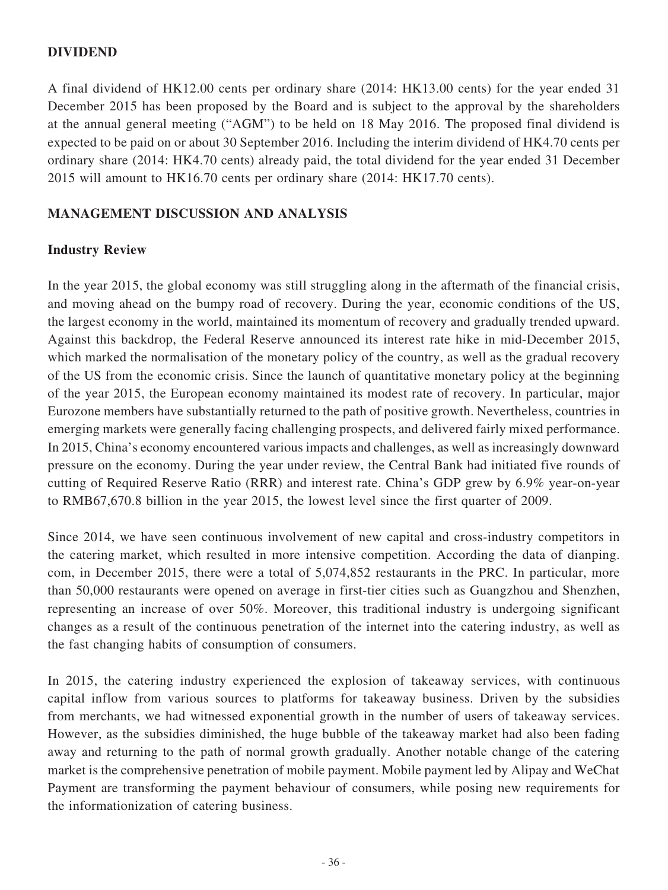## DIVIDEND

A final dividend of HK12.00 cents per ordinary share (2014: HK13.00 cents) for the year ended 31 December 2015 has been proposed by the Board and is subject to the approval by the shareholders at the annual general meeting ("AGM") to be held on 18 May 2016. The proposed final dividend is expected to be paid on or about 30 September 2016. Including the interim dividend of HK4.70 cents per ordinary share (2014: HK4.70 cents) already paid, the total dividend for the year ended 31 December 2015 will amount to HK16.70 cents per ordinary share (2014: HK17.70 cents).

## MANAGEMENT DISCUSSION AND ANALYSIS

### Industry Review

In the year 2015, the global economy was still struggling along in the aftermath of the financial crisis, and moving ahead on the bumpy road of recovery. During the year, economic conditions of the US, the largest economy in the world, maintained its momentum of recovery and gradually trended upward. Against this backdrop, the Federal Reserve announced its interest rate hike in mid-December 2015, which marked the normalisation of the monetary policy of the country, as well as the gradual recovery of the US from the economic crisis. Since the launch of quantitative monetary policy at the beginning of the year 2015, the European economy maintained its modest rate of recovery. In particular, major Eurozone members have substantially returned to the path of positive growth. Nevertheless, countries in emerging markets were generally facing challenging prospects, and delivered fairly mixed performance. In 2015, China's economy encountered various impacts and challenges, as well as increasingly downward pressure on the economy. During the year under review, the Central Bank had initiated five rounds of cutting of Required Reserve Ratio (RRR) and interest rate. China's GDP grew by 6.9% year-on-year to RMB67,670.8 billion in the year 2015, the lowest level since the first quarter of 2009.

Since 2014, we have seen continuous involvement of new capital and cross-industry competitors in the catering market, which resulted in more intensive competition. According the data of dianping.com, in December 2015, there were a total of 5,074,852 restaurants in the PRC. In particular, more than 50,000 restaurants were opened on average in first-tier cities such as Guangzhou and Shenzhen, representing an increase of over 50%. Moreover, this traditional industry is undergoing significant changes as a result of the continuous penetration of the internet into the catering industry, as well as the fast changing habits of consumption of consumers.

In 2015, the catering industry experienced the explosion of takeaway services, with continuous capital inflow from various sources to platforms for takeaway business. Driven by the subsidies from merchants, we had witnessed exponential growth in the number of users of takeaway services. However, as the subsidies diminished, the huge bubble of the takeaway market had also been fading away and returning to the path of normal growth gradually. Another notable change of the catering market is the comprehensive penetration of mobile payment. Mobile payment led by Alipay and WeChat Payment are transforming the payment behaviour of consumers, while posing new requirements for the informationization of catering business.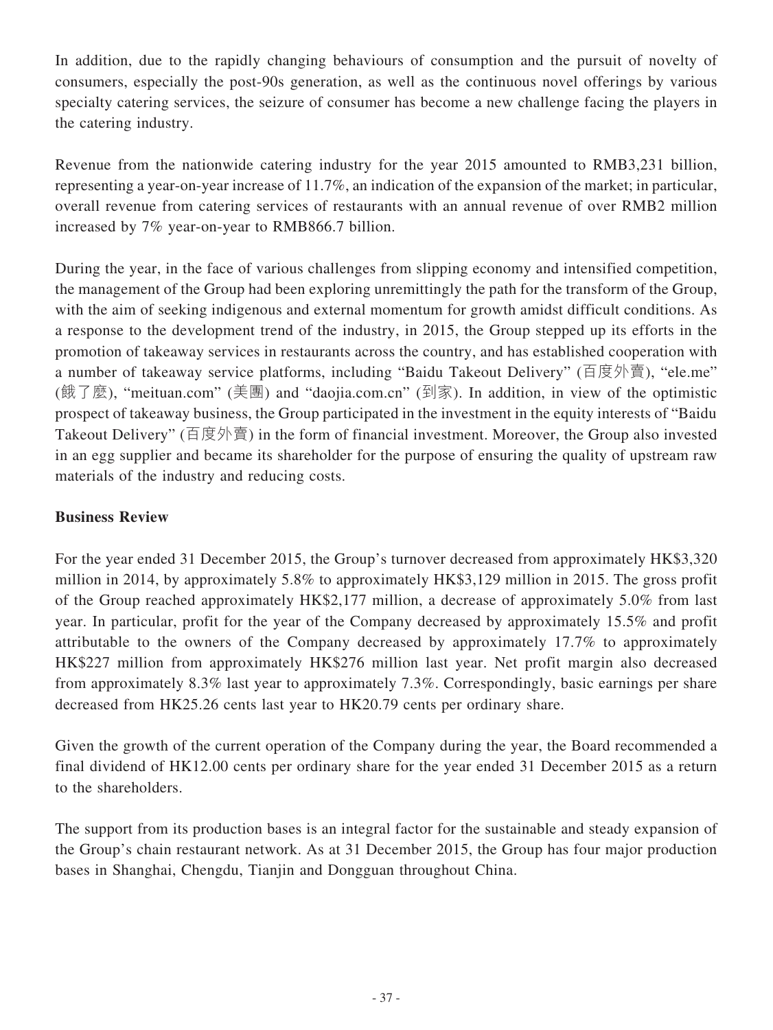In addition, due to the rapidly changing behaviours of consumption and the pursuit of novelty of consumers, especially the post-90s generation, as well as the continuous novel offerings by various specialty catering services, the seizure of consumer has become a new challenge facing the players in the catering industry.

Revenue from the nationwide catering industry for the year 2015 amounted to RMB3,231 billion, representing a year-on-year increase of 11.7%, an indication of the expansion of the market; in particular, overall revenue from catering services of restaurants with an annual revenue of over RMB2 million increased by 7% year-on-year to RMB866.7 billion.

During the year, in the face of various challenges from slipping economy and intensified competition, the management of the Group had been exploring unremittingly the path for the transform of the Group, with the aim of seeking indigenous and external momentum for growth amidst difficult conditions. As a response to the development trend of the industry, in 2015, the Group stepped up its efforts in the promotion of takeaway services in restaurants across the country, and has established cooperation with a number of takeaway service platforms, including "Baidu Takeout Delivery" (百度外賣), "ele.me" (餓了麼), "meituan.com" (美團) and "daojia.com.cn" (到家). In addition, in view of the optimistic prospect of takeaway business, the Group participated in the investment in the equity interests of "Baidu Takeout Delivery" (百度外賣) in the form of financial investment. Moreover, the Group also invested in an egg supplier and became its shareholder for the purpose of ensuring the quality of upstream raw materials of the industry and reducing costs.

## Business Review

For the year ended 31 December 2015, the Group's turnover decreased from approximately HK$3,320 million in 2014, by approximately 5.8% to approximately HK$3,129 million in 2015. The gross profit of the Group reached approximately HK$2,177 million, a decrease of approximately 5.0% from last year. In particular, profit for the year of the Company decreased by approximately 15.5% and profit attributable to the owners of the Company decreased by approximately 17.7% to approximately HK$227 million from approximately HK$276 million last year. Net profit margin also decreased from approximately 8.3% last year to approximately 7.3%. Correspondingly, basic earnings per share decreased from HK25.26 cents last year to HK20.79 cents per ordinary share.

Given the growth of the current operation of the Company during the year, the Board recommended a final dividend of HK12.00 cents per ordinary share for the year ended 31 December 2015 as a return to the shareholders.

The support from its production bases is an integral factor for the sustainable and steady expansion of the Group's chain restaurant network. As at 31 December 2015, the Group has four major production bases in Shanghai, Chengdu, Tianjin and Dongguan throughout China.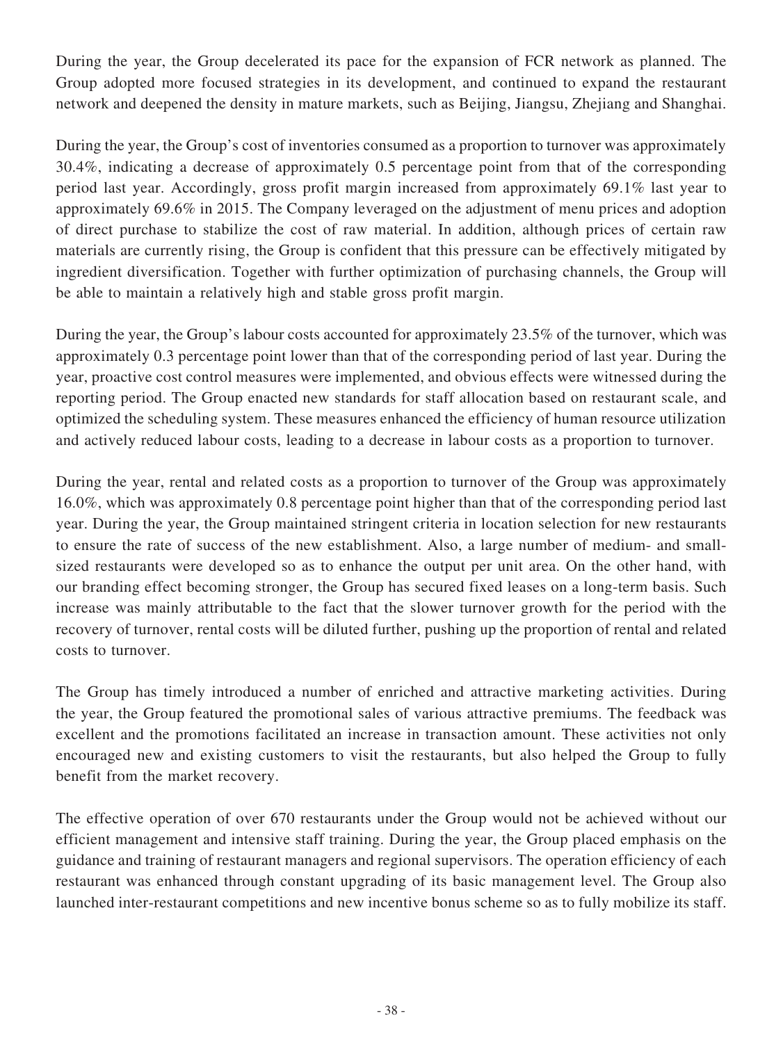During the year, the Group decelerated its pace for the expansion of FCR network as planned. The Group adopted more focused strategies in its development, and continued to expand the restaurant network and deepened the density in mature markets, such as Beijing, Jiangsu, Zhejiang and Shanghai.

During the year, the Group's cost of inventories consumed as a proportion to turnover was approximately 30.4%, indicating a decrease of approximately 0.5 percentage point from that of the corresponding period last year. Accordingly, gross profit margin increased from approximately 69.1% last year to approximately 69.6% in 2015. The Company leveraged on the adjustment of menu prices and adoption of direct purchase to stabilize the cost of raw material. In addition, although prices of certain raw materials are currently rising, the Group is confident that this pressure can be effectively mitigated by ingredient diversification. Together with further optimization of purchasing channels, the Group will be able to maintain a relatively high and stable gross profit margin.

During the year, the Group's labour costs accounted for approximately 23.5% of the turnover, which was approximately 0.3 percentage point lower than that of the corresponding period of last year. During the year, proactive cost control measures were implemented, and obvious effects were witnessed during the reporting period. The Group enacted new standards for staff allocation based on restaurant scale, and optimized the scheduling system. These measures enhanced the efficiency of human resource utilization and actively reduced labour costs, leading to a decrease in labour costs as a proportion to turnover.

During the year, rental and related costs as a proportion to turnover of the Group was approximately 16.0%, which was approximately 0.8 percentage point higher than that of the corresponding period last year. During the year, the Group maintained stringent criteria in location selection for new restaurants to ensure the rate of success of the new establishment. Also, a large number of medium- and small-sized restaurants were developed so as to enhance the output per unit area. On the other hand, with our branding effect becoming stronger, the Group has secured fixed leases on a long-term basis. Such increase was mainly attributable to the fact that the slower turnover growth for the period with the recovery of turnover, rental costs will be diluted further, pushing up the proportion of rental and related costs to turnover.

The Group has timely introduced a number of enriched and attractive marketing activities. During the year, the Group featured the promotional sales of various attractive premiums. The feedback was excellent and the promotions facilitated an increase in transaction amount. These activities not only encouraged new and existing customers to visit the restaurants, but also helped the Group to fully benefit from the market recovery.

The effective operation of over 670 restaurants under the Group would not be achieved without our efficient management and intensive staff training. During the year, the Group placed emphasis on the guidance and training of restaurant managers and regional supervisors. The operation efficiency of each restaurant was enhanced through constant upgrading of its basic management level. The Group also launched inter-restaurant competitions and new incentive bonus scheme so as to fully mobilize its staff.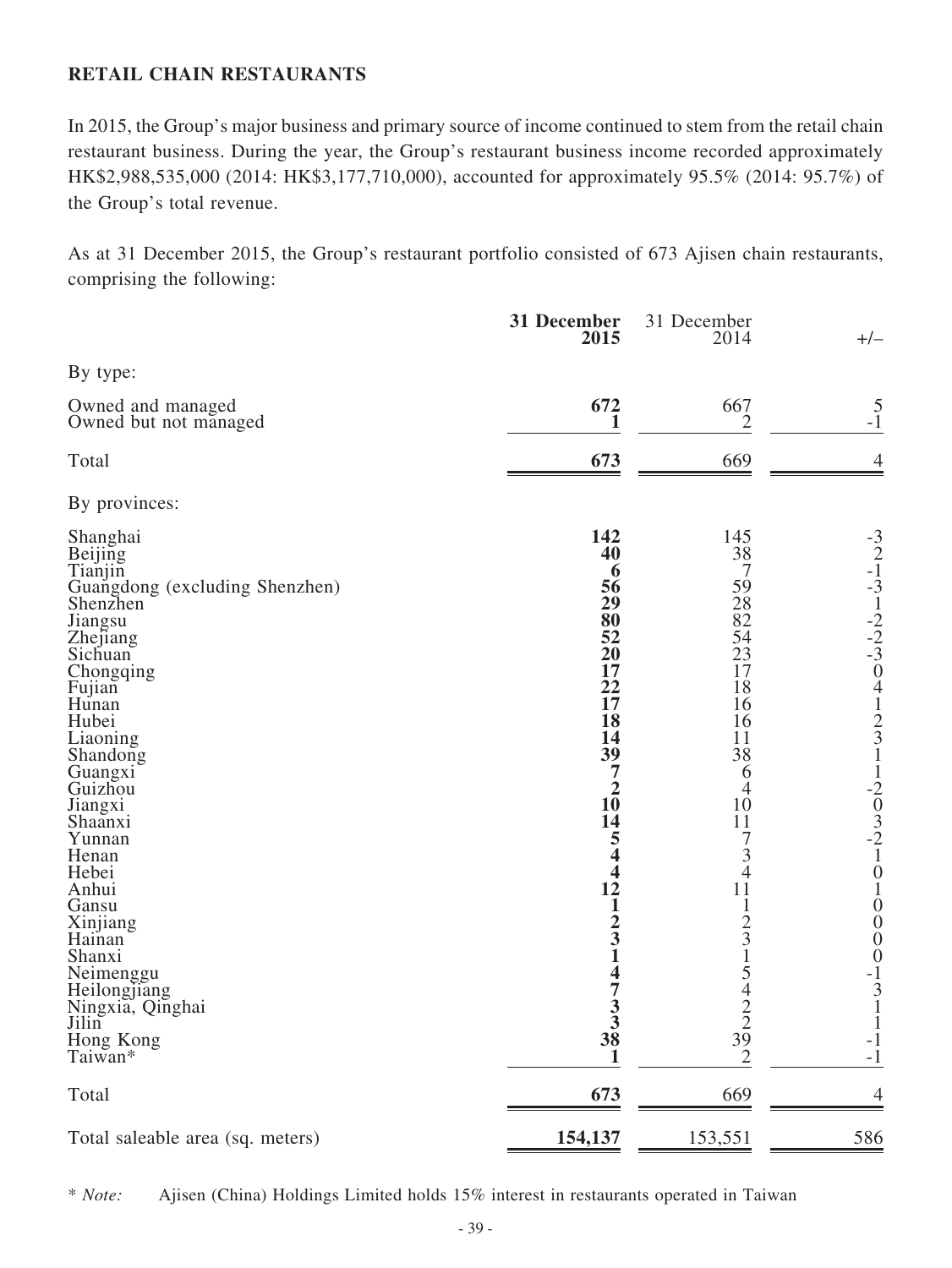## RETAIL CHAIN RESTAURANTS

In 2015, the Group's major business and primary source of income continued to stem from the retail chain restaurant business. During the year, the Group's restaurant business income recorded approximately HK$2,988,535,000 (2014: HK$3,177,710,000), accounted for approximately 95.5% (2014: 95.7%) of the Group's total revenue.

As at 31 December 2015, the Group's restaurant portfolio consisted of 673 Ajisen chain restaurants, comprising the following:

| | **31 December 2015** | 31 December 2014 | +/– |
|---|---|---|---|
| By type: | | | |
| Owned and managed | **672** | 667 | 5 |
| Owned but not managed | **1** | 2 | -1 |
| Total | **673** | 669 | 4 |
| By provinces: | | | |
| Shanghai | **142** | 145 | -3 |
| Beijing | **40** | 38 | 2 |
| Tianjin | **6** | 7 | -1 |
| Guangdong (excluding Shenzhen) | **56** | 59 | -3 |
| Shenzhen | **29** | 28 | 1 |
| Jiangsu | **80** | 82 | -2 |
| Zhejiang | **52** | 54 | -2 |
| Sichuan | **20** | 23 | -3 |
| Chongqing | **17** | 17 | 0 |
| Fujian | **22** | 18 | 4 |
| Hunan | **17** | 16 | 1 |
| Hubei | **18** | 16 | 2 |
| Liaoning | **14** | 11 | 3 |
| Shandong | **39** | 38 | 1 |
| Guangxi | **7** | 6 | 1 |
| Guizhou | **2** | 4 | -2 |
| Jiangxi | **10** | 10 | 0 |
| Shaanxi | **14** | 11 | 3 |
| Yunnan | **5** | 7 | -2 |
| Henan | **4** | 3 | 1 |
| Hebei | **4** | 4 | 0 |
| Anhui | **12** | 11 | 1 |
| Gansu | **1** | 1 | 0 |
| Xinjiang | **2** | 2 | 0 |
| Hainan | **3** | 3 | 0 |
| Shanxi | **1** | 1 | 0 |
| Neimenggu | **4** | 5 | -1 |
| Heilongjiang | **7** | 4 | 3 |
| Ningxia, Qinghai | **3** | 2 | 1 |
| Jilin | **3** | 2 | 1 |
| Hong Kong | **38** | 39 | -1 |
| Taiwan* | **1** | 2 | -1 |
| Total | **673** | 669 | 4 |
| Total saleable area (sq. meters) | **154,137** | 153,551 | 586 |

\* *Note:* Ajisen (China) Holdings Limited holds 15% interest in restaurants operated in Taiwan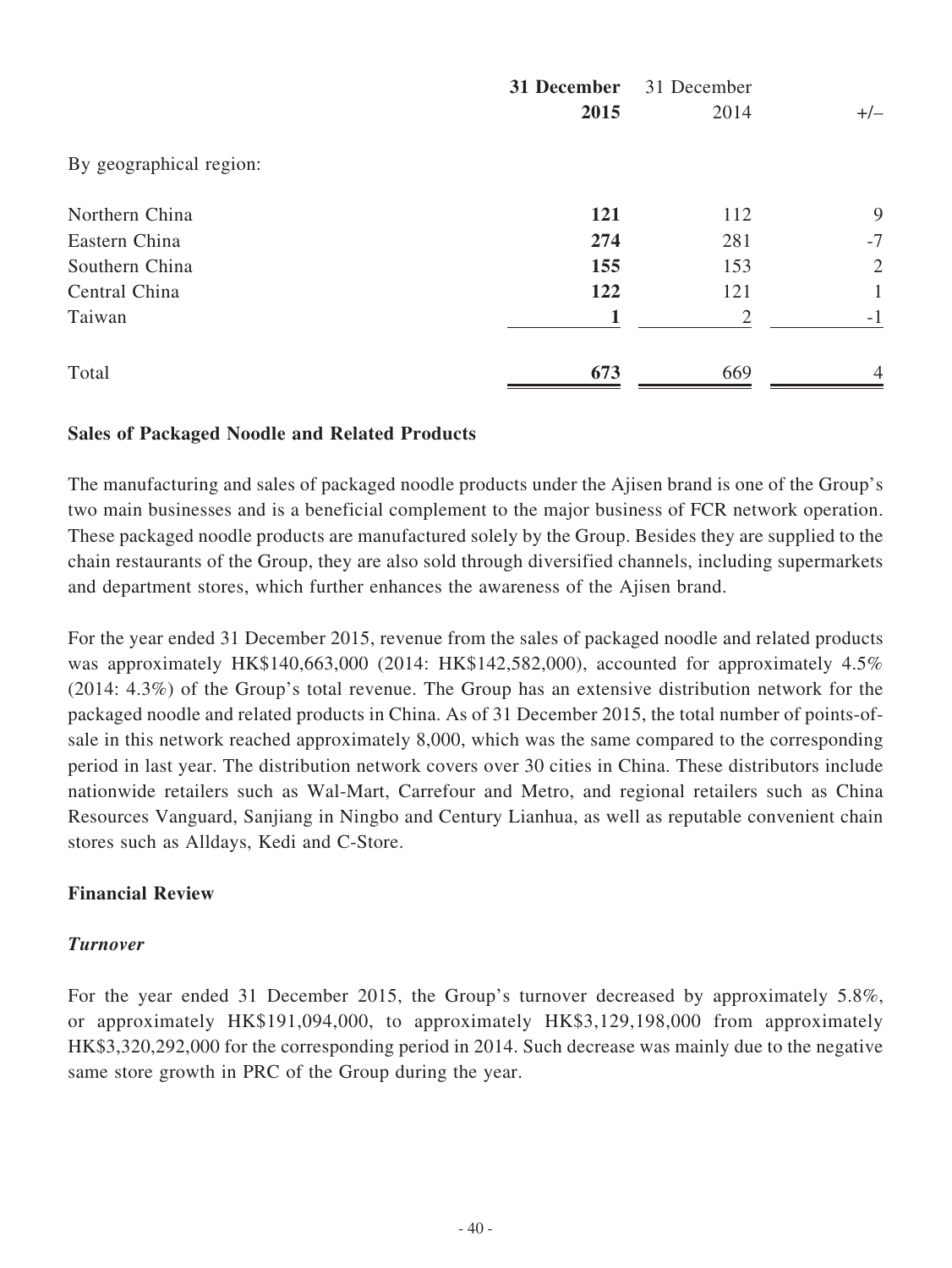| | **31 December 2015** | 31 December 2014 | +/– |
|---|---|---|---|
| By geographical region: | | | |
| Northern China | **121** | 112 | 9 |
| Eastern China | **274** | 281 | -7 |
| Southern China | **155** | 153 | 2 |
| Central China | **122** | 121 | 1 |
| Taiwan | **1** | 2 | -1 |
| Total | **673** | 669 | 4 |

**Sales of Packaged Noodle and Related Products**

The manufacturing and sales of packaged noodle products under the Ajisen brand is one of the Group's two main businesses and is a beneficial complement to the major business of FCR network operation. These packaged noodle products are manufactured solely by the Group. Besides they are supplied to the chain restaurants of the Group, they are also sold through diversified channels, including supermarkets and department stores, which further enhances the awareness of the Ajisen brand.

For the year ended 31 December 2015, revenue from the sales of packaged noodle and related products was approximately HK$140,663,000 (2014: HK$142,582,000), accounted for approximately 4.5% (2014: 4.3%) of the Group's total revenue. The Group has an extensive distribution network for the packaged noodle and related products in China. As of 31 December 2015, the total number of points-of-sale in this network reached approximately 8,000, which was the same compared to the corresponding period in last year. The distribution network covers over 30 cities in China. These distributors include nationwide retailers such as Wal-Mart, Carrefour and Metro, and regional retailers such as China Resources Vanguard, Sanjiang in Ningbo and Century Lianhua, as well as reputable convenient chain stores such as Alldays, Kedi and C-Store.

**Financial Review**

***Turnover***

For the year ended 31 December 2015, the Group's turnover decreased by approximately 5.8%, or approximately HK$191,094,000, to approximately HK$3,129,198,000 from approximately HK$3,320,292,000 for the corresponding period in 2014. Such decrease was mainly due to the negative same store growth in PRC of the Group during the year.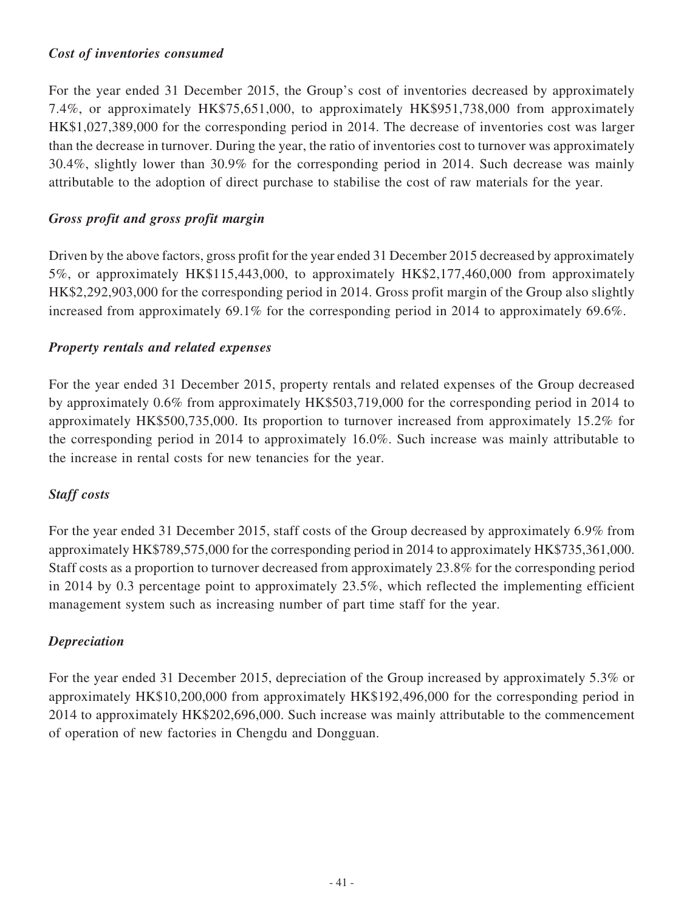*Cost of inventories consumed*

For the year ended 31 December 2015, the Group's cost of inventories decreased by approximately 7.4%, or approximately HK$75,651,000, to approximately HK$951,738,000 from approximately HK$1,027,389,000 for the corresponding period in 2014. The decrease of inventories cost was larger than the decrease in turnover. During the year, the ratio of inventories cost to turnover was approximately 30.4%, slightly lower than 30.9% for the corresponding period in 2014. Such decrease was mainly attributable to the adoption of direct purchase to stabilise the cost of raw materials for the year.

*Gross profit and gross profit margin*

Driven by the above factors, gross profit for the year ended 31 December 2015 decreased by approximately 5%, or approximately HK$115,443,000, to approximately HK$2,177,460,000 from approximately HK$2,292,903,000 for the corresponding period in 2014. Gross profit margin of the Group also slightly increased from approximately 69.1% for the corresponding period in 2014 to approximately 69.6%.

*Property rentals and related expenses*

For the year ended 31 December 2015, property rentals and related expenses of the Group decreased by approximately 0.6% from approximately HK$503,719,000 for the corresponding period in 2014 to approximately HK$500,735,000. Its proportion to turnover increased from approximately 15.2% for the corresponding period in 2014 to approximately 16.0%. Such increase was mainly attributable to the increase in rental costs for new tenancies for the year.

*Staff costs*

For the year ended 31 December 2015, staff costs of the Group decreased by approximately 6.9% from approximately HK$789,575,000 for the corresponding period in 2014 to approximately HK$735,361,000. Staff costs as a proportion to turnover decreased from approximately 23.8% for the corresponding period in 2014 by 0.3 percentage point to approximately 23.5%, which reflected the implementing efficient management system such as increasing number of part time staff for the year.

*Depreciation*

For the year ended 31 December 2015, depreciation of the Group increased by approximately 5.3% or approximately HK$10,200,000 from approximately HK$192,496,000 for the corresponding period in 2014 to approximately HK$202,696,000. Such increase was mainly attributable to the commencement of operation of new factories in Chengdu and Dongguan.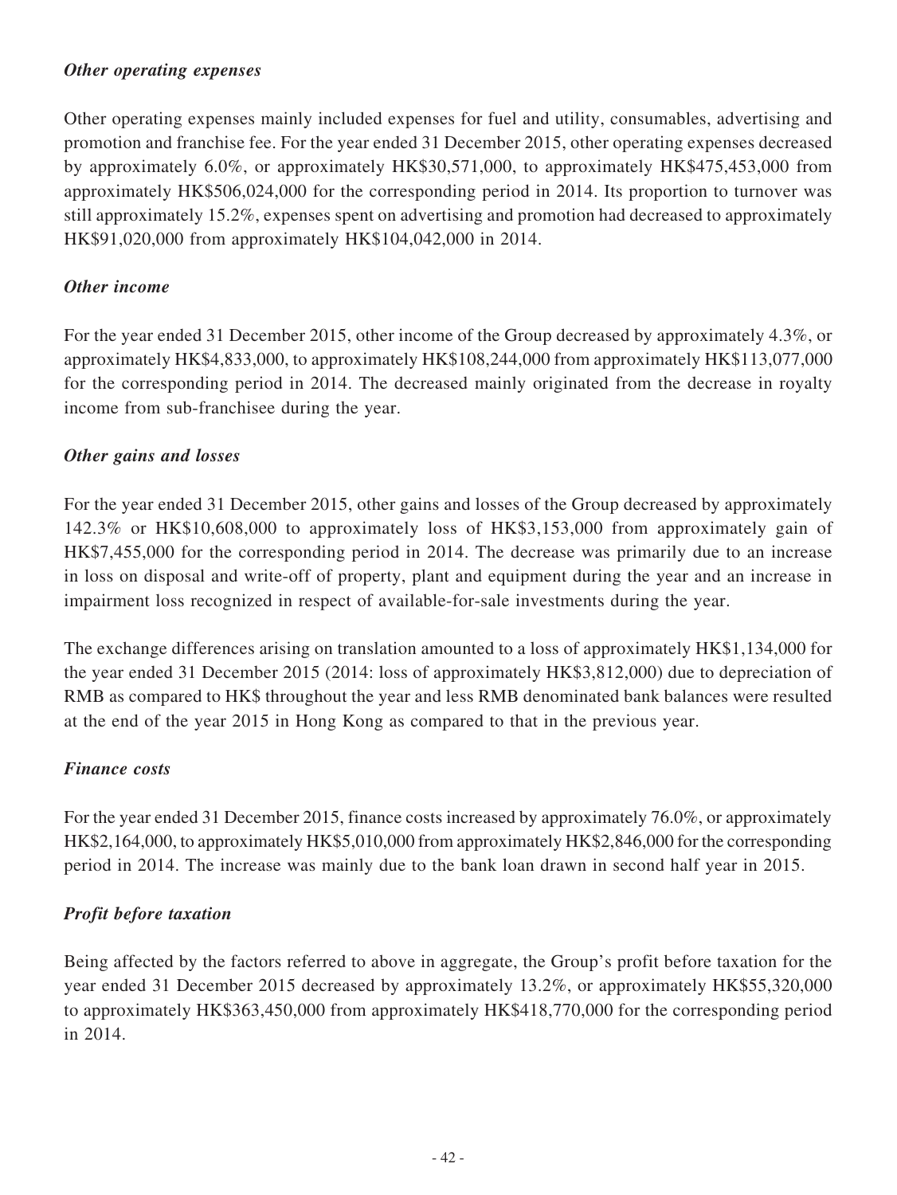***Other operating expenses***

Other operating expenses mainly included expenses for fuel and utility, consumables, advertising and promotion and franchise fee. For the year ended 31 December 2015, other operating expenses decreased by approximately 6.0%, or approximately HK$30,571,000, to approximately HK$475,453,000 from approximately HK$506,024,000 for the corresponding period in 2014. Its proportion to turnover was still approximately 15.2%, expenses spent on advertising and promotion had decreased to approximately HK$91,020,000 from approximately HK$104,042,000 in 2014.

***Other income***

For the year ended 31 December 2015, other income of the Group decreased by approximately 4.3%, or approximately HK$4,833,000, to approximately HK$108,244,000 from approximately HK$113,077,000 for the corresponding period in 2014. The decreased mainly originated from the decrease in royalty income from sub-franchisee during the year.

***Other gains and losses***

For the year ended 31 December 2015, other gains and losses of the Group decreased by approximately 142.3% or HK$10,608,000 to approximately loss of HK$3,153,000 from approximately gain of HK$7,455,000 for the corresponding period in 2014. The decrease was primarily due to an increase in loss on disposal and write-off of property, plant and equipment during the year and an increase in impairment loss recognized in respect of available-for-sale investments during the year.

The exchange differences arising on translation amounted to a loss of approximately HK$1,134,000 for the year ended 31 December 2015 (2014: loss of approximately HK$3,812,000) due to depreciation of RMB as compared to HK$ throughout the year and less RMB denominated bank balances were resulted at the end of the year 2015 in Hong Kong as compared to that in the previous year.

***Finance costs***

For the year ended 31 December 2015, finance costs increased by approximately 76.0%, or approximately HK$2,164,000, to approximately HK$5,010,000 from approximately HK$2,846,000 for the corresponding period in 2014. The increase was mainly due to the bank loan drawn in second half year in 2015.

***Profit before taxation***

Being affected by the factors referred to above in aggregate, the Group's profit before taxation for the year ended 31 December 2015 decreased by approximately 13.2%, or approximately HK$55,320,000 to approximately HK$363,450,000 from approximately HK$418,770,000 for the corresponding period in 2014.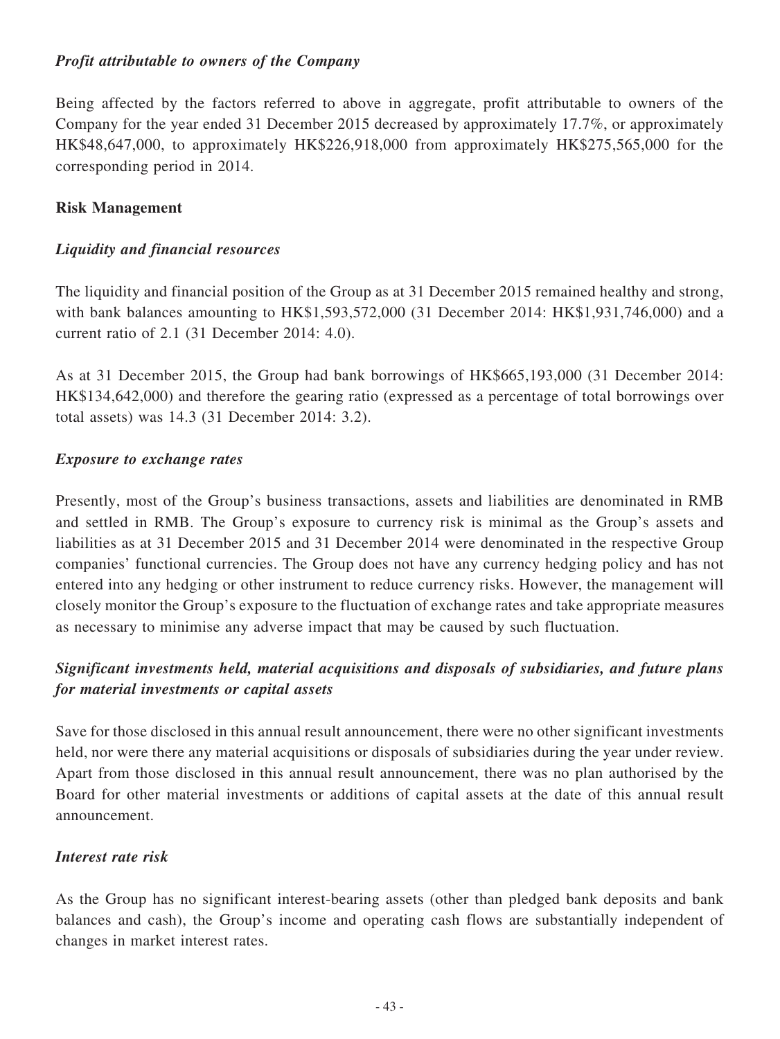*Profit attributable to owners of the Company*

Being affected by the factors referred to above in aggregate, profit attributable to owners of the Company for the year ended 31 December 2015 decreased by approximately 17.7%, or approximately HK$48,647,000, to approximately HK$226,918,000 from approximately HK$275,565,000 for the corresponding period in 2014.

**Risk Management**

*Liquidity and financial resources*

The liquidity and financial position of the Group as at 31 December 2015 remained healthy and strong, with bank balances amounting to HK$1,593,572,000 (31 December 2014: HK$1,931,746,000) and a current ratio of 2.1 (31 December 2014: 4.0).

As at 31 December 2015, the Group had bank borrowings of HK$665,193,000 (31 December 2014: HK$134,642,000) and therefore the gearing ratio (expressed as a percentage of total borrowings over total assets) was 14.3 (31 December 2014: 3.2).

*Exposure to exchange rates*

Presently, most of the Group's business transactions, assets and liabilities are denominated in RMB and settled in RMB. The Group's exposure to currency risk is minimal as the Group's assets and liabilities as at 31 December 2015 and 31 December 2014 were denominated in the respective Group companies' functional currencies. The Group does not have any currency hedging policy and has not entered into any hedging or other instrument to reduce currency risks. However, the management will closely monitor the Group's exposure to the fluctuation of exchange rates and take appropriate measures as necessary to minimise any adverse impact that may be caused by such fluctuation.

*Significant investments held, material acquisitions and disposals of subsidiaries, and future plans for material investments or capital assets*

Save for those disclosed in this annual result announcement, there were no other significant investments held, nor were there any material acquisitions or disposals of subsidiaries during the year under review. Apart from those disclosed in this annual result announcement, there was no plan authorised by the Board for other material investments or additions of capital assets at the date of this annual result announcement.

*Interest rate risk*

As the Group has no significant interest-bearing assets (other than pledged bank deposits and bank balances and cash), the Group's income and operating cash flows are substantially independent of changes in market interest rates.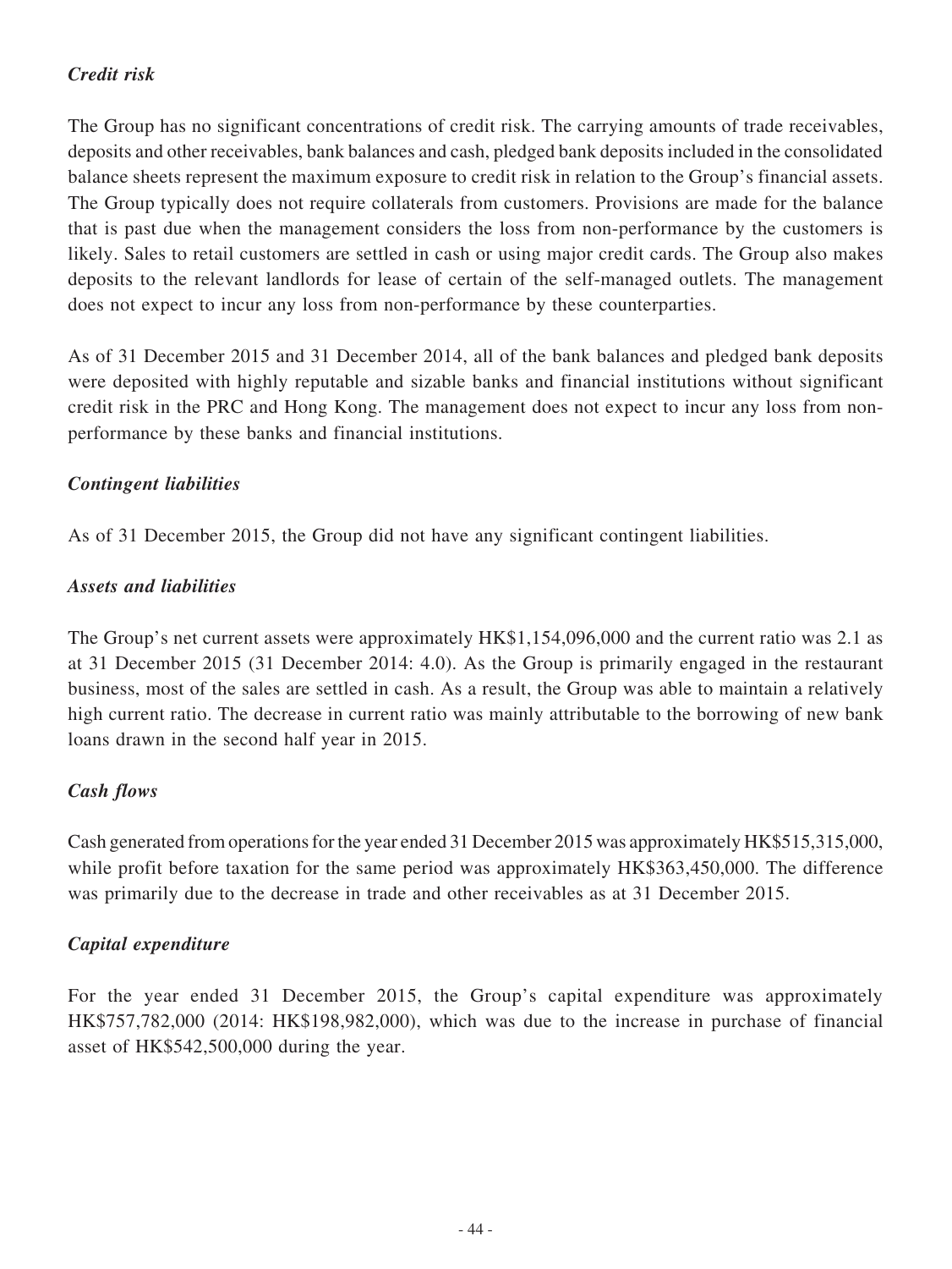### *Credit risk*

The Group has no significant concentrations of credit risk. The carrying amounts of trade receivables, deposits and other receivables, bank balances and cash, pledged bank deposits included in the consolidated balance sheets represent the maximum exposure to credit risk in relation to the Group's financial assets. The Group typically does not require collaterals from customers. Provisions are made for the balance that is past due when the management considers the loss from non-performance by the customers is likely. Sales to retail customers are settled in cash or using major credit cards. The Group also makes deposits to the relevant landlords for lease of certain of the self-managed outlets. The management does not expect to incur any loss from non-performance by these counterparties.

As of 31 December 2015 and 31 December 2014, all of the bank balances and pledged bank deposits were deposited with highly reputable and sizable banks and financial institutions without significant credit risk in the PRC and Hong Kong. The management does not expect to incur any loss from non-performance by these banks and financial institutions.

### *Contingent liabilities*

As of 31 December 2015, the Group did not have any significant contingent liabilities.

### *Assets and liabilities*

The Group's net current assets were approximately HK$1,154,096,000 and the current ratio was 2.1 as at 31 December 2015 (31 December 2014: 4.0). As the Group is primarily engaged in the restaurant business, most of the sales are settled in cash. As a result, the Group was able to maintain a relatively high current ratio. The decrease in current ratio was mainly attributable to the borrowing of new bank loans drawn in the second half year in 2015.

### *Cash flows*

Cash generated from operations for the year ended 31 December 2015 was approximately HK$515,315,000, while profit before taxation for the same period was approximately HK$363,450,000. The difference was primarily due to the decrease in trade and other receivables as at 31 December 2015.

### *Capital expenditure*

For the year ended 31 December 2015, the Group's capital expenditure was approximately HK$757,782,000 (2014: HK$198,982,000), which was due to the increase in purchase of financial asset of HK$542,500,000 during the year.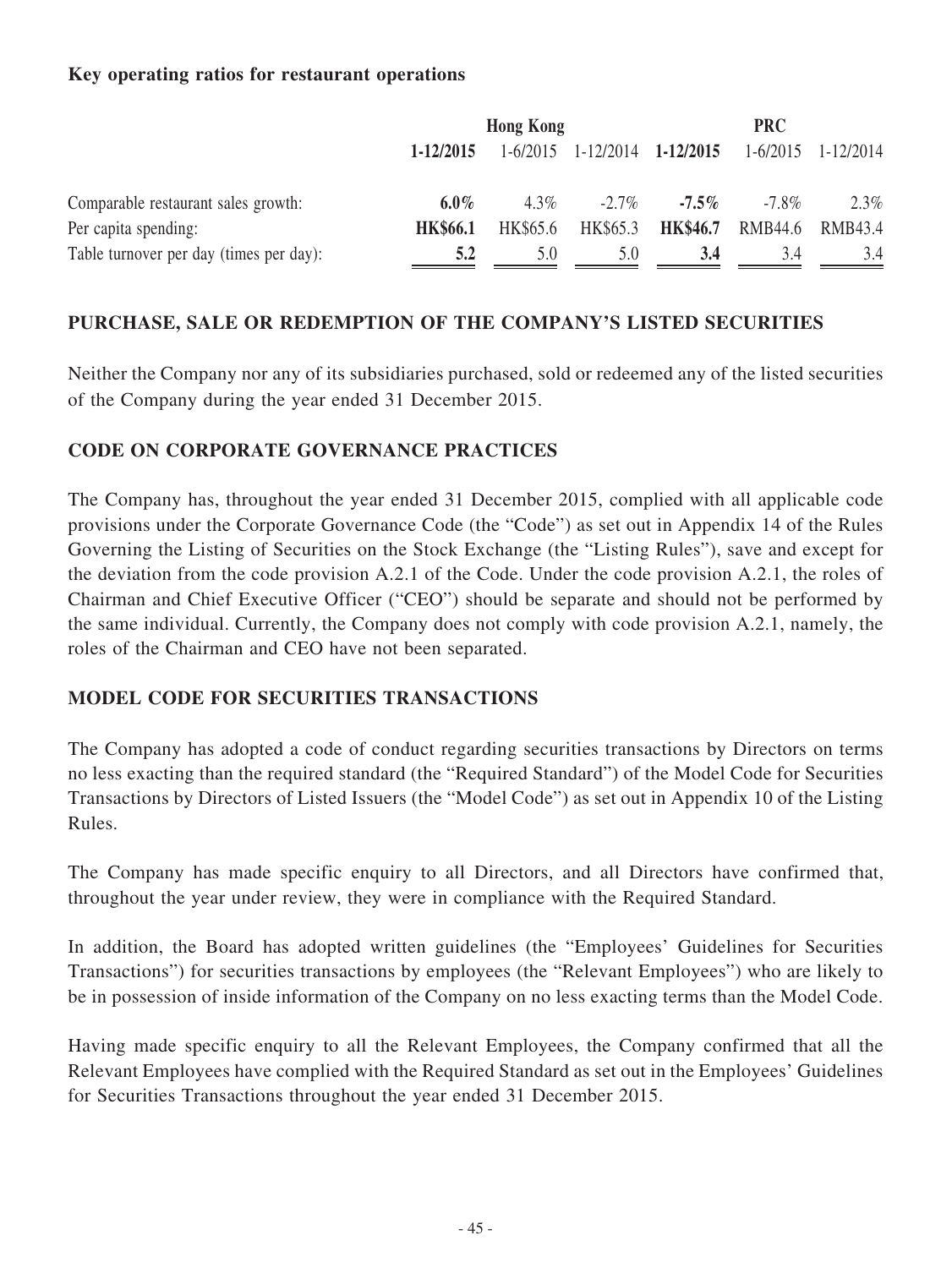**Key operating ratios for restaurant operations**

| | Hong Kong | | | PRC | | |
|---|---|---|---|---|---|---|
| | **1-12/2015** | 1-6/2015 | 1-12/2014 | **1-12/2015** | 1-6/2015 | 1-12/2014 |
| Comparable restaurant sales growth: | **6.0%** | 4.3% | -2.7% | **-7.5%** | -7.8% | 2.3% |
| Per capita spending: | **HK$66.1** | HK$65.6 | HK$65.3 | **HK$46.7** | RMB44.6 | RMB43.4 |
| Table turnover per day (times per day): | **5.2** | 5.0 | 5.0 | **3.4** | 3.4 | 3.4 |

## PURCHASE, SALE OR REDEMPTION OF THE COMPANY'S LISTED SECURITIES

Neither the Company nor any of its subsidiaries purchased, sold or redeemed any of the listed securities of the Company during the year ended 31 December 2015.

## CODE ON CORPORATE GOVERNANCE PRACTICES

The Company has, throughout the year ended 31 December 2015, complied with all applicable code provisions under the Corporate Governance Code (the "Code") as set out in Appendix 14 of the Rules Governing the Listing of Securities on the Stock Exchange (the "Listing Rules"), save and except for the deviation from the code provision A.2.1 of the Code. Under the code provision A.2.1, the roles of Chairman and Chief Executive Officer ("CEO") should be separate and should not be performed by the same individual. Currently, the Company does not comply with code provision A.2.1, namely, the roles of the Chairman and CEO have not been separated.

## MODEL CODE FOR SECURITIES TRANSACTIONS

The Company has adopted a code of conduct regarding securities transactions by Directors on terms no less exacting than the required standard (the "Required Standard") of the Model Code for Securities Transactions by Directors of Listed Issuers (the "Model Code") as set out in Appendix 10 of the Listing Rules.

The Company has made specific enquiry to all Directors, and all Directors have confirmed that, throughout the year under review, they were in compliance with the Required Standard.

In addition, the Board has adopted written guidelines (the "Employees' Guidelines for Securities Transactions") for securities transactions by employees (the "Relevant Employees") who are likely to be in possession of inside information of the Company on no less exacting terms than the Model Code.

Having made specific enquiry to all the Relevant Employees, the Company confirmed that all the Relevant Employees have complied with the Required Standard as set out in the Employees' Guidelines for Securities Transactions throughout the year ended 31 December 2015.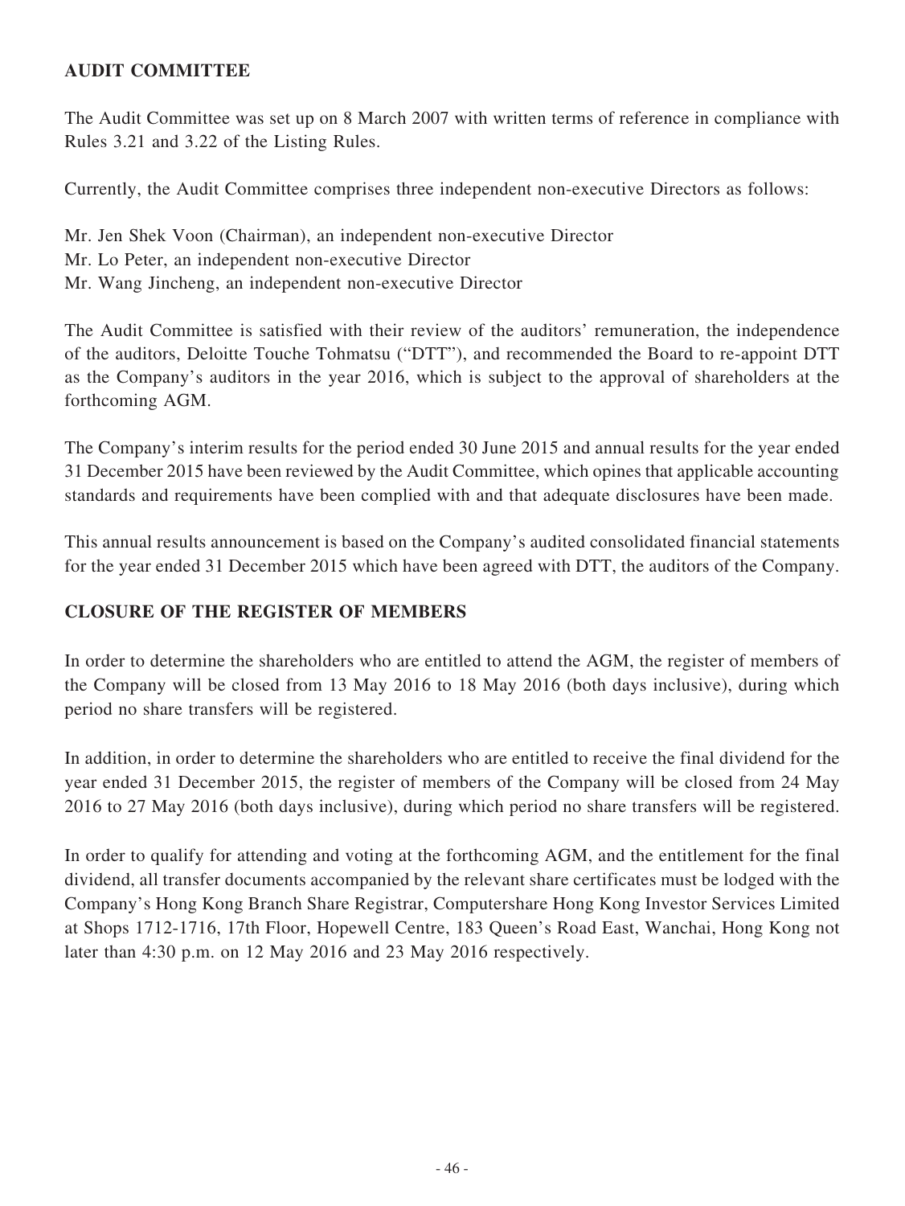## AUDIT COMMITTEE

The Audit Committee was set up on 8 March 2007 with written terms of reference in compliance with Rules 3.21 and 3.22 of the Listing Rules.

Currently, the Audit Committee comprises three independent non-executive Directors as follows:

Mr. Jen Shek Voon (Chairman), an independent non-executive Director
Mr. Lo Peter, an independent non-executive Director
Mr. Wang Jincheng, an independent non-executive Director

The Audit Committee is satisfied with their review of the auditors' remuneration, the independence of the auditors, Deloitte Touche Tohmatsu ("DTT"), and recommended the Board to re-appoint DTT as the Company's auditors in the year 2016, which is subject to the approval of shareholders at the forthcoming AGM.

The Company's interim results for the period ended 30 June 2015 and annual results for the year ended 31 December 2015 have been reviewed by the Audit Committee, which opines that applicable accounting standards and requirements have been complied with and that adequate disclosures have been made.

This annual results announcement is based on the Company's audited consolidated financial statements for the year ended 31 December 2015 which have been agreed with DTT, the auditors of the Company.

## CLOSURE OF THE REGISTER OF MEMBERS

In order to determine the shareholders who are entitled to attend the AGM, the register of members of the Company will be closed from 13 May 2016 to 18 May 2016 (both days inclusive), during which period no share transfers will be registered.

In addition, in order to determine the shareholders who are entitled to receive the final dividend for the year ended 31 December 2015, the register of members of the Company will be closed from 24 May 2016 to 27 May 2016 (both days inclusive), during which period no share transfers will be registered.

In order to qualify for attending and voting at the forthcoming AGM, and the entitlement for the final dividend, all transfer documents accompanied by the relevant share certificates must be lodged with the Company's Hong Kong Branch Share Registrar, Computershare Hong Kong Investor Services Limited at Shops 1712-1716, 17th Floor, Hopewell Centre, 183 Queen's Road East, Wanchai, Hong Kong not later than 4:30 p.m. on 12 May 2016 and 23 May 2016 respectively.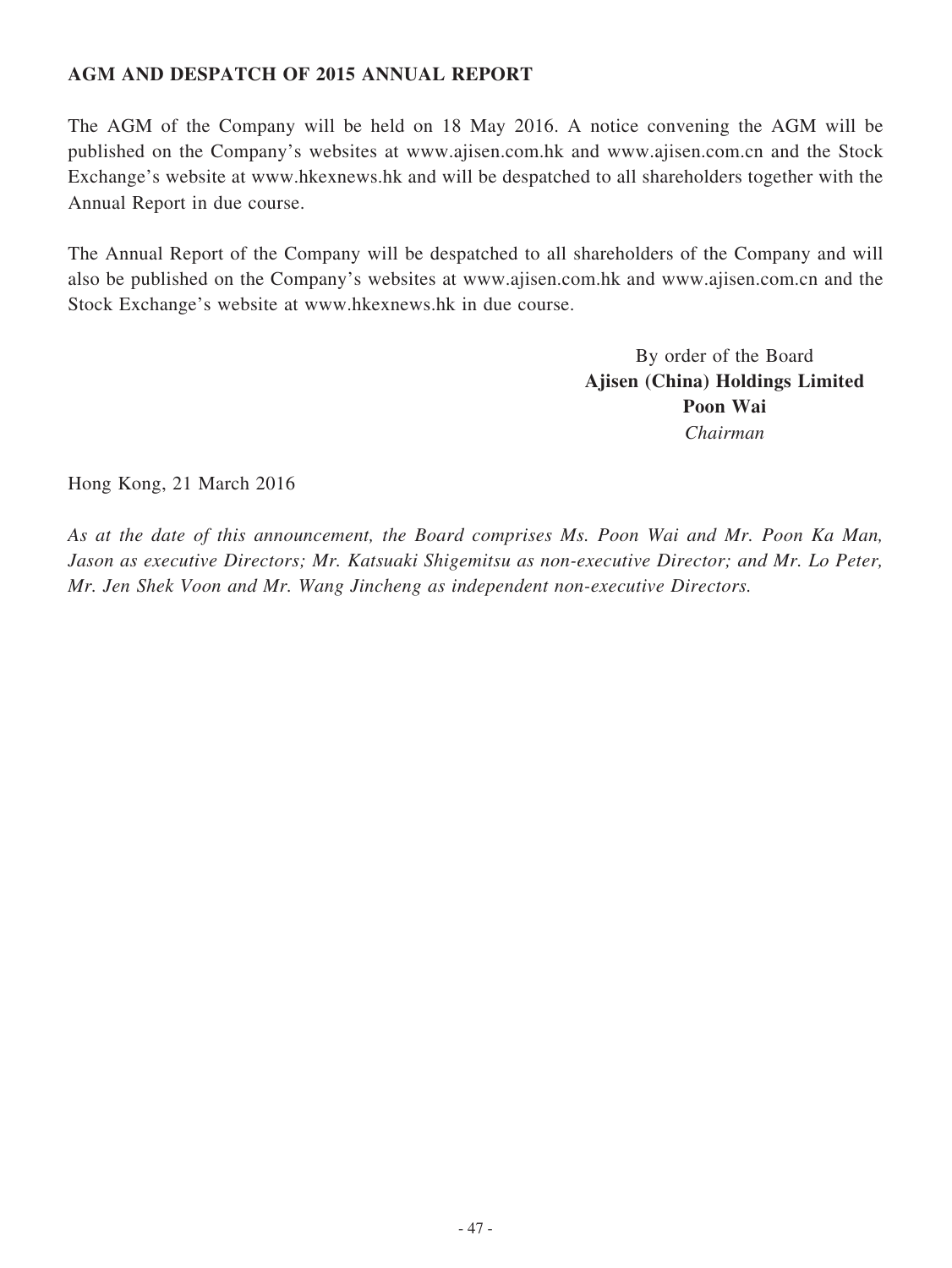## AGM AND DESPATCH OF 2015 ANNUAL REPORT

The AGM of the Company will be held on 18 May 2016. A notice convening the AGM will be published on the Company's websites at www.ajisen.com.hk and www.ajisen.com.cn and the Stock Exchange's website at www.hkexnews.hk and will be despatched to all shareholders together with the Annual Report in due course.

The Annual Report of the Company will be despatched to all shareholders of the Company and will also be published on the Company's websites at www.ajisen.com.hk and www.ajisen.com.cn and the Stock Exchange's website at www.hkexnews.hk in due course.

By order of the Board
**Ajisen (China) Holdings Limited**
**Poon Wai**
*Chairman*

Hong Kong, 21 March 2016

*As at the date of this announcement, the Board comprises Ms. Poon Wai and Mr. Poon Ka Man, Jason as executive Directors; Mr. Katsuaki Shigemitsu as non-executive Director; and Mr. Lo Peter, Mr. Jen Shek Voon and Mr. Wang Jincheng as independent non-executive Directors.*